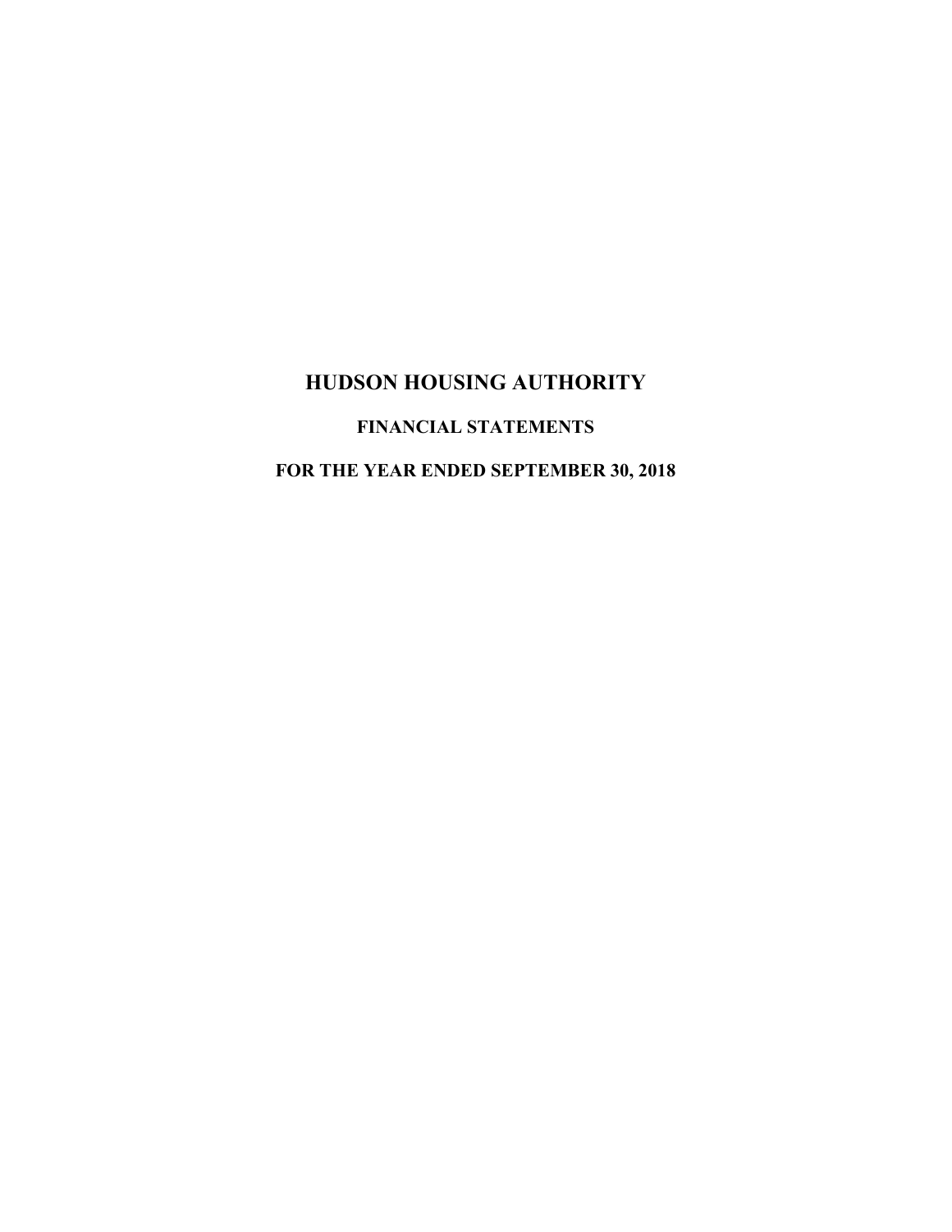# HUDSON HOUSING AUTHORITY

## FINANCIAL STATEMENTS

## FOR THE YEAR ENDED SEPTEMBER 30, 2018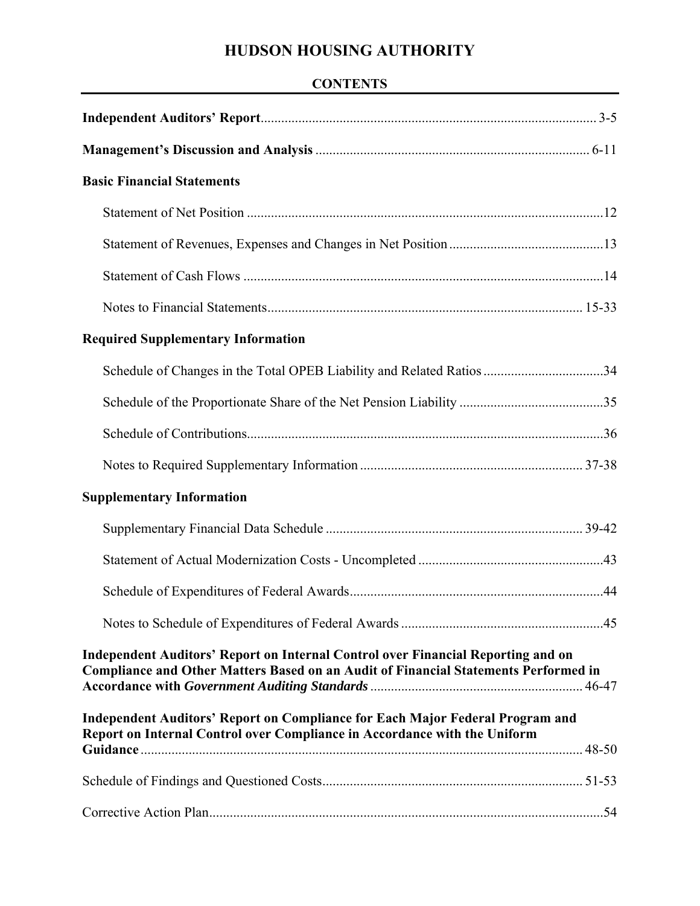# HUDSON HOUSING AUTHORITY

## CONTENTS

| | |
|---|---|
| **Independent Auditors' Report** | 3-5 |
| **Management's Discussion and Analysis** | 6-11 |
| **Basic Financial Statements** | |
| Statement of Net Position | 12 |
| Statement of Revenues, Expenses and Changes in Net Position | 13 |
| Statement of Cash Flows | 14 |
| Notes to Financial Statements | 15-33 |
| **Required Supplementary Information** | |
| Schedule of Changes in the Total OPEB Liability and Related Ratios | 34 |
| Schedule of the Proportionate Share of the Net Pension Liability | 35 |
| Schedule of Contributions | 36 |
| Notes to Required Supplementary Information | 37-38 |
| **Supplementary Information** | |
| Supplementary Financial Data Schedule | 39-42 |
| Statement of Actual Modernization Costs - Uncompleted | 43 |
| Schedule of Expenditures of Federal Awards | 44 |
| Notes to Schedule of Expenditures of Federal Awards | 45 |
| **Independent Auditors' Report on Internal Control over Financial Reporting and on Compliance and Other Matters Based on an Audit of Financial Statements Performed in Accordance with *Government Auditing Standards*** | 46-47 |
| **Independent Auditors' Report on Compliance for Each Major Federal Program and Report on Internal Control over Compliance in Accordance with the Uniform Guidance** | 48-50 |
| Schedule of Findings and Questioned Costs | 51-53 |
| Corrective Action Plan | 54 |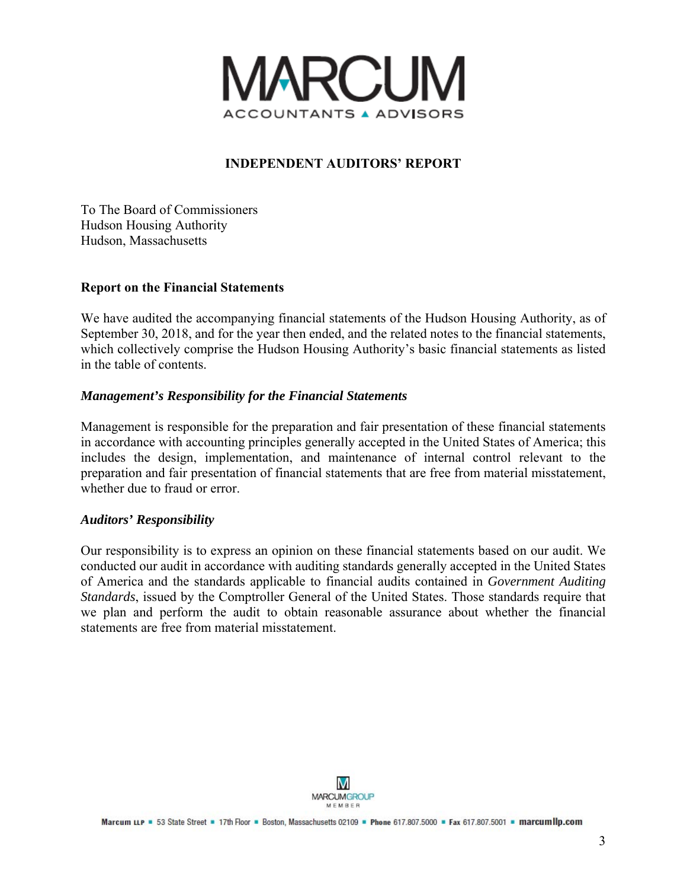# INDEPENDENT AUDITORS' REPORT

To The Board of Commissioners
Hudson Housing Authority
Hudson, Massachusetts

## Report on the Financial Statements

We have audited the accompanying financial statements of the Hudson Housing Authority, as of September 30, 2018, and for the year then ended, and the related notes to the financial statements, which collectively comprise the Hudson Housing Authority's basic financial statements as listed in the table of contents.

### *Management's Responsibility for the Financial Statements*

Management is responsible for the preparation and fair presentation of these financial statements in accordance with accounting principles generally accepted in the United States of America; this includes the design, implementation, and maintenance of internal control relevant to the preparation and fair presentation of financial statements that are free from material misstatement, whether due to fraud or error.

### *Auditors' Responsibility*

Our responsibility is to express an opinion on these financial statements based on our audit. We conducted our audit in accordance with auditing standards generally accepted in the United States of America and the standards applicable to financial audits contained in *Government Auditing Standards*, issued by the Comptroller General of the United States. Those standards require that we plan and perform the audit to obtain reasonable assurance about whether the financial statements are free from material misstatement.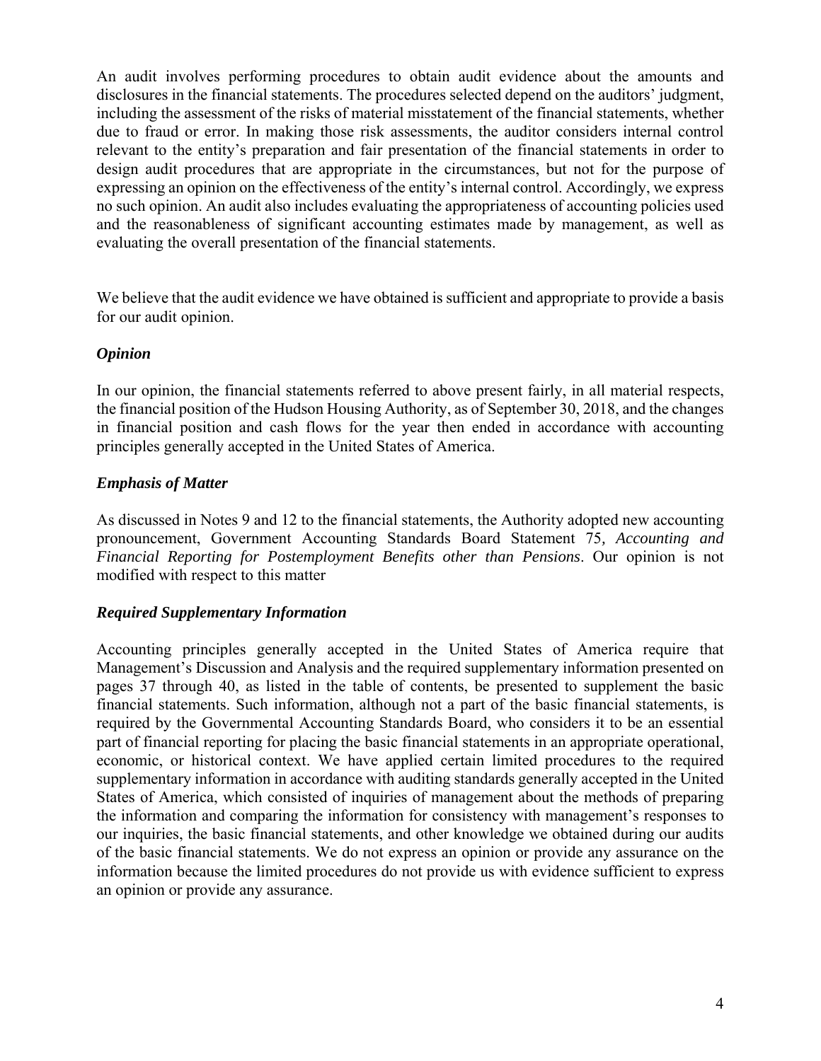An audit involves performing procedures to obtain audit evidence about the amounts and disclosures in the financial statements. The procedures selected depend on the auditors' judgment, including the assessment of the risks of material misstatement of the financial statements, whether due to fraud or error. In making those risk assessments, the auditor considers internal control relevant to the entity's preparation and fair presentation of the financial statements in order to design audit procedures that are appropriate in the circumstances, but not for the purpose of expressing an opinion on the effectiveness of the entity's internal control. Accordingly, we express no such opinion. An audit also includes evaluating the appropriateness of accounting policies used and the reasonableness of significant accounting estimates made by management, as well as evaluating the overall presentation of the financial statements.

We believe that the audit evidence we have obtained is sufficient and appropriate to provide a basis for our audit opinion.

### *Opinion*

In our opinion, the financial statements referred to above present fairly, in all material respects, the financial position of the Hudson Housing Authority, as of September 30, 2018, and the changes in financial position and cash flows for the year then ended in accordance with accounting principles generally accepted in the United States of America.

### *Emphasis of Matter*

As discussed in Notes 9 and 12 to the financial statements, the Authority adopted new accounting pronouncement, Government Accounting Standards Board Statement 75, *Accounting and Financial Reporting for Postemployment Benefits other than Pensions*. Our opinion is not modified with respect to this matter

### *Required Supplementary Information*

Accounting principles generally accepted in the United States of America require that Management's Discussion and Analysis and the required supplementary information presented on pages 37 through 40, as listed in the table of contents, be presented to supplement the basic financial statements. Such information, although not a part of the basic financial statements, is required by the Governmental Accounting Standards Board, who considers it to be an essential part of financial reporting for placing the basic financial statements in an appropriate operational, economic, or historical context. We have applied certain limited procedures to the required supplementary information in accordance with auditing standards generally accepted in the United States of America, which consisted of inquiries of management about the methods of preparing the information and comparing the information for consistency with management's responses to our inquiries, the basic financial statements, and other knowledge we obtained during our audits of the basic financial statements. We do not express an opinion or provide any assurance on the information because the limited procedures do not provide us with evidence sufficient to express an opinion or provide any assurance.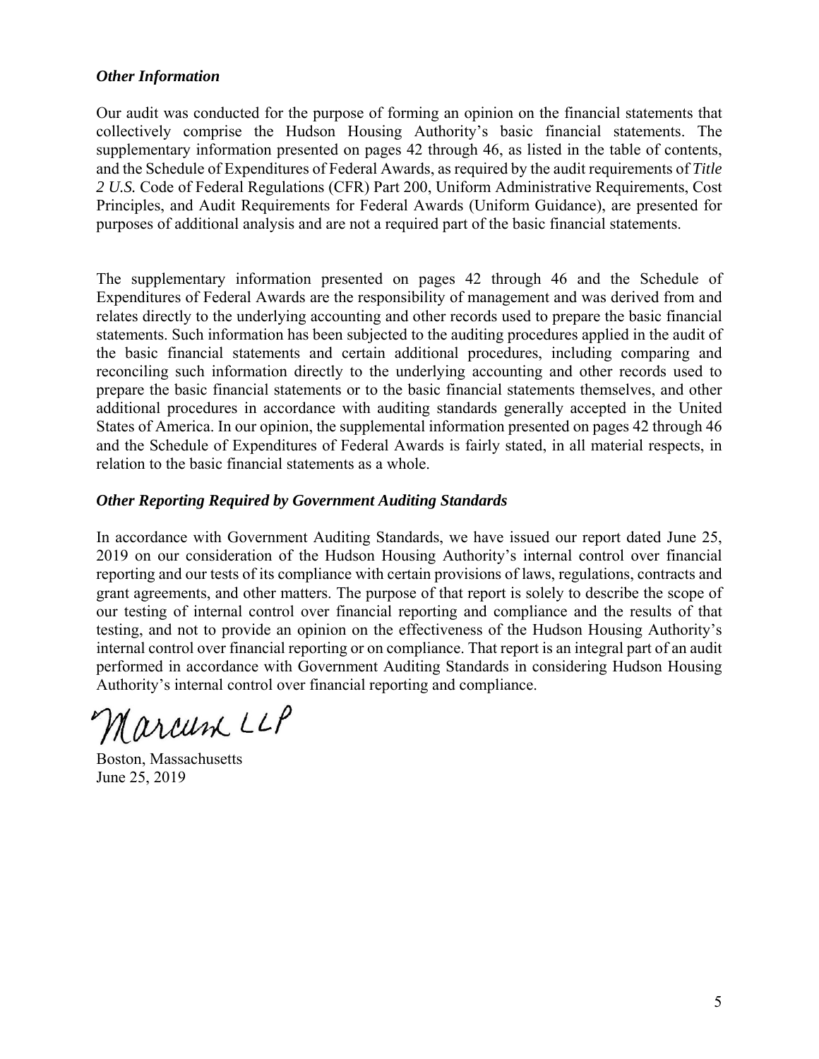### *Other Information*

Our audit was conducted for the purpose of forming an opinion on the financial statements that collectively comprise the Hudson Housing Authority's basic financial statements. The supplementary information presented on pages 42 through 46, as listed in the table of contents, and the Schedule of Expenditures of Federal Awards, as required by the audit requirements of *Title 2 U.S.* Code of Federal Regulations (CFR) Part 200, Uniform Administrative Requirements, Cost Principles, and Audit Requirements for Federal Awards (Uniform Guidance), are presented for purposes of additional analysis and are not a required part of the basic financial statements.

The supplementary information presented on pages 42 through 46 and the Schedule of Expenditures of Federal Awards are the responsibility of management and was derived from and relates directly to the underlying accounting and other records used to prepare the basic financial statements. Such information has been subjected to the auditing procedures applied in the audit of the basic financial statements and certain additional procedures, including comparing and reconciling such information directly to the underlying accounting and other records used to prepare the basic financial statements or to the basic financial statements themselves, and other additional procedures in accordance with auditing standards generally accepted in the United States of America. In our opinion, the supplemental information presented on pages 42 through 46 and the Schedule of Expenditures of Federal Awards is fairly stated, in all material respects, in relation to the basic financial statements as a whole.

### *Other Reporting Required by Government Auditing Standards*

In accordance with Government Auditing Standards, we have issued our report dated June 25, 2019 on our consideration of the Hudson Housing Authority's internal control over financial reporting and our tests of its compliance with certain provisions of laws, regulations, contracts and grant agreements, and other matters. The purpose of that report is solely to describe the scope of our testing of internal control over financial reporting and compliance and the results of that testing, and not to provide an opinion on the effectiveness of the Hudson Housing Authority's internal control over financial reporting or on compliance. That report is an integral part of an audit performed in accordance with Government Auditing Standards in considering Hudson Housing Authority's internal control over financial reporting and compliance.

Marcum LLP

Boston, Massachusetts
June 25, 2019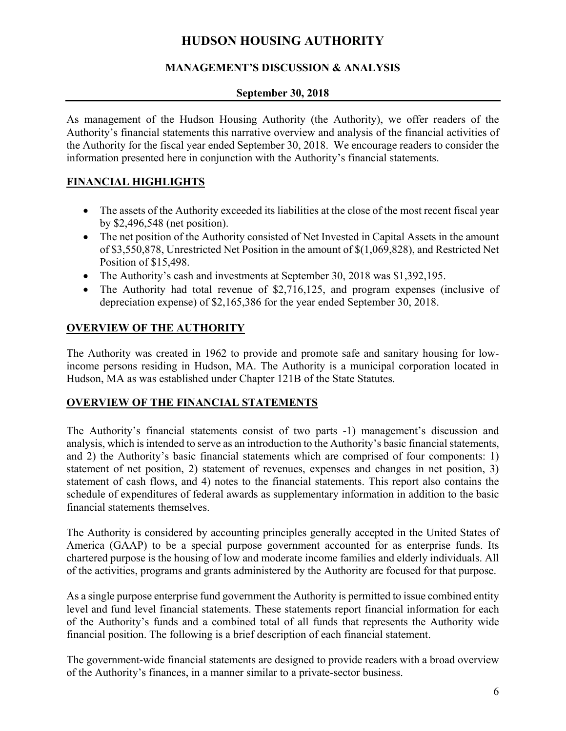# HUDSON HOUSING AUTHORITY

## MANAGEMENT'S DISCUSSION & ANALYSIS

### September 30, 2018

As management of the Hudson Housing Authority (the Authority), we offer readers of the Authority's financial statements this narrative overview and analysis of the financial activities of the Authority for the fiscal year ended September 30, 2018. We encourage readers to consider the information presented here in conjunction with the Authority's financial statements.

## FINANCIAL HIGHLIGHTS

- The assets of the Authority exceeded its liabilities at the close of the most recent fiscal year by $2,496,548 (net position).
- The net position of the Authority consisted of Net Invested in Capital Assets in the amount of $3,550,878, Unrestricted Net Position in the amount of $(1,069,828), and Restricted Net Position of $15,498.
- The Authority's cash and investments at September 30, 2018 was $1,392,195.
- The Authority had total revenue of $2,716,125, and program expenses (inclusive of depreciation expense) of $2,165,386 for the year ended September 30, 2018.

## OVERVIEW OF THE AUTHORITY

The Authority was created in 1962 to provide and promote safe and sanitary housing for low-income persons residing in Hudson, MA. The Authority is a municipal corporation located in Hudson, MA as was established under Chapter 121B of the State Statutes.

## OVERVIEW OF THE FINANCIAL STATEMENTS

The Authority's financial statements consist of two parts -1) management's discussion and analysis, which is intended to serve as an introduction to the Authority's basic financial statements, and 2) the Authority's basic financial statements which are comprised of four components: 1) statement of net position, 2) statement of revenues, expenses and changes in net position, 3) statement of cash flows, and 4) notes to the financial statements. This report also contains the schedule of expenditures of federal awards as supplementary information in addition to the basic financial statements themselves.

The Authority is considered by accounting principles generally accepted in the United States of America (GAAP) to be a special purpose government accounted for as enterprise funds. Its chartered purpose is the housing of low and moderate income families and elderly individuals. All of the activities, programs and grants administered by the Authority are focused for that purpose.

As a single purpose enterprise fund government the Authority is permitted to issue combined entity level and fund level financial statements. These statements report financial information for each of the Authority's funds and a combined total of all funds that represents the Authority wide financial position. The following is a brief description of each financial statement.

The government-wide financial statements are designed to provide readers with a broad overview of the Authority's finances, in a manner similar to a private-sector business.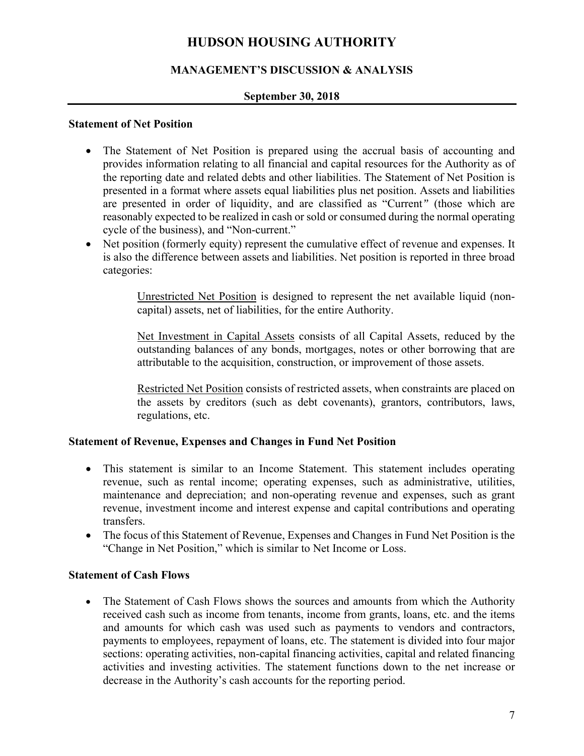### Statement of Net Position

- The Statement of Net Position is prepared using the accrual basis of accounting and provides information relating to all financial and capital resources for the Authority as of the reporting date and related debts and other liabilities. The Statement of Net Position is presented in a format where assets equal liabilities plus net position. Assets and liabilities are presented in order of liquidity, and are classified as "Current" (those which are reasonably expected to be realized in cash or sold or consumed during the normal operating cycle of the business), and "Non-current."
- Net position (formerly equity) represent the cumulative effect of revenue and expenses. It is also the difference between assets and liabilities. Net position is reported in three broad categories:

  Unrestricted Net Position is designed to represent the net available liquid (non-capital) assets, net of liabilities, for the entire Authority.

  Net Investment in Capital Assets consists of all Capital Assets, reduced by the outstanding balances of any bonds, mortgages, notes or other borrowing that are attributable to the acquisition, construction, or improvement of those assets.

  Restricted Net Position consists of restricted assets, when constraints are placed on the assets by creditors (such as debt covenants), grantors, contributors, laws, regulations, etc.

### Statement of Revenue, Expenses and Changes in Fund Net Position

- This statement is similar to an Income Statement. This statement includes operating revenue, such as rental income; operating expenses, such as administrative, utilities, maintenance and depreciation; and non-operating revenue and expenses, such as grant revenue, investment income and interest expense and capital contributions and operating transfers.
- The focus of this Statement of Revenue, Expenses and Changes in Fund Net Position is the "Change in Net Position," which is similar to Net Income or Loss.

### Statement of Cash Flows

- The Statement of Cash Flows shows the sources and amounts from which the Authority received cash such as income from tenants, income from grants, loans, etc. and the items and amounts for which cash was used such as payments to vendors and contractors, payments to employees, repayment of loans, etc. The statement is divided into four major sections: operating activities, non-capital financing activities, capital and related financing activities and investing activities. The statement functions down to the net increase or decrease in the Authority's cash accounts for the reporting period.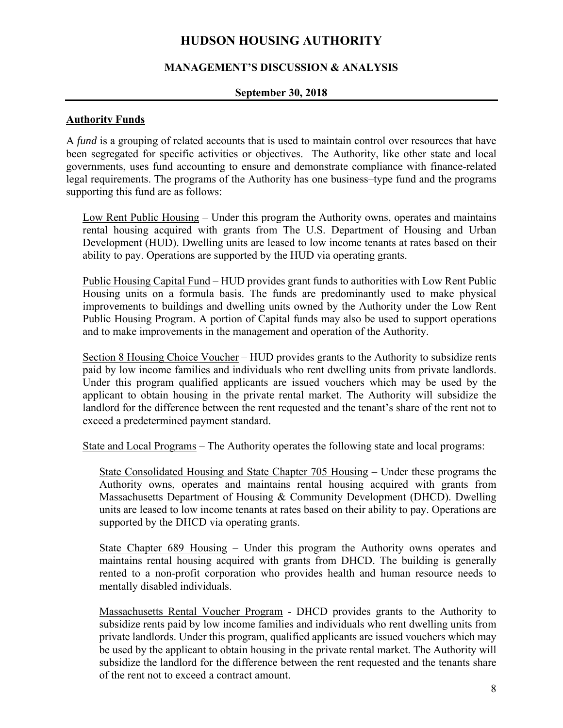## Authority Funds

A *fund* is a grouping of related accounts that is used to maintain control over resources that have been segregated for specific activities or objectives. The Authority, like other state and local governments, uses fund accounting to ensure and demonstrate compliance with finance-related legal requirements. The programs of the Authority has one business–type fund and the programs supporting this fund are as follows:

Low Rent Public Housing – Under this program the Authority owns, operates and maintains rental housing acquired with grants from The U.S. Department of Housing and Urban Development (HUD). Dwelling units are leased to low income tenants at rates based on their ability to pay. Operations are supported by the HUD via operating grants.

Public Housing Capital Fund – HUD provides grant funds to authorities with Low Rent Public Housing units on a formula basis. The funds are predominantly used to make physical improvements to buildings and dwelling units owned by the Authority under the Low Rent Public Housing Program. A portion of Capital funds may also be used to support operations and to make improvements in the management and operation of the Authority.

Section 8 Housing Choice Voucher – HUD provides grants to the Authority to subsidize rents paid by low income families and individuals who rent dwelling units from private landlords. Under this program qualified applicants are issued vouchers which may be used by the applicant to obtain housing in the private rental market. The Authority will subsidize the landlord for the difference between the rent requested and the tenant's share of the rent not to exceed a predetermined payment standard.

State and Local Programs – The Authority operates the following state and local programs:

State Consolidated Housing and State Chapter 705 Housing – Under these programs the Authority owns, operates and maintains rental housing acquired with grants from Massachusetts Department of Housing & Community Development (DHCD). Dwelling units are leased to low income tenants at rates based on their ability to pay. Operations are supported by the DHCD via operating grants.

State Chapter 689 Housing – Under this program the Authority owns operates and maintains rental housing acquired with grants from DHCD. The building is generally rented to a non-profit corporation who provides health and human resource needs to mentally disabled individuals.

Massachusetts Rental Voucher Program - DHCD provides grants to the Authority to subsidize rents paid by low income families and individuals who rent dwelling units from private landlords. Under this program, qualified applicants are issued vouchers which may be used by the applicant to obtain housing in the private rental market. The Authority will subsidize the landlord for the difference between the rent requested and the tenants share of the rent not to exceed a contract amount.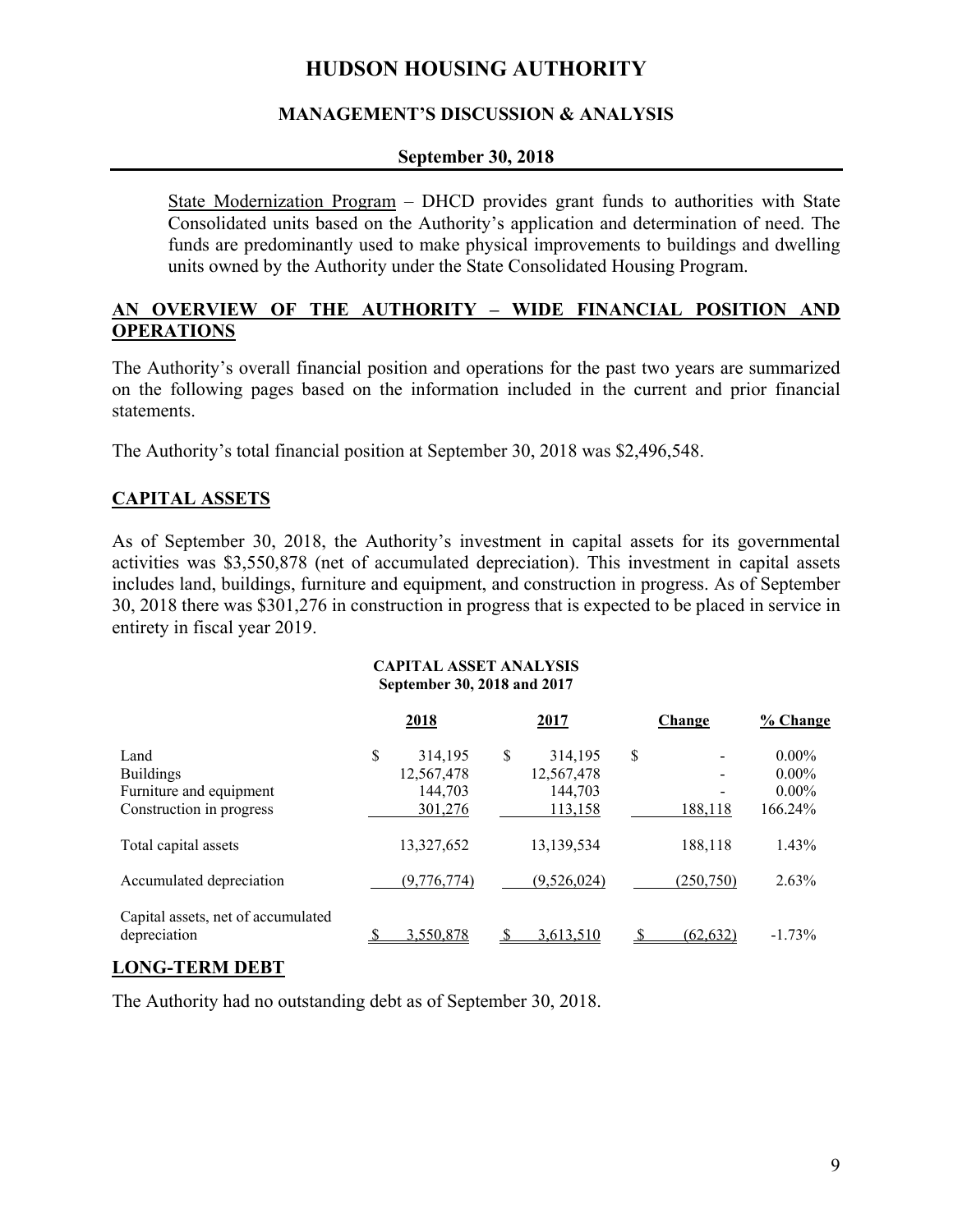State Modernization Program – DHCD provides grant funds to authorities with State Consolidated units based on the Authority's application and determination of need. The funds are predominantly used to make physical improvements to buildings and dwelling units owned by the Authority under the State Consolidated Housing Program.

## AN OVERVIEW OF THE AUTHORITY – WIDE FINANCIAL POSITION AND OPERATIONS

The Authority's overall financial position and operations for the past two years are summarized on the following pages based on the information included in the current and prior financial statements.

The Authority's total financial position at September 30, 2018 was $2,496,548.

## CAPITAL ASSETS

As of September 30, 2018, the Authority's investment in capital assets for its governmental activities was $3,550,878 (net of accumulated depreciation). This investment in capital assets includes land, buildings, furniture and equipment, and construction in progress. As of September 30, 2018 there was $301,276 in construction in progress that is expected to be placed in service in entirety in fiscal year 2019.

**CAPITAL ASSET ANALYSIS**
**September 30, 2018 and 2017**

| | 2018 | 2017 | Change | % Change |
|---|---|---|---|---|
| Land | $ 314,195 | $ 314,195 | $ - | 0.00% |
| Buildings | 12,567,478 | 12,567,478 | - | 0.00% |
| Furniture and equipment | 144,703 | 144,703 | - | 0.00% |
| Construction in progress | 301,276 | 113,158 | 188,118 | 166.24% |
| Total capital assets | 13,327,652 | 13,139,534 | 188,118 | 1.43% |
| Accumulated depreciation | (9,776,774) | (9,526,024) | (250,750) | 2.63% |
| Capital assets, net of accumulated depreciation | $ 3,550,878 | $ 3,613,510 | $ (62,632) | -1.73% |

## LONG-TERM DEBT

The Authority had no outstanding debt as of September 30, 2018.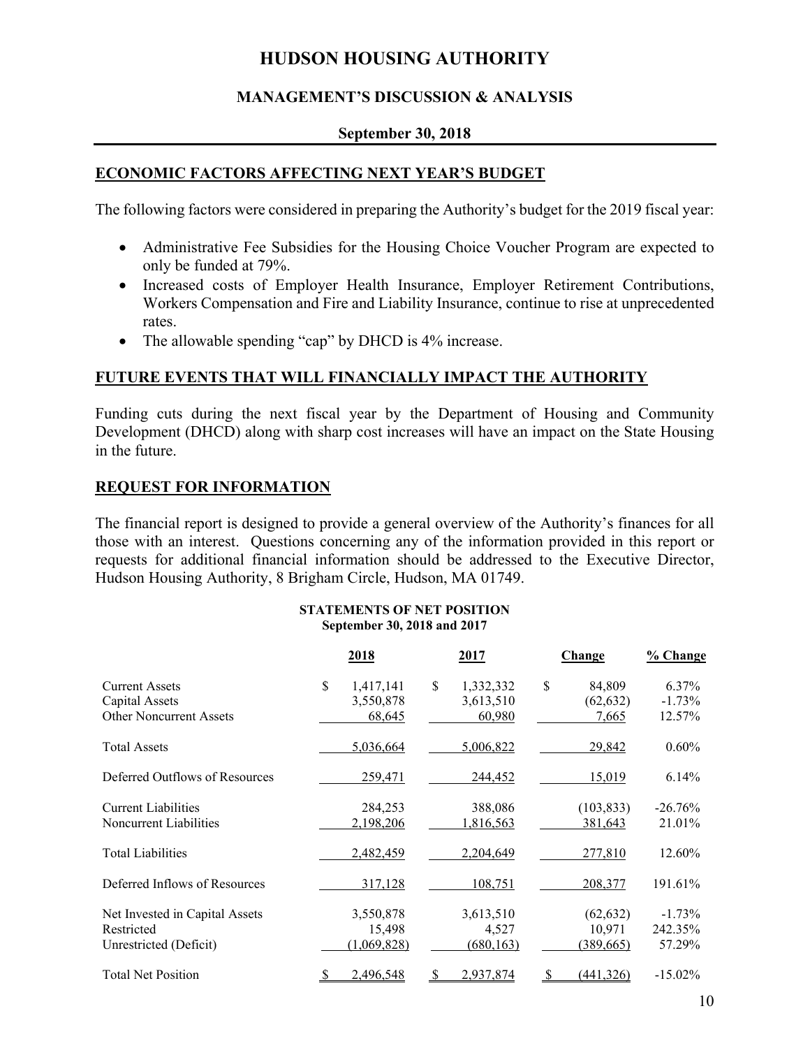# HUDSON HOUSING AUTHORITY

## MANAGEMENT'S DISCUSSION & ANALYSIS

**September 30, 2018**

## ECONOMIC FACTORS AFFECTING NEXT YEAR'S BUDGET

The following factors were considered in preparing the Authority's budget for the 2019 fiscal year:

- Administrative Fee Subsidies for the Housing Choice Voucher Program are expected to only be funded at 79%.
- Increased costs of Employer Health Insurance, Employer Retirement Contributions, Workers Compensation and Fire and Liability Insurance, continue to rise at unprecedented rates.
- The allowable spending "cap" by DHCD is 4% increase.

## FUTURE EVENTS THAT WILL FINANCIALLY IMPACT THE AUTHORITY

Funding cuts during the next fiscal year by the Department of Housing and Community Development (DHCD) along with sharp cost increases will have an impact on the State Housing in the future.

## REQUEST FOR INFORMATION

The financial report is designed to provide a general overview of the Authority's finances for all those with an interest. Questions concerning any of the information provided in this report or requests for additional financial information should be addressed to the Executive Director, Hudson Housing Authority, 8 Brigham Circle, Hudson, MA 01749.

**STATEMENTS OF NET POSITION**
**September 30, 2018 and 2017**

| | 2018 | 2017 | Change | % Change |
|---|---|---|---|---|
| Current Assets | $ 1,417,141 | $ 1,332,332 | $ 84,809 | 6.37% |
| Capital Assets | 3,550,878 | 3,613,510 | (62,632) | -1.73% |
| Other Noncurrent Assets | 68,645 | 60,980 | 7,665 | 12.57% |
| Total Assets | 5,036,664 | 5,006,822 | 29,842 | 0.60% |
| Deferred Outflows of Resources | 259,471 | 244,452 | 15,019 | 6.14% |
| Current Liabilities | 284,253 | 388,086 | (103,833) | -26.76% |
| Noncurrent Liabilities | 2,198,206 | 1,816,563 | 381,643 | 21.01% |
| Total Liabilities | 2,482,459 | 2,204,649 | 277,810 | 12.60% |
| Deferred Inflows of Resources | 317,128 | 108,751 | 208,377 | 191.61% |
| Net Invested in Capital Assets | 3,550,878 | 3,613,510 | (62,632) | -1.73% |
| Restricted | 15,498 | 4,527 | 10,971 | 242.35% |
| Unrestricted (Deficit) | (1,069,828) | (680,163) | (389,665) | 57.29% |
| Total Net Position | $ 2,496,548 | $ 2,937,874 | $ (441,326) | -15.02% |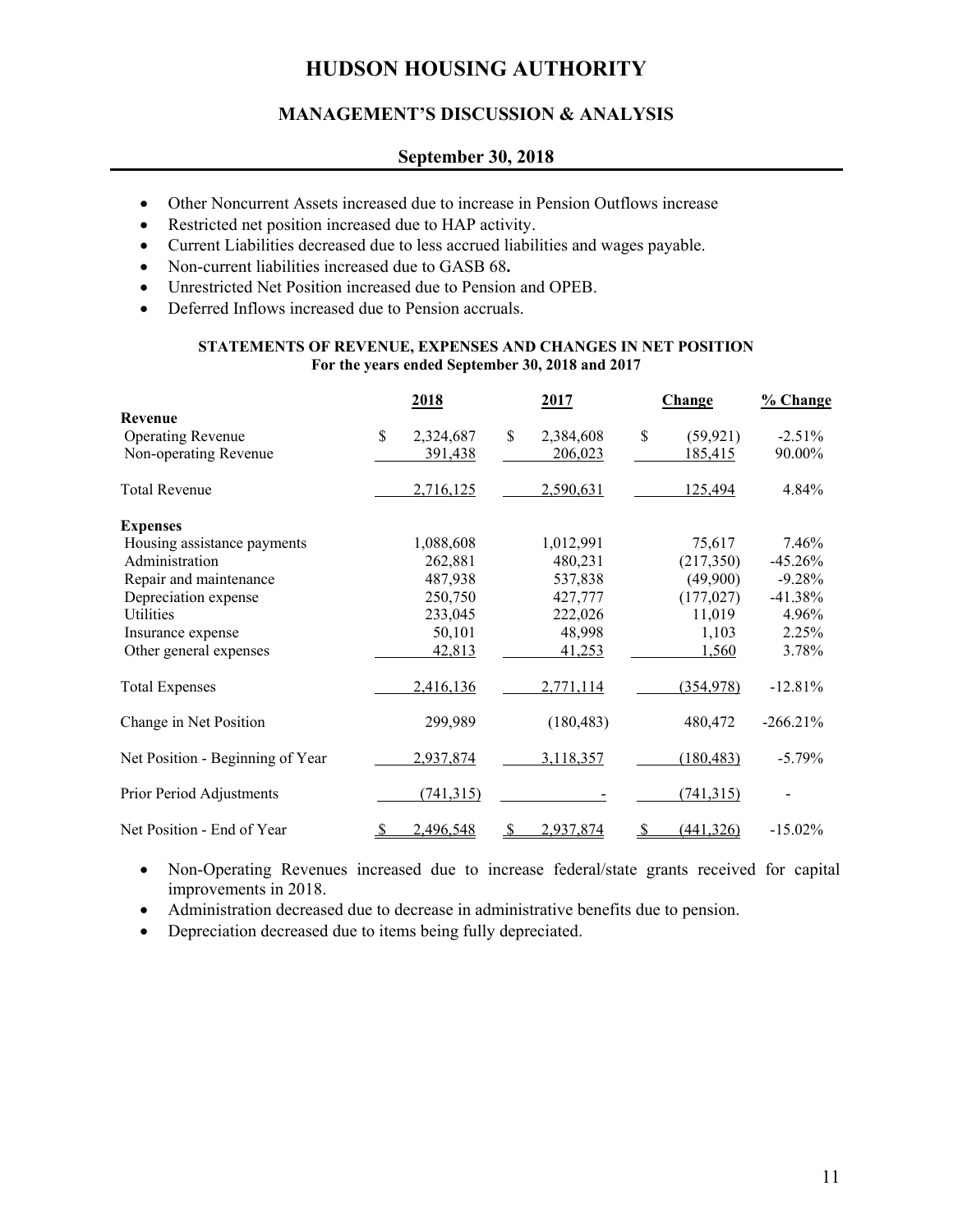# HUDSON HOUSING AUTHORITY

## MANAGEMENT'S DISCUSSION & ANALYSIS

### September 30, 2018

- Other Noncurrent Assets increased due to increase in Pension Outflows increase
- Restricted net position increased due to HAP activity.
- Current Liabilities decreased due to less accrued liabilities and wages payable.
- Non-current liabilities increased due to GASB 68**.**
- Unrestricted Net Position increased due to Pension and OPEB.
- Deferred Inflows increased due to Pension accruals.

**STATEMENTS OF REVENUE, EXPENSES AND CHANGES IN NET POSITION**
**For the years ended September 30, 2018 and 2017**

| | 2018 | 2017 | Change | % Change |
|---|---|---|---|---|
| **Revenue** | | | | |
| Operating Revenue | $ 2,324,687 | $ 2,384,608 | $ (59,921) | -2.51% |
| Non-operating Revenue | 391,438 | 206,023 | 185,415 | 90.00% |
| Total Revenue | 2,716,125 | 2,590,631 | 125,494 | 4.84% |
| **Expenses** | | | | |
| Housing assistance payments | 1,088,608 | 1,012,991 | 75,617 | 7.46% |
| Administration | 262,881 | 480,231 | (217,350) | -45.26% |
| Repair and maintenance | 487,938 | 537,838 | (49,900) | -9.28% |
| Depreciation expense | 250,750 | 427,777 | (177,027) | -41.38% |
| Utilities | 233,045 | 222,026 | 11,019 | 4.96% |
| Insurance expense | 50,101 | 48,998 | 1,103 | 2.25% |
| Other general expenses | 42,813 | 41,253 | 1,560 | 3.78% |
| Total Expenses | 2,416,136 | 2,771,114 | (354,978) | -12.81% |
| Change in Net Position | 299,989 | (180,483) | 480,472 | -266.21% |
| Net Position - Beginning of Year | 2,937,874 | 3,118,357 | (180,483) | -5.79% |
| Prior Period Adjustments | (741,315) | - | (741,315) | - |
| Net Position - End of Year | $ 2,496,548 | $ 2,937,874 | $ (441,326) | -15.02% |

- Non-Operating Revenues increased due to increase federal/state grants received for capital improvements in 2018.
- Administration decreased due to decrease in administrative benefits due to pension.
- Depreciation decreased due to items being fully depreciated.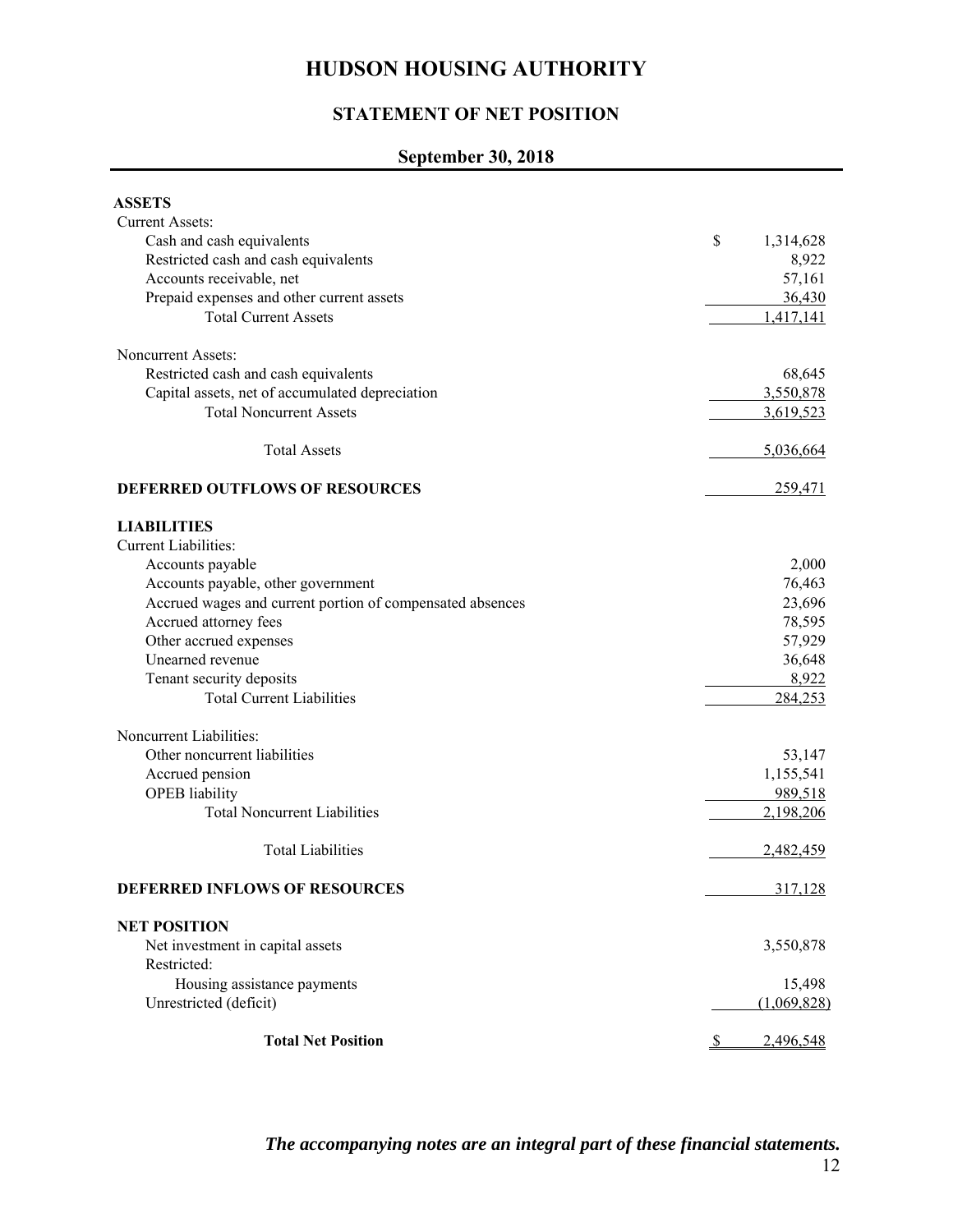# HUDSON HOUSING AUTHORITY

## STATEMENT OF NET POSITION

### September 30, 2018

| | |
|---|---:|
| **ASSETS** | |
| Current Assets: | |
| Cash and cash equivalents | $ 1,314,628 |
| Restricted cash and cash equivalents | 8,922 |
| Accounts receivable, net | 57,161 |
| Prepaid expenses and other current assets | 36,430 |
| Total Current Assets | 1,417,141 |
| Noncurrent Assets: | |
| Restricted cash and cash equivalents | 68,645 |
| Capital assets, net of accumulated depreciation | 3,550,878 |
| Total Noncurrent Assets | 3,619,523 |
| Total Assets | 5,036,664 |
| **DEFERRED OUTFLOWS OF RESOURCES** | 259,471 |
| **LIABILITIES** | |
| Current Liabilities: | |
| Accounts payable | 2,000 |
| Accounts payable, other government | 76,463 |
| Accrued wages and current portion of compensated absences | 23,696 |
| Accrued attorney fees | 78,595 |
| Other accrued expenses | 57,929 |
| Unearned revenue | 36,648 |
| Tenant security deposits | 8,922 |
| Total Current Liabilities | 284,253 |
| Noncurrent Liabilities: | |
| Other noncurrent liabilities | 53,147 |
| Accrued pension | 1,155,541 |
| OPEB liability | 989,518 |
| Total Noncurrent Liabilities | 2,198,206 |
| Total Liabilities | 2,482,459 |
| **DEFERRED INFLOWS OF RESOURCES** | 317,128 |
| **NET POSITION** | |
| Net investment in capital assets | 3,550,878 |
| Restricted: | |
| Housing assistance payments | 15,498 |
| Unrestricted (deficit) | (1,069,828) |
| **Total Net Position** | $ 2,496,548 |

***The accompanying notes are an integral part of these financial statements.***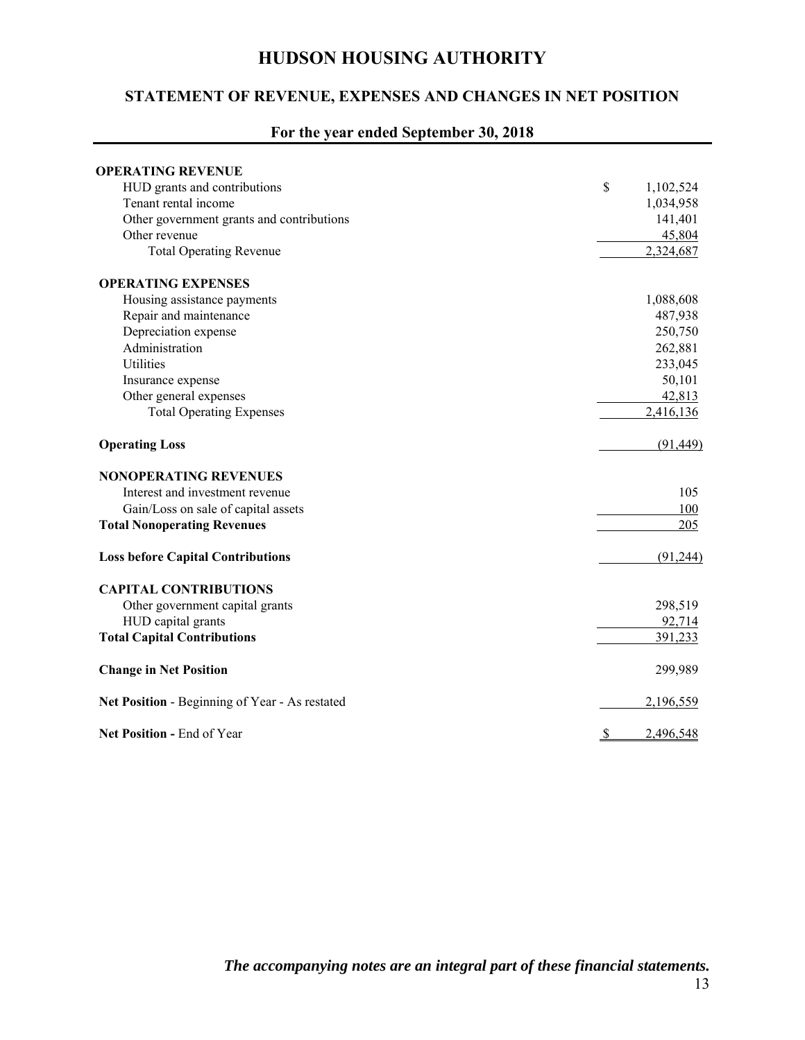# HUDSON HOUSING AUTHORITY

## STATEMENT OF REVENUE, EXPENSES AND CHANGES IN NET POSITION

### For the year ended September 30, 2018

| | |
|---|---|
| **OPERATING REVENUE** | |
| HUD grants and contributions | $ 1,102,524 |
| Tenant rental income | 1,034,958 |
| Other government grants and contributions | 141,401 |
| Other revenue | 45,804 |
| Total Operating Revenue | 2,324,687 |
| **OPERATING EXPENSES** | |
| Housing assistance payments | 1,088,608 |
| Repair and maintenance | 487,938 |
| Depreciation expense | 250,750 |
| Administration | 262,881 |
| Utilities | 233,045 |
| Insurance expense | 50,101 |
| Other general expenses | 42,813 |
| Total Operating Expenses | 2,416,136 |
| **Operating Loss** | (91,449) |
| **NONOPERATING REVENUES** | |
| Interest and investment revenue | 105 |
| Gain/Loss on sale of capital assets | 100 |
| **Total Nonoperating Revenues** | 205 |
| **Loss before Capital Contributions** | (91,244) |
| **CAPITAL CONTRIBUTIONS** | |
| Other government capital grants | 298,519 |
| HUD capital grants | 92,714 |
| **Total Capital Contributions** | 391,233 |
| **Change in Net Position** | 299,989 |
| **Net Position** - Beginning of Year - As restated | 2,196,559 |
| **Net Position -** End of Year | $ 2,496,548 |

***The accompanying notes are an integral part of these financial statements.***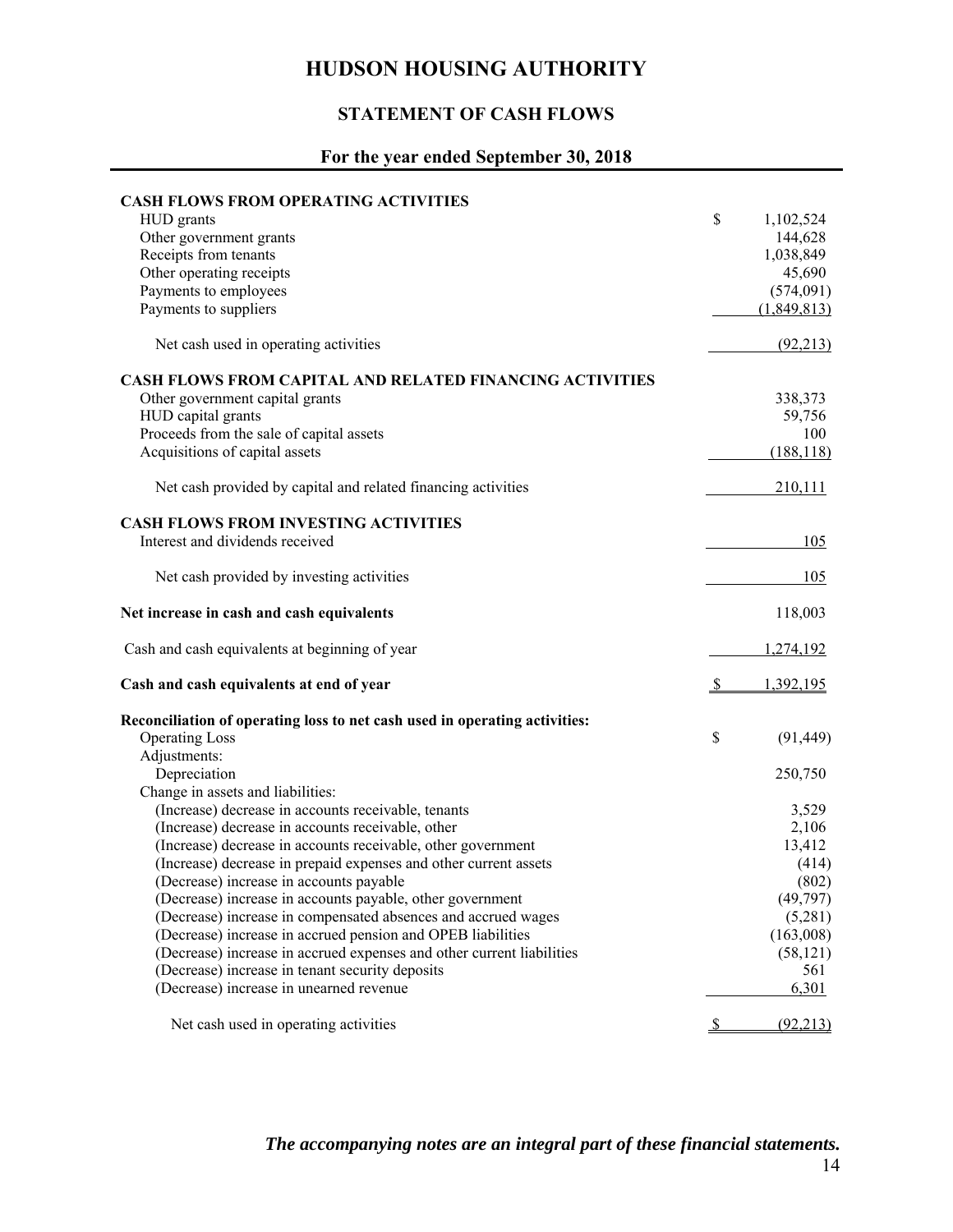# HUDSON HOUSING AUTHORITY

## STATEMENT OF CASH FLOWS

### For the year ended September 30, 2018

| | |
|---|---|
| **CASH FLOWS FROM OPERATING ACTIVITIES** | |
| HUD grants | $ 1,102,524 |
| Other government grants | 144,628 |
| Receipts from tenants | 1,038,849 |
| Other operating receipts | 45,690 |
| Payments to employees | (574,091) |
| Payments to suppliers | (1,849,813) |
| Net cash used in operating activities | (92,213) |
| **CASH FLOWS FROM CAPITAL AND RELATED FINANCING ACTIVITIES** | |
| Other government capital grants | 338,373 |
| HUD capital grants | 59,756 |
| Proceeds from the sale of capital assets | 100 |
| Acquisitions of capital assets | (188,118) |
| Net cash provided by capital and related financing activities | 210,111 |
| **CASH FLOWS FROM INVESTING ACTIVITIES** | |
| Interest and dividends received | 105 |
| Net cash provided by investing activities | 105 |
| **Net increase in cash and cash equivalents** | 118,003 |
| Cash and cash equivalents at beginning of year | 1,274,192 |
| **Cash and cash equivalents at end of year** | $ 1,392,195 |
| **Reconciliation of operating loss to net cash used in operating activities:** | |
| Operating Loss | $ (91,449) |
| Adjustments: | |
| Depreciation | 250,750 |
| Change in assets and liabilities: | |
| (Increase) decrease in accounts receivable, tenants | 3,529 |
| (Increase) decrease in accounts receivable, other | 2,106 |
| (Increase) decrease in accounts receivable, other government | 13,412 |
| (Increase) decrease in prepaid expenses and other current assets | (414) |
| (Decrease) increase in accounts payable | (802) |
| (Decrease) increase in accounts payable, other government | (49,797) |
| (Decrease) increase in compensated absences and accrued wages | (5,281) |
| (Decrease) increase in accrued pension and OPEB liabilities | (163,008) |
| (Decrease) increase in accrued expenses and other current liabilities | (58,121) |
| (Decrease) increase in tenant security deposits | 561 |
| (Decrease) increase in unearned revenue | 6,301 |
| Net cash used in operating activities | $ (92,213) |

***The accompanying notes are an integral part of these financial statements.***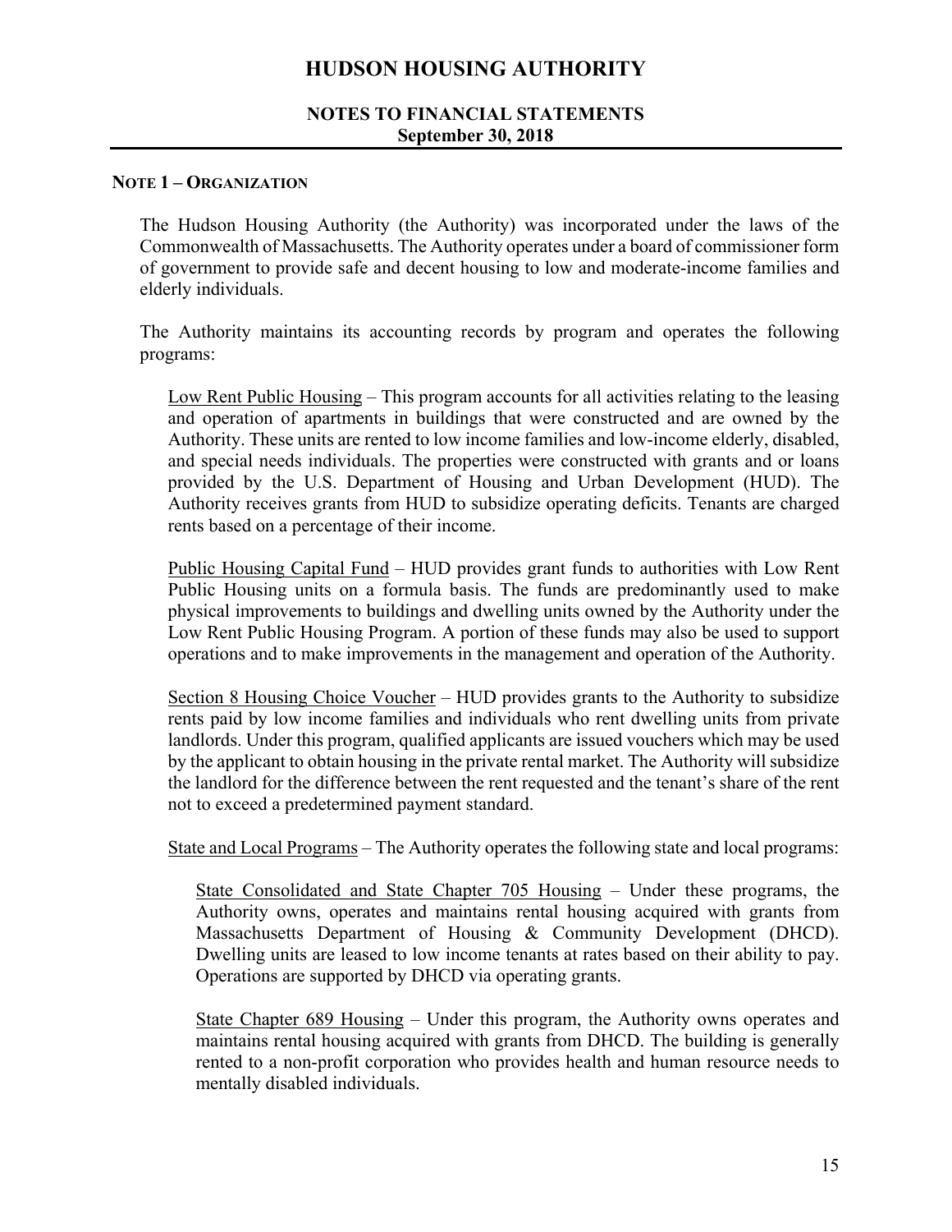# HUDSON HOUSING AUTHORITY

## NOTES TO FINANCIAL STATEMENTS
## September 30, 2018

### NOTE 1 – ORGANIZATION

The Hudson Housing Authority (the Authority) was incorporated under the laws of the Commonwealth of Massachusetts. The Authority operates under a board of commissioner form of government to provide safe and decent housing to low and moderate-income families and elderly individuals.

The Authority maintains its accounting records by program and operates the following programs:

Low Rent Public Housing – This program accounts for all activities relating to the leasing and operation of apartments in buildings that were constructed and are owned by the Authority. These units are rented to low income families and low-income elderly, disabled, and special needs individuals. The properties were constructed with grants and or loans provided by the U.S. Department of Housing and Urban Development (HUD). The Authority receives grants from HUD to subsidize operating deficits. Tenants are charged rents based on a percentage of their income.

Public Housing Capital Fund – HUD provides grant funds to authorities with Low Rent Public Housing units on a formula basis. The funds are predominantly used to make physical improvements to buildings and dwelling units owned by the Authority under the Low Rent Public Housing Program. A portion of these funds may also be used to support operations and to make improvements in the management and operation of the Authority.

Section 8 Housing Choice Voucher – HUD provides grants to the Authority to subsidize rents paid by low income families and individuals who rent dwelling units from private landlords. Under this program, qualified applicants are issued vouchers which may be used by the applicant to obtain housing in the private rental market. The Authority will subsidize the landlord for the difference between the rent requested and the tenant's share of the rent not to exceed a predetermined payment standard.

State and Local Programs – The Authority operates the following state and local programs:

State Consolidated and State Chapter 705 Housing – Under these programs, the Authority owns, operates and maintains rental housing acquired with grants from Massachusetts Department of Housing & Community Development (DHCD). Dwelling units are leased to low income tenants at rates based on their ability to pay. Operations are supported by DHCD via operating grants.

State Chapter 689 Housing – Under this program, the Authority owns operates and maintains rental housing acquired with grants from DHCD. The building is generally rented to a non-profit corporation who provides health and human resource needs to mentally disabled individuals.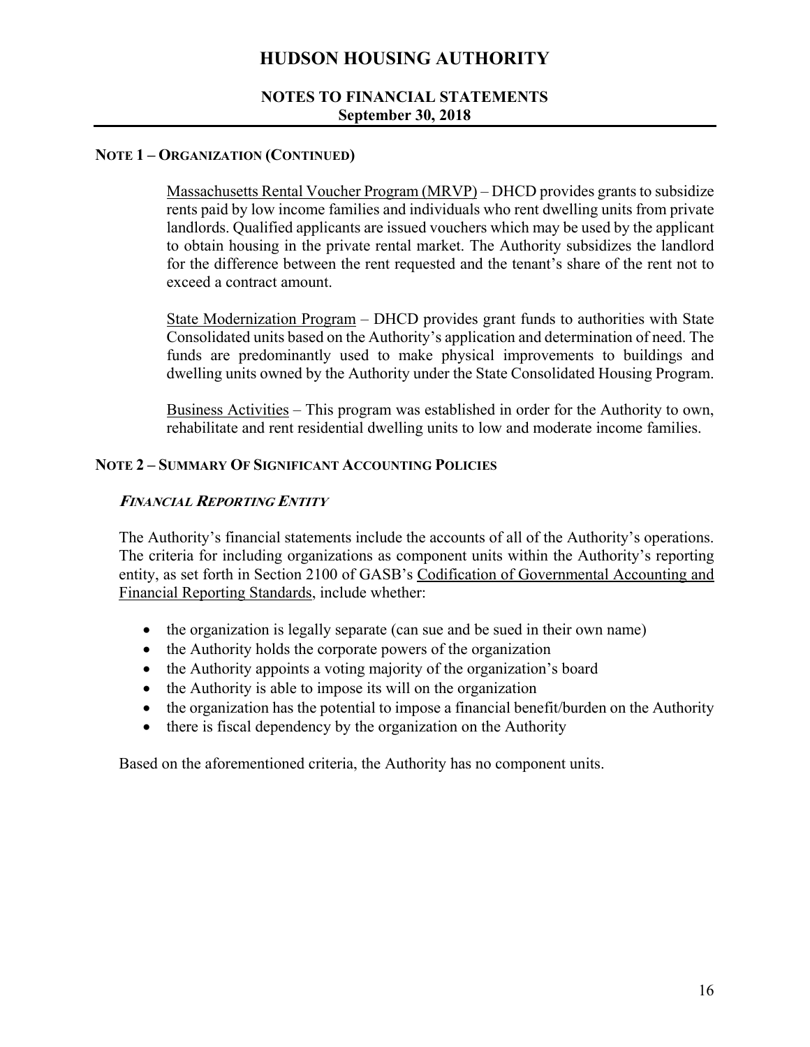## NOTE 1 – ORGANIZATION (CONTINUED)

Massachusetts Rental Voucher Program (MRVP) – DHCD provides grants to subsidize rents paid by low income families and individuals who rent dwelling units from private landlords. Qualified applicants are issued vouchers which may be used by the applicant to obtain housing in the private rental market. The Authority subsidizes the landlord for the difference between the rent requested and the tenant's share of the rent not to exceed a contract amount.

State Modernization Program – DHCD provides grant funds to authorities with State Consolidated units based on the Authority's application and determination of need. The funds are predominantly used to make physical improvements to buildings and dwelling units owned by the Authority under the State Consolidated Housing Program.

Business Activities – This program was established in order for the Authority to own, rehabilitate and rent residential dwelling units to low and moderate income families.

## NOTE 2 – SUMMARY OF SIGNIFICANT ACCOUNTING POLICIES

### *FINANCIAL REPORTING ENTITY*

The Authority's financial statements include the accounts of all of the Authority's operations. The criteria for including organizations as component units within the Authority's reporting entity, as set forth in Section 2100 of GASB's Codification of Governmental Accounting and Financial Reporting Standards, include whether:

- the organization is legally separate (can sue and be sued in their own name)
- the Authority holds the corporate powers of the organization
- the Authority appoints a voting majority of the organization's board
- the Authority is able to impose its will on the organization
- the organization has the potential to impose a financial benefit/burden on the Authority
- there is fiscal dependency by the organization on the Authority

Based on the aforementioned criteria, the Authority has no component units.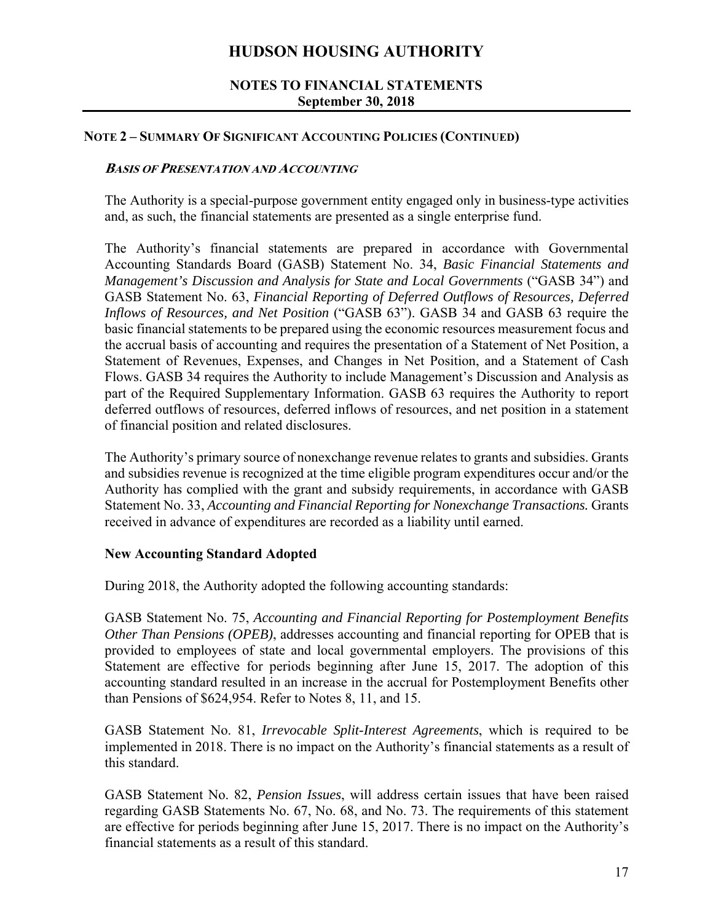## NOTE 2 – SUMMARY OF SIGNIFICANT ACCOUNTING POLICIES (CONTINUED)

### *BASIS OF PRESENTATION AND ACCOUNTING*

The Authority is a special-purpose government entity engaged only in business-type activities and, as such, the financial statements are presented as a single enterprise fund.

The Authority's financial statements are prepared in accordance with Governmental Accounting Standards Board (GASB) Statement No. 34, *Basic Financial Statements and Management's Discussion and Analysis for State and Local Governments* ("GASB 34") and GASB Statement No. 63, *Financial Reporting of Deferred Outflows of Resources, Deferred Inflows of Resources, and Net Position* ("GASB 63"). GASB 34 and GASB 63 require the basic financial statements to be prepared using the economic resources measurement focus and the accrual basis of accounting and requires the presentation of a Statement of Net Position, a Statement of Revenues, Expenses, and Changes in Net Position, and a Statement of Cash Flows. GASB 34 requires the Authority to include Management's Discussion and Analysis as part of the Required Supplementary Information. GASB 63 requires the Authority to report deferred outflows of resources, deferred inflows of resources, and net position in a statement of financial position and related disclosures.

The Authority's primary source of nonexchange revenue relates to grants and subsidies. Grants and subsidies revenue is recognized at the time eligible program expenditures occur and/or the Authority has complied with the grant and subsidy requirements, in accordance with GASB Statement No. 33, *Accounting and Financial Reporting for Nonexchange Transactions.* Grants received in advance of expenditures are recorded as a liability until earned.

**New Accounting Standard Adopted**

During 2018, the Authority adopted the following accounting standards:

GASB Statement No. 75, *Accounting and Financial Reporting for Postemployment Benefits Other Than Pensions (OPEB)*, addresses accounting and financial reporting for OPEB that is provided to employees of state and local governmental employers. The provisions of this Statement are effective for periods beginning after June 15, 2017. The adoption of this accounting standard resulted in an increase in the accrual for Postemployment Benefits other than Pensions of $624,954. Refer to Notes 8, 11, and 15.

GASB Statement No. 81, *Irrevocable Split-Interest Agreements*, which is required to be implemented in 2018. There is no impact on the Authority's financial statements as a result of this standard.

GASB Statement No. 82, *Pension Issues*, will address certain issues that have been raised regarding GASB Statements No. 67, No. 68, and No. 73. The requirements of this statement are effective for periods beginning after June 15, 2017. There is no impact on the Authority's financial statements as a result of this standard.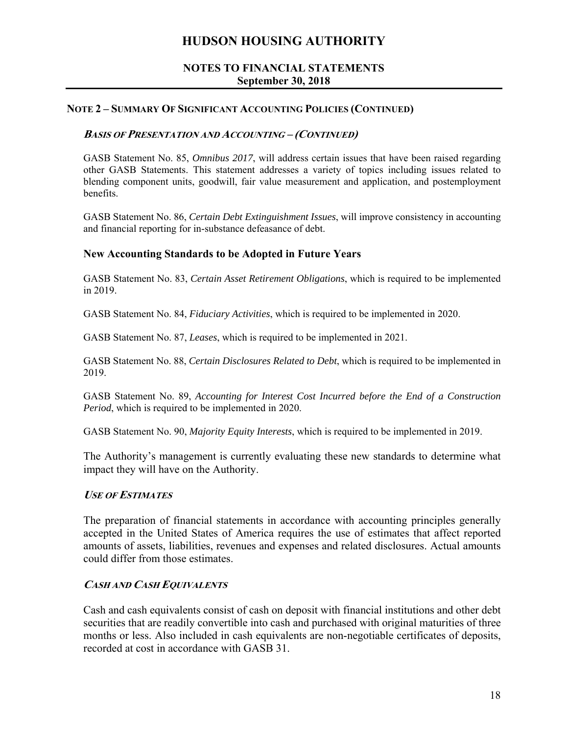# HUDSON HOUSING AUTHORITY

## NOTES TO FINANCIAL STATEMENTS
## September 30, 2018

### NOTE 2 – SUMMARY OF SIGNIFICANT ACCOUNTING POLICIES (CONTINUED)

#### *BASIS OF PRESENTATION AND ACCOUNTING – (CONTINUED)*

GASB Statement No. 85, *Omnibus 2017*, will address certain issues that have been raised regarding other GASB Statements. This statement addresses a variety of topics including issues related to blending component units, goodwill, fair value measurement and application, and postemployment benefits.

GASB Statement No. 86, *Certain Debt Extinguishment Issues*, will improve consistency in accounting and financial reporting for in-substance defeasance of debt.

### New Accounting Standards to be Adopted in Future Years

GASB Statement No. 83, *Certain Asset Retirement Obligations*, which is required to be implemented in 2019.

GASB Statement No. 84, *Fiduciary Activities*, which is required to be implemented in 2020.

GASB Statement No. 87, *Leases*, which is required to be implemented in 2021.

GASB Statement No. 88, *Certain Disclosures Related to Debt*, which is required to be implemented in 2019.

GASB Statement No. 89, *Accounting for Interest Cost Incurred before the End of a Construction Period*, which is required to be implemented in 2020.

GASB Statement No. 90, *Majority Equity Interests*, which is required to be implemented in 2019.

The Authority's management is currently evaluating these new standards to determine what impact they will have on the Authority.

#### *USE OF ESTIMATES*

The preparation of financial statements in accordance with accounting principles generally accepted in the United States of America requires the use of estimates that affect reported amounts of assets, liabilities, revenues and expenses and related disclosures. Actual amounts could differ from those estimates.

#### *CASH AND CASH EQUIVALENTS*

Cash and cash equivalents consist of cash on deposit with financial institutions and other debt securities that are readily convertible into cash and purchased with original maturities of three months or less. Also included in cash equivalents are non-negotiable certificates of deposits, recorded at cost in accordance with GASB 31.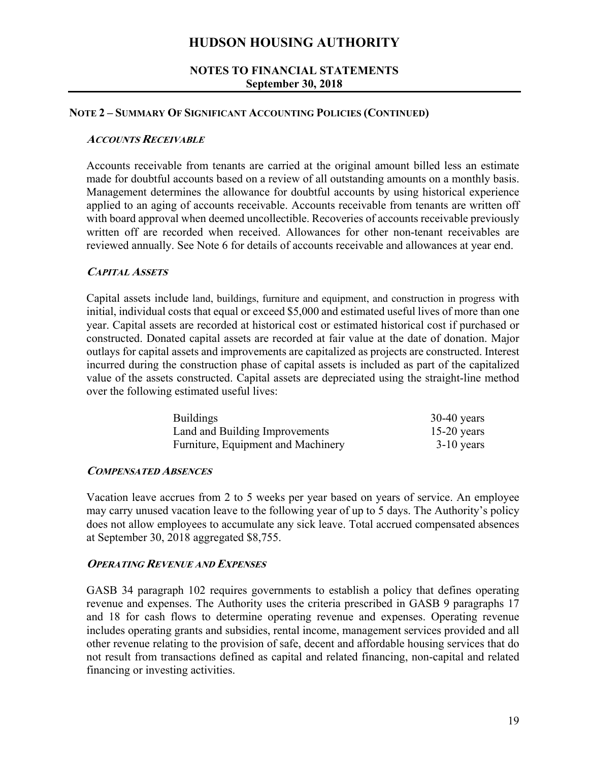# HUDSON HOUSING AUTHORITY

## NOTES TO FINANCIAL STATEMENTS
### September 30, 2018

### NOTE 2 – SUMMARY OF SIGNIFICANT ACCOUNTING POLICIES (CONTINUED)

***ACCOUNTS RECEIVABLE***

Accounts receivable from tenants are carried at the original amount billed less an estimate made for doubtful accounts based on a review of all outstanding amounts on a monthly basis. Management determines the allowance for doubtful accounts by using historical experience applied to an aging of accounts receivable. Accounts receivable from tenants are written off with board approval when deemed uncollectible. Recoveries of accounts receivable previously written off are recorded when received. Allowances for other non-tenant receivables are reviewed annually. See Note 6 for details of accounts receivable and allowances at year end.

***CAPITAL ASSETS***

Capital assets include land, buildings, furniture and equipment, and construction in progress with initial, individual costs that equal or exceed $5,000 and estimated useful lives of more than one year. Capital assets are recorded at historical cost or estimated historical cost if purchased or constructed. Donated capital assets are recorded at fair value at the date of donation. Major outlays for capital assets and improvements are capitalized as projects are constructed. Interest incurred during the construction phase of capital assets is included as part of the capitalized value of the assets constructed. Capital assets are depreciated using the straight-line method over the following estimated useful lives:

| | |
|---|---|
| Buildings | 30-40 years |
| Land and Building Improvements | 15-20 years |
| Furniture, Equipment and Machinery | 3-10 years |

***COMPENSATED ABSENCES***

Vacation leave accrues from 2 to 5 weeks per year based on years of service. An employee may carry unused vacation leave to the following year of up to 5 days. The Authority's policy does not allow employees to accumulate any sick leave. Total accrued compensated absences at September 30, 2018 aggregated $8,755.

***OPERATING REVENUE AND EXPENSES***

GASB 34 paragraph 102 requires governments to establish a policy that defines operating revenue and expenses. The Authority uses the criteria prescribed in GASB 9 paragraphs 17 and 18 for cash flows to determine operating revenue and expenses. Operating revenue includes operating grants and subsidies, rental income, management services provided and all other revenue relating to the provision of safe, decent and affordable housing services that do not result from transactions defined as capital and related financing, non-capital and related financing or investing activities.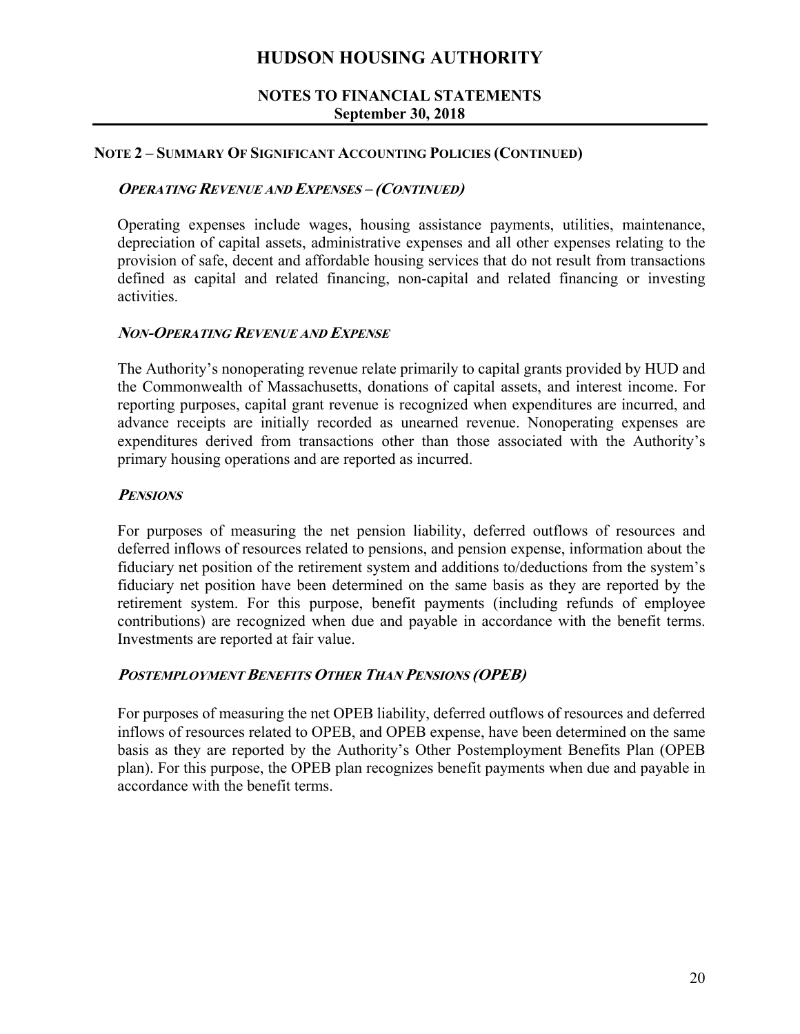## NOTE 2 – SUMMARY OF SIGNIFICANT ACCOUNTING POLICIES (CONTINUED)

### *OPERATING REVENUE AND EXPENSES – (CONTINUED)*

Operating expenses include wages, housing assistance payments, utilities, maintenance, depreciation of capital assets, administrative expenses and all other expenses relating to the provision of safe, decent and affordable housing services that do not result from transactions defined as capital and related financing, non-capital and related financing or investing activities.

### *NON-OPERATING REVENUE AND EXPENSE*

The Authority's nonoperating revenue relate primarily to capital grants provided by HUD and the Commonwealth of Massachusetts, donations of capital assets, and interest income. For reporting purposes, capital grant revenue is recognized when expenditures are incurred, and advance receipts are initially recorded as unearned revenue. Nonoperating expenses are expenditures derived from transactions other than those associated with the Authority's primary housing operations and are reported as incurred.

### *PENSIONS*

For purposes of measuring the net pension liability, deferred outflows of resources and deferred inflows of resources related to pensions, and pension expense, information about the fiduciary net position of the retirement system and additions to/deductions from the system's fiduciary net position have been determined on the same basis as they are reported by the retirement system. For this purpose, benefit payments (including refunds of employee contributions) are recognized when due and payable in accordance with the benefit terms. Investments are reported at fair value.

### *POSTEMPLOYMENT BENEFITS OTHER THAN PENSIONS (OPEB)*

For purposes of measuring the net OPEB liability, deferred outflows of resources and deferred inflows of resources related to OPEB, and OPEB expense, have been determined on the same basis as they are reported by the Authority's Other Postemployment Benefits Plan (OPEB plan). For this purpose, the OPEB plan recognizes benefit payments when due and payable in accordance with the benefit terms.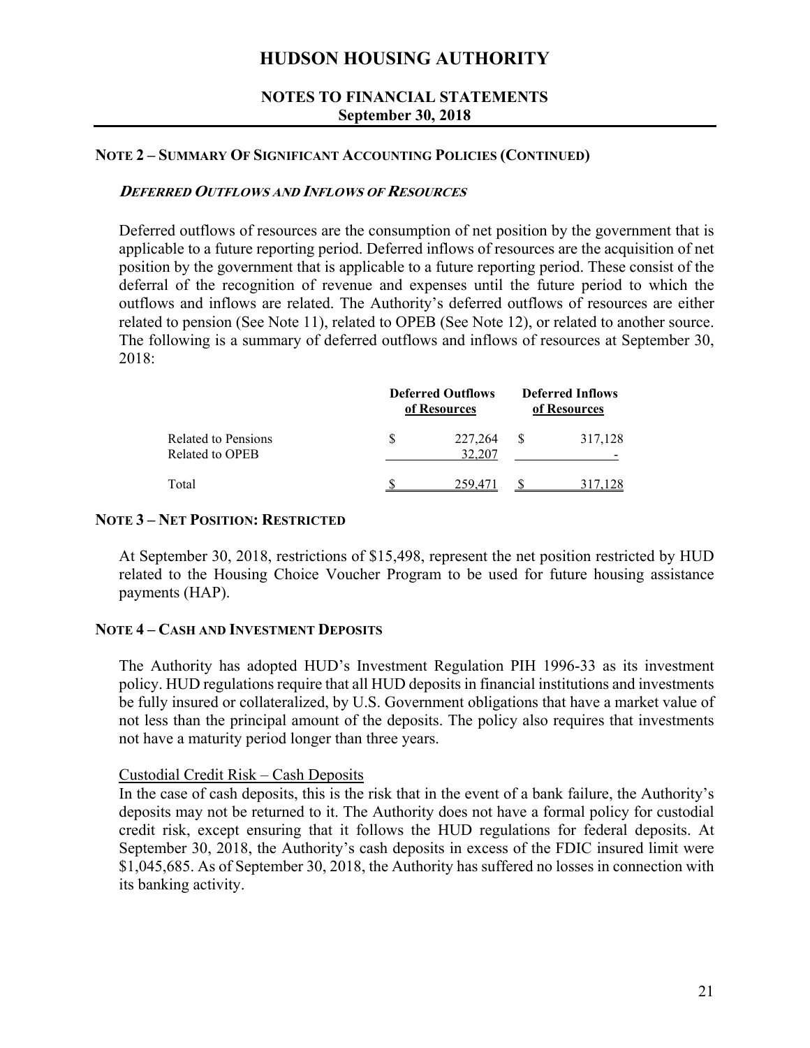# HUDSON HOUSING AUTHORITY

## NOTES TO FINANCIAL STATEMENTS
## September 30, 2018

### NOTE 2 – SUMMARY OF SIGNIFICANT ACCOUNTING POLICIES (CONTINUED)

***DEFERRED OUTFLOWS AND INFLOWS OF RESOURCES***

Deferred outflows of resources are the consumption of net position by the government that is applicable to a future reporting period. Deferred inflows of resources are the acquisition of net position by the government that is applicable to a future reporting period. These consist of the deferral of the recognition of revenue and expenses until the future period to which the outflows and inflows are related. The Authority's deferred outflows of resources are either related to pension (See Note 11), related to OPEB (See Note 12), or related to another source. The following is a summary of deferred outflows and inflows of resources at September 30, 2018:

| | Deferred Outflows of Resources | Deferred Inflows of Resources |
|---|---|---|
| Related to Pensions | $ 227,264 | $ 317,128 |
| Related to OPEB | 32,207 | - |
| Total | $ 259,471 | $ 317,128 |

### NOTE 3 – NET POSITION: RESTRICTED

At September 30, 2018, restrictions of $15,498, represent the net position restricted by HUD related to the Housing Choice Voucher Program to be used for future housing assistance payments (HAP).

### NOTE 4 – CASH AND INVESTMENT DEPOSITS

The Authority has adopted HUD's Investment Regulation PIH 1996-33 as its investment policy. HUD regulations require that all HUD deposits in financial institutions and investments be fully insured or collateralized, by U.S. Government obligations that have a market value of not less than the principal amount of the deposits. The policy also requires that investments not have a maturity period longer than three years.

Custodial Credit Risk – Cash Deposits

In the case of cash deposits, this is the risk that in the event of a bank failure, the Authority's deposits may not be returned to it. The Authority does not have a formal policy for custodial credit risk, except ensuring that it follows the HUD regulations for federal deposits. At September 30, 2018, the Authority's cash deposits in excess of the FDIC insured limit were $1,045,685. As of September 30, 2018, the Authority has suffered no losses in connection with its banking activity.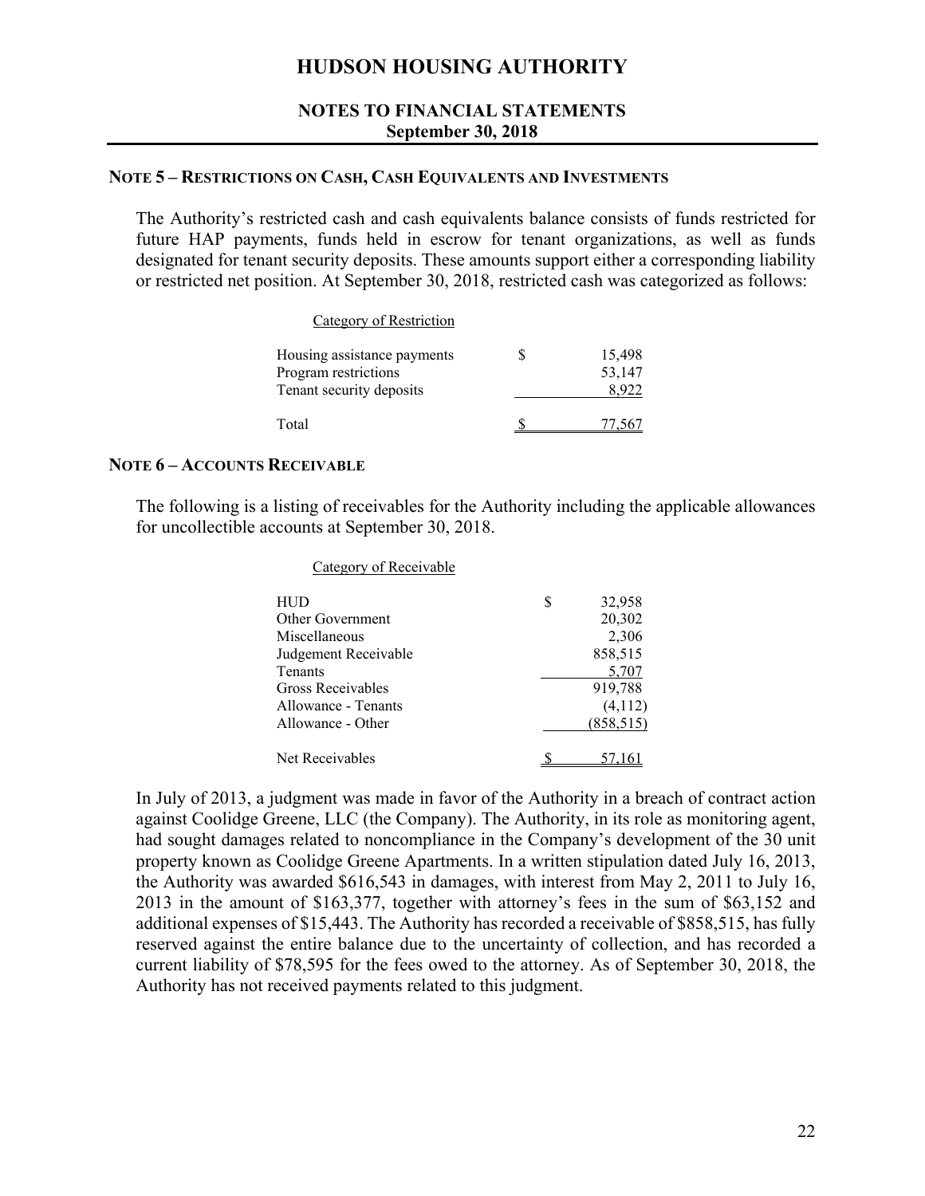# HUDSON HOUSING AUTHORITY

## NOTES TO FINANCIAL STATEMENTS
**September 30, 2018**

### NOTE 5 – RESTRICTIONS ON CASH, CASH EQUIVALENTS AND INVESTMENTS

The Authority's restricted cash and cash equivalents balance consists of funds restricted for future HAP payments, funds held in escrow for tenant organizations, as well as funds designated for tenant security deposits. These amounts support either a corresponding liability or restricted net position. At September 30, 2018, restricted cash was categorized as follows:

| Category of Restriction | | |
|---|---|---|
| Housing assistance payments | $ | 15,498 |
| Program restrictions | | 53,147 |
| Tenant security deposits | | 8,922 |
| Total | $ | 77,567 |

### NOTE 6 – ACCOUNTS RECEIVABLE

The following is a listing of receivables for the Authority including the applicable allowances for uncollectible accounts at September 30, 2018.

| Category of Receivable | | |
|---|---|---|
| HUD | $ | 32,958 |
| Other Government | | 20,302 |
| Miscellaneous | | 2,306 |
| Judgement Receivable | | 858,515 |
| Tenants | | 5,707 |
| Gross Receivables | | 919,788 |
| Allowance - Tenants | | (4,112) |
| Allowance - Other | | (858,515) |
| Net Receivables | $ | 57,161 |

In July of 2013, a judgment was made in favor of the Authority in a breach of contract action against Coolidge Greene, LLC (the Company). The Authority, in its role as monitoring agent, had sought damages related to noncompliance in the Company's development of the 30 unit property known as Coolidge Greene Apartments. In a written stipulation dated July 16, 2013, the Authority was awarded $616,543 in damages, with interest from May 2, 2011 to July 16, 2013 in the amount of $163,377, together with attorney's fees in the sum of $63,152 and additional expenses of $15,443. The Authority has recorded a receivable of $858,515, has fully reserved against the entire balance due to the uncertainty of collection, and has recorded a current liability of $78,595 for the fees owed to the attorney. As of September 30, 2018, the Authority has not received payments related to this judgment.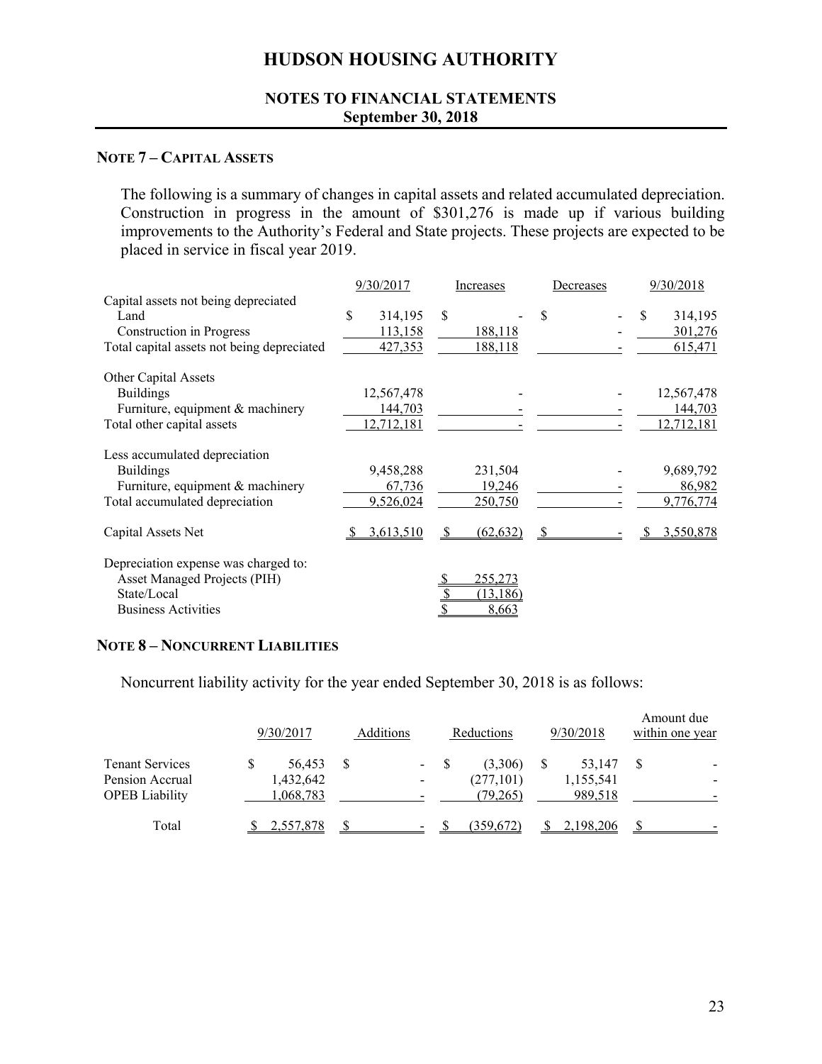# HUDSON HOUSING AUTHORITY

## NOTES TO FINANCIAL STATEMENTS
## September 30, 2018

### NOTE 7 – CAPITAL ASSETS

The following is a summary of changes in capital assets and related accumulated depreciation. Construction in progress in the amount of $301,276 is made up if various building improvements to the Authority's Federal and State projects. These projects are expected to be placed in service in fiscal year 2019.

| | 9/30/2017 | Increases | Decreases | 9/30/2018 |
|---|---|---|---|---|
| Capital assets not being depreciated | | | | |
| Land | $ 314,195 | $ - | $ - | $ 314,195 |
| Construction in Progress | 113,158 | 188,118 | - | 301,276 |
| Total capital assets not being depreciated | 427,353 | 188,118 | - | 615,471 |
| Other Capital Assets | | | | |
| Buildings | 12,567,478 | - | - | 12,567,478 |
| Furniture, equipment & machinery | 144,703 | - | - | 144,703 |
| Total other capital assets | 12,712,181 | - | - | 12,712,181 |
| Less accumulated depreciation | | | | |
| Buildings | 9,458,288 | 231,504 | - | 9,689,792 |
| Furniture, equipment & machinery | 67,736 | 19,246 | - | 86,982 |
| Total accumulated depreciation | 9,526,024 | 250,750 | - | 9,776,774 |
| Capital Assets Net | $ 3,613,510 | $ (62,632) | $ - | $ 3,550,878 |

| Depreciation expense was charged to: | |
|---|---|
| Asset Managed Projects (PIH) | $ 255,273 |
| State/Local | $ (13,186) |
| Business Activities | $ 8,663 |

### NOTE 8 – NONCURRENT LIABILITIES

Noncurrent liability activity for the year ended September 30, 2018 is as follows:

| | 9/30/2017 | Additions | Reductions | 9/30/2018 | Amount due within one year |
|---|---|---|---|---|---|
| Tenant Services | $ 56,453 | $ - | $ (3,306) | $ 53,147 | $ - |
| Pension Accrual | 1,432,642 | - | (277,101) | 1,155,541 | - |
| OPEB Liability | 1,068,783 | - | (79,265) | 989,518 | - |
| Total | $ 2,557,878 | $ - | $ (359,672) | $ 2,198,206 | $ - |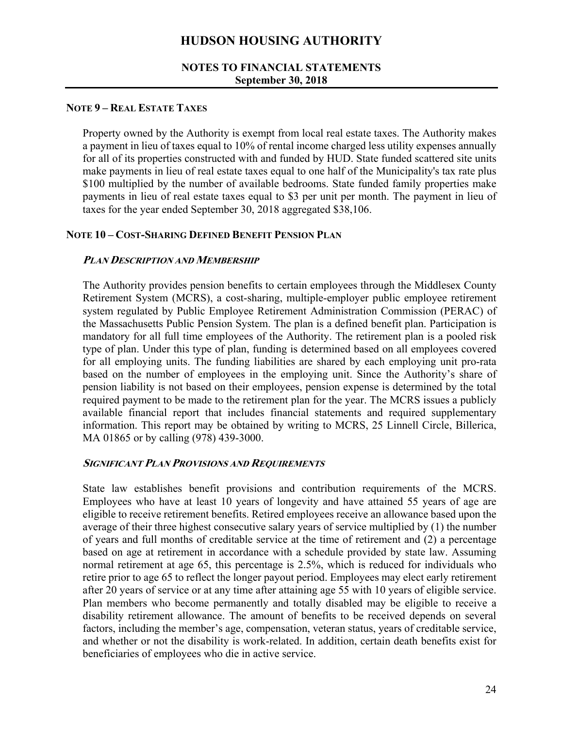## NOTE 9 – REAL ESTATE TAXES

Property owned by the Authority is exempt from local real estate taxes. The Authority makes a payment in lieu of taxes equal to 10% of rental income charged less utility expenses annually for all of its properties constructed with and funded by HUD. State funded scattered site units make payments in lieu of real estate taxes equal to one half of the Municipality's tax rate plus $100 multiplied by the number of available bedrooms. State funded family properties make payments in lieu of real estate taxes equal to $3 per unit per month. The payment in lieu of taxes for the year ended September 30, 2018 aggregated $38,106.

## NOTE 10 – COST-SHARING DEFINED BENEFIT PENSION PLAN

### *PLAN DESCRIPTION AND MEMBERSHIP*

The Authority provides pension benefits to certain employees through the Middlesex County Retirement System (MCRS), a cost-sharing, multiple-employer public employee retirement system regulated by Public Employee Retirement Administration Commission (PERAC) of the Massachusetts Public Pension System. The plan is a defined benefit plan. Participation is mandatory for all full time employees of the Authority. The retirement plan is a pooled risk type of plan. Under this type of plan, funding is determined based on all employees covered for all employing units. The funding liabilities are shared by each employing unit pro-rata based on the number of employees in the employing unit. Since the Authority's share of pension liability is not based on their employees, pension expense is determined by the total required payment to be made to the retirement plan for the year. The MCRS issues a publicly available financial report that includes financial statements and required supplementary information. This report may be obtained by writing to MCRS, 25 Linnell Circle, Billerica, MA 01865 or by calling (978) 439-3000.

### *SIGNIFICANT PLAN PROVISIONS AND REQUIREMENTS*

State law establishes benefit provisions and contribution requirements of the MCRS. Employees who have at least 10 years of longevity and have attained 55 years of age are eligible to receive retirement benefits. Retired employees receive an allowance based upon the average of their three highest consecutive salary years of service multiplied by (1) the number of years and full months of creditable service at the time of retirement and (2) a percentage based on age at retirement in accordance with a schedule provided by state law. Assuming normal retirement at age 65, this percentage is 2.5%, which is reduced for individuals who retire prior to age 65 to reflect the longer payout period. Employees may elect early retirement after 20 years of service or at any time after attaining age 55 with 10 years of eligible service. Plan members who become permanently and totally disabled may be eligible to receive a disability retirement allowance. The amount of benefits to be received depends on several factors, including the member's age, compensation, veteran status, years of creditable service, and whether or not the disability is work-related. In addition, certain death benefits exist for beneficiaries of employees who die in active service.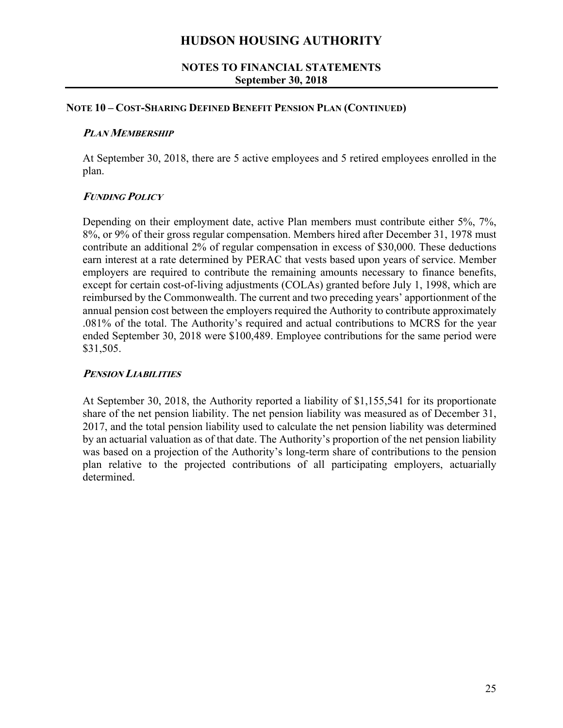# HUDSON HOUSING AUTHORITY

## NOTES TO FINANCIAL STATEMENTS
**September 30, 2018**

### NOTE 10 – COST-SHARING DEFINED BENEFIT PENSION PLAN (CONTINUED)

***PLAN MEMBERSHIP***

At September 30, 2018, there are 5 active employees and 5 retired employees enrolled in the plan.

***FUNDING POLICY***

Depending on their employment date, active Plan members must contribute either 5%, 7%, 8%, or 9% of their gross regular compensation. Members hired after December 31, 1978 must contribute an additional 2% of regular compensation in excess of $30,000. These deductions earn interest at a rate determined by PERAC that vests based upon years of service. Member employers are required to contribute the remaining amounts necessary to finance benefits, except for certain cost-of-living adjustments (COLAs) granted before July 1, 1998, which are reimbursed by the Commonwealth. The current and two preceding years' apportionment of the annual pension cost between the employers required the Authority to contribute approximately .081% of the total. The Authority's required and actual contributions to MCRS for the year ended September 30, 2018 were $100,489. Employee contributions for the same period were $31,505.

***PENSION LIABILITIES***

At September 30, 2018, the Authority reported a liability of $1,155,541 for its proportionate share of the net pension liability. The net pension liability was measured as of December 31, 2017, and the total pension liability used to calculate the net pension liability was determined by an actuarial valuation as of that date. The Authority's proportion of the net pension liability was based on a projection of the Authority's long-term share of contributions to the pension plan relative to the projected contributions of all participating employers, actuarially determined.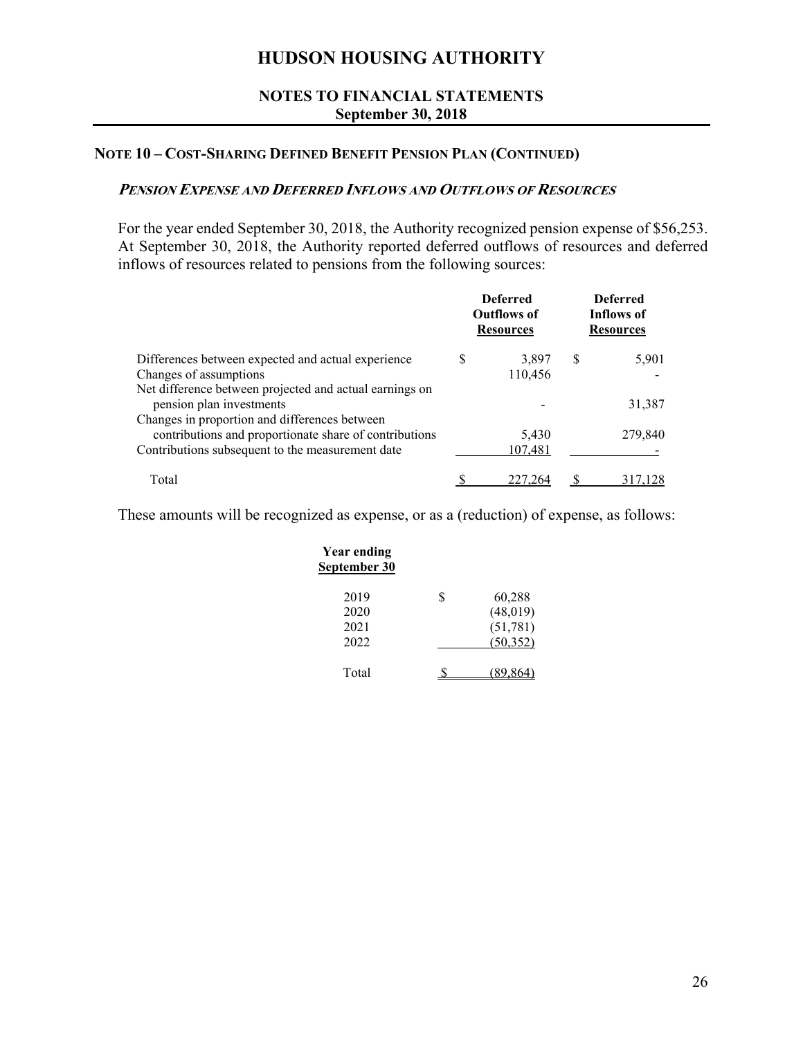# HUDSON HOUSING AUTHORITY

## NOTES TO FINANCIAL STATEMENTS
## September 30, 2018

### NOTE 10 – COST-SHARING DEFINED BENEFIT PENSION PLAN (CONTINUED)

#### *PENSION EXPENSE AND DEFERRED INFLOWS AND OUTFLOWS OF RESOURCES*

For the year ended September 30, 2018, the Authority recognized pension expense of $56,253. At September 30, 2018, the Authority reported deferred outflows of resources and deferred inflows of resources related to pensions from the following sources:

| | Deferred Outflows of Resources | Deferred Inflows of Resources |
|---|---|---|
| Differences between expected and actual experience | $ 3,897 | $ 5,901 |
| Changes of assumptions | 110,456 | - |
| Net difference between projected and actual earnings on pension plan investments | - | 31,387 |
| Changes in proportion and differences between contributions and proportionate share of contributions | 5,430 | 279,840 |
| Contributions subsequent to the measurement date | 107,481 | - |
| Total | $ 227,264 | $ 317,128 |

These amounts will be recognized as expense, or as a (reduction) of expense, as follows:

| Year ending September 30 | |
|---|---|
| 2019 | $ 60,288 |
| 2020 | (48,019) |
| 2021 | (51,781) |
| 2022 | (50,352) |
| Total | $ (89,864) |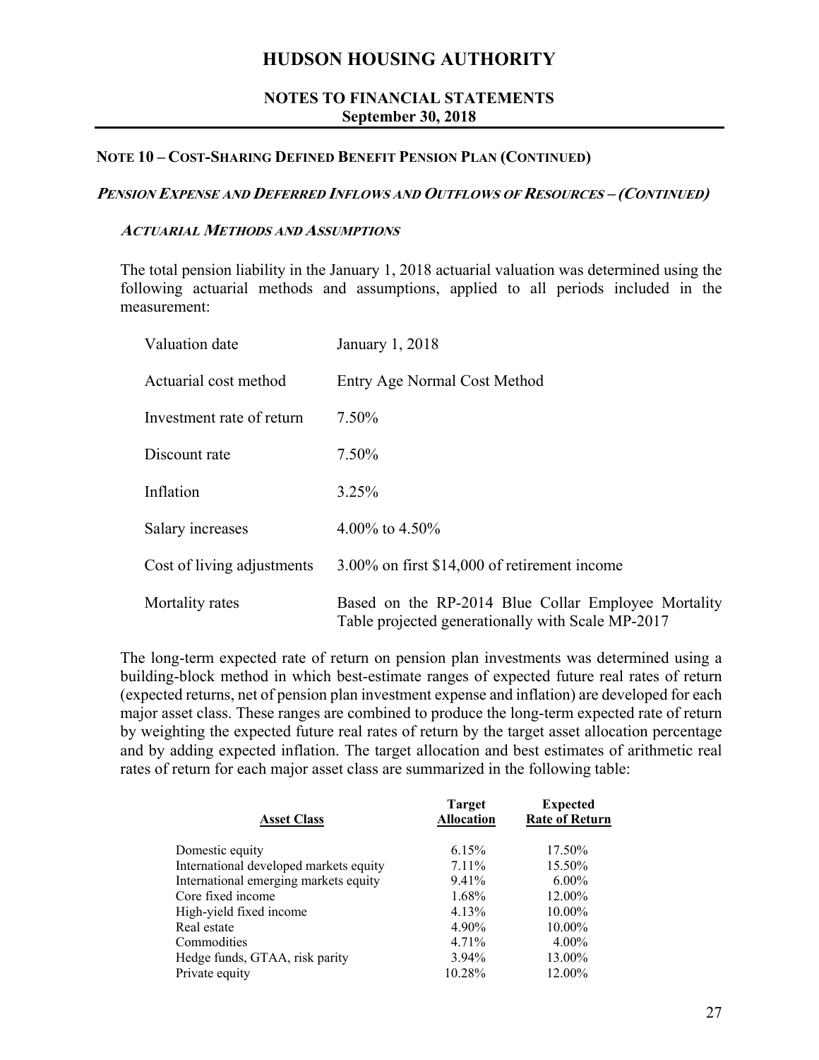# HUDSON HOUSING AUTHORITY

## NOTES TO FINANCIAL STATEMENTS
**September 30, 2018**

### NOTE 10 – COST-SHARING DEFINED BENEFIT PENSION PLAN (CONTINUED)

#### *PENSION EXPENSE AND DEFERRED INFLOWS AND OUTFLOWS OF RESOURCES – (CONTINUED)*

##### *ACTUARIAL METHODS AND ASSUMPTIONS*

The total pension liability in the January 1, 2018 actuarial valuation was determined using the following actuarial methods and assumptions, applied to all periods included in the measurement:

| | |
|---|---|
| Valuation date | January 1, 2018 |
| Actuarial cost method | Entry Age Normal Cost Method |
| Investment rate of return | 7.50% |
| Discount rate | 7.50% |
| Inflation | 3.25% |
| Salary increases | 4.00% to 4.50% |
| Cost of living adjustments | 3.00% on first $14,000 of retirement income |
| Mortality rates | Based on the RP-2014 Blue Collar Employee Mortality Table projected generationally with Scale MP-2017 |

The long-term expected rate of return on pension plan investments was determined using a building-block method in which best-estimate ranges of expected future real rates of return (expected returns, net of pension plan investment expense and inflation) are developed for each major asset class. These ranges are combined to produce the long-term expected rate of return by weighting the expected future real rates of return by the target asset allocation percentage and by adding expected inflation. The target allocation and best estimates of arithmetic real rates of return for each major asset class are summarized in the following table:

| Asset Class | Target Allocation | Expected Rate of Return |
|---|---|---|
| Domestic equity | 6.15% | 17.50% |
| International developed markets equity | 7.11% | 15.50% |
| International emerging markets equity | 9.41% | 6.00% |
| Core fixed income | 1.68% | 12.00% |
| High-yield fixed income | 4.13% | 10.00% |
| Real estate | 4.90% | 10.00% |
| Commodities | 4.71% | 4.00% |
| Hedge funds, GTAA, risk parity | 3.94% | 13.00% |
| Private equity | 10.28% | 12.00% |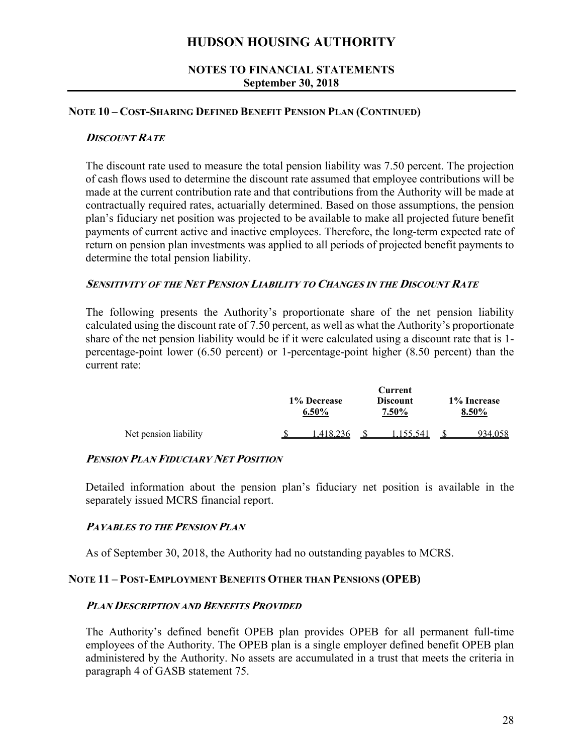# HUDSON HOUSING AUTHORITY

## NOTES TO FINANCIAL STATEMENTS
## September 30, 2018

### NOTE 10 – COST-SHARING DEFINED BENEFIT PENSION PLAN (CONTINUED)

#### *DISCOUNT RATE*

The discount rate used to measure the total pension liability was 7.50 percent. The projection of cash flows used to determine the discount rate assumed that employee contributions will be made at the current contribution rate and that contributions from the Authority will be made at contractually required rates, actuarially determined. Based on those assumptions, the pension plan's fiduciary net position was projected to be available to make all projected future benefit payments of current active and inactive employees. Therefore, the long-term expected rate of return on pension plan investments was applied to all periods of projected benefit payments to determine the total pension liability.

#### *SENSITIVITY OF THE NET PENSION LIABILITY TO CHANGES IN THE DISCOUNT RATE*

The following presents the Authority's proportionate share of the net pension liability calculated using the discount rate of 7.50 percent, as well as what the Authority's proportionate share of the net pension liability would be if it were calculated using a discount rate that is 1-percentage-point lower (6.50 percent) or 1-percentage-point higher (8.50 percent) than the current rate:

| | 1% Decrease 6.50% | Current Discount 7.50% | 1% Increase 8.50% |
|---|---|---|---|
| Net pension liability | $ 1,418,236 | $ 1,155,541 | $ 934,058 |

#### *PENSION PLAN FIDUCIARY NET POSITION*

Detailed information about the pension plan's fiduciary net position is available in the separately issued MCRS financial report.

#### *PAYABLES TO THE PENSION PLAN*

As of September 30, 2018, the Authority had no outstanding payables to MCRS.

### NOTE 11 – POST-EMPLOYMENT BENEFITS OTHER THAN PENSIONS (OPEB)

#### *PLAN DESCRIPTION AND BENEFITS PROVIDED*

The Authority's defined benefit OPEB plan provides OPEB for all permanent full-time employees of the Authority. The OPEB plan is a single employer defined benefit OPEB plan administered by the Authority. No assets are accumulated in a trust that meets the criteria in paragraph 4 of GASB statement 75.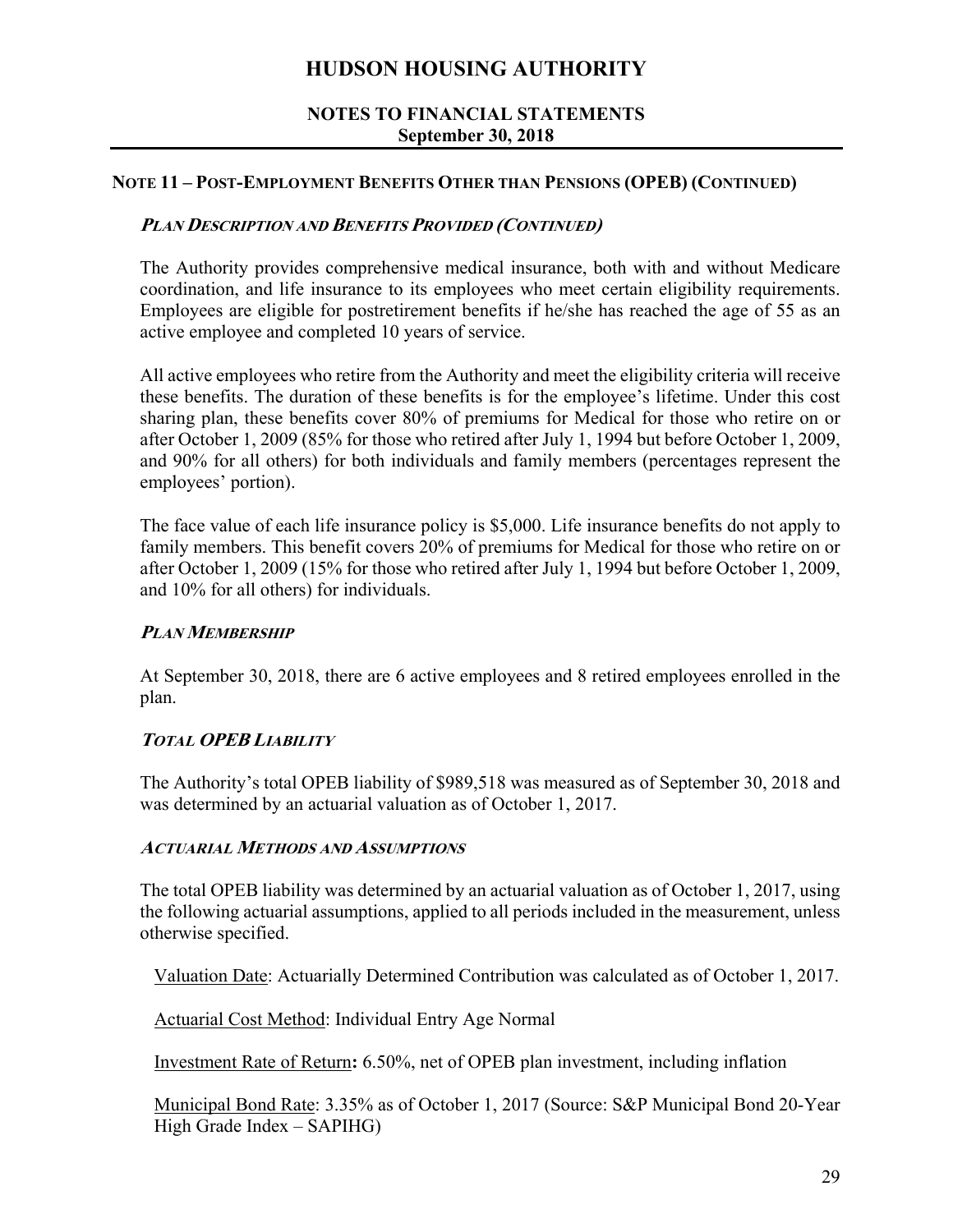# HUDSON HOUSING AUTHORITY

## NOTES TO FINANCIAL STATEMENTS
### September 30, 2018

### NOTE 11 – POST-EMPLOYMENT BENEFITS OTHER THAN PENSIONS (OPEB) (CONTINUED)

#### *PLAN DESCRIPTION AND BENEFITS PROVIDED (CONTINUED)*

The Authority provides comprehensive medical insurance, both with and without Medicare coordination, and life insurance to its employees who meet certain eligibility requirements. Employees are eligible for postretirement benefits if he/she has reached the age of 55 as an active employee and completed 10 years of service.

All active employees who retire from the Authority and meet the eligibility criteria will receive these benefits. The duration of these benefits is for the employee's lifetime. Under this cost sharing plan, these benefits cover 80% of premiums for Medical for those who retire on or after October 1, 2009 (85% for those who retired after July 1, 1994 but before October 1, 2009, and 90% for all others) for both individuals and family members (percentages represent the employees' portion).

The face value of each life insurance policy is $5,000. Life insurance benefits do not apply to family members. This benefit covers 20% of premiums for Medical for those who retire on or after October 1, 2009 (15% for those who retired after July 1, 1994 but before October 1, 2009, and 10% for all others) for individuals.

#### *PLAN MEMBERSHIP*

At September 30, 2018, there are 6 active employees and 8 retired employees enrolled in the plan.

#### *TOTAL OPEB LIABILITY*

The Authority's total OPEB liability of $989,518 was measured as of September 30, 2018 and was determined by an actuarial valuation as of October 1, 2017.

#### *ACTUARIAL METHODS AND ASSUMPTIONS*

The total OPEB liability was determined by an actuarial valuation as of October 1, 2017, using the following actuarial assumptions, applied to all periods included in the measurement, unless otherwise specified.

Valuation Date: Actuarially Determined Contribution was calculated as of October 1, 2017.

Actuarial Cost Method: Individual Entry Age Normal

Investment Rate of Return**:** 6.50%, net of OPEB plan investment, including inflation

Municipal Bond Rate: 3.35% as of October 1, 2017 (Source: S&P Municipal Bond 20-Year High Grade Index – SAPIHG)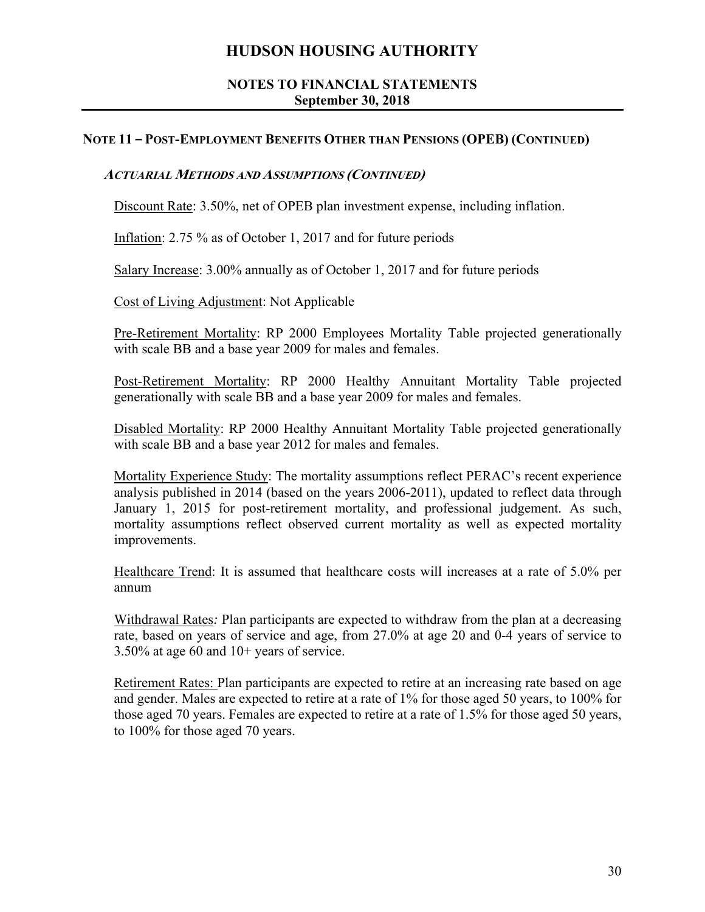# HUDSON HOUSING AUTHORITY

## NOTES TO FINANCIAL STATEMENTS
## September 30, 2018

### NOTE 11 – POST-EMPLOYMENT BENEFITS OTHER THAN PENSIONS (OPEB) (CONTINUED)

#### *ACTUARIAL METHODS AND ASSUMPTIONS (CONTINUED)*

Discount Rate: 3.50%, net of OPEB plan investment expense, including inflation.

Inflation: 2.75 % as of October 1, 2017 and for future periods

Salary Increase: 3.00% annually as of October 1, 2017 and for future periods

Cost of Living Adjustment: Not Applicable

Pre-Retirement Mortality: RP 2000 Employees Mortality Table projected generationally with scale BB and a base year 2009 for males and females.

Post-Retirement Mortality: RP 2000 Healthy Annuitant Mortality Table projected generationally with scale BB and a base year 2009 for males and females.

Disabled Mortality: RP 2000 Healthy Annuitant Mortality Table projected generationally with scale BB and a base year 2012 for males and females.

Mortality Experience Study: The mortality assumptions reflect PERAC's recent experience analysis published in 2014 (based on the years 2006-2011), updated to reflect data through January 1, 2015 for post-retirement mortality, and professional judgement. As such, mortality assumptions reflect observed current mortality as well as expected mortality improvements.

Healthcare Trend: It is assumed that healthcare costs will increases at a rate of 5.0% per annum

Withdrawal Rates*:* Plan participants are expected to withdraw from the plan at a decreasing rate, based on years of service and age, from 27.0% at age 20 and 0-4 years of service to 3.50% at age 60 and 10+ years of service.

Retirement Rates: Plan participants are expected to retire at an increasing rate based on age and gender. Males are expected to retire at a rate of 1% for those aged 50 years, to 100% for those aged 70 years. Females are expected to retire at a rate of 1.5% for those aged 50 years, to 100% for those aged 70 years.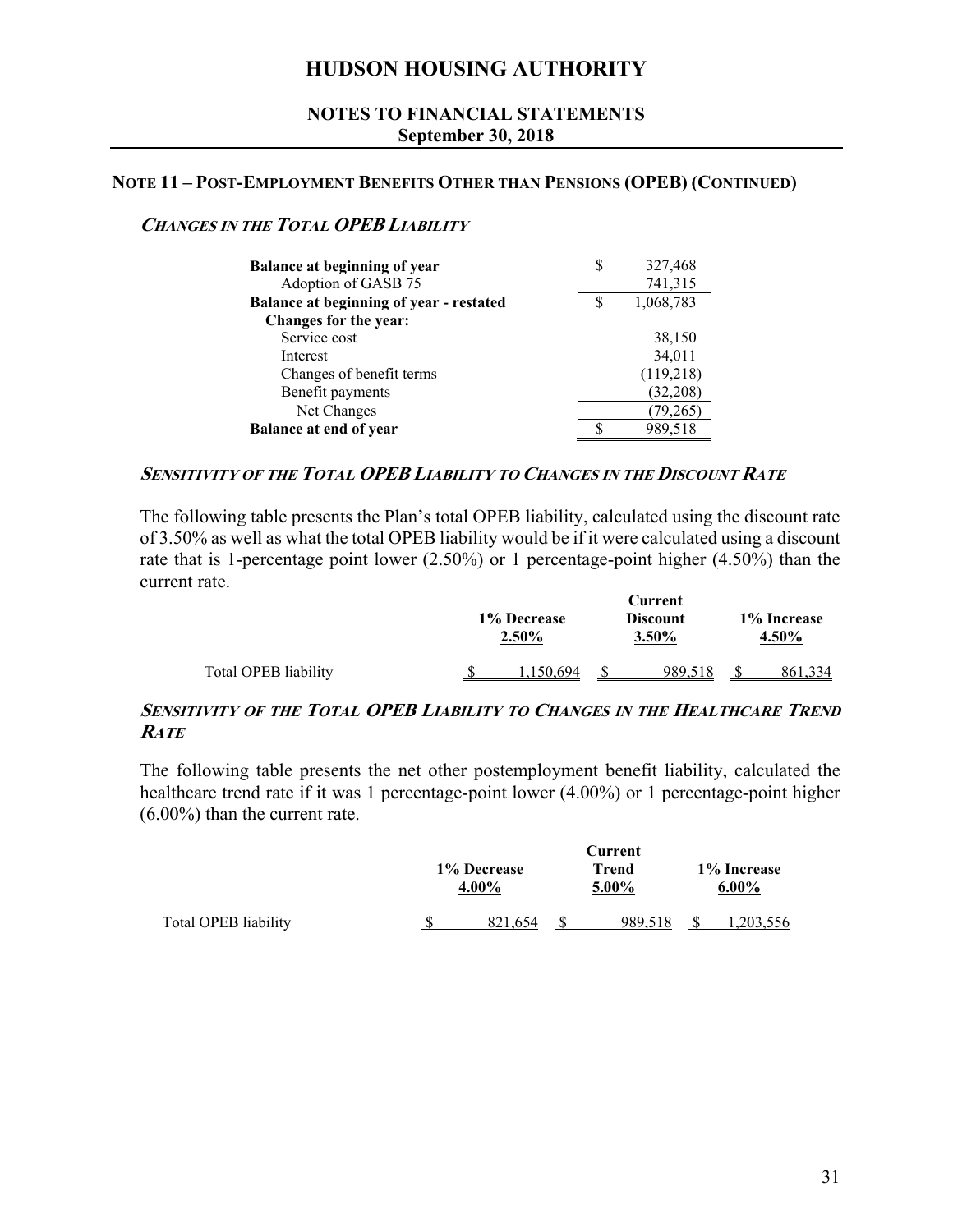# HUDSON HOUSING AUTHORITY

## NOTES TO FINANCIAL STATEMENTS
## September 30, 2018

### NOTE 11 – POST-EMPLOYMENT BENEFITS OTHER THAN PENSIONS (OPEB) (CONTINUED)

***CHANGES IN THE TOTAL OPEB LIABILITY***

| | |
|---|---|
| **Balance at beginning of year** | $ 327,468 |
| Adoption of GASB 75 | 741,315 |
| **Balance at beginning of year - restated** | $ 1,068,783 |
| **Changes for the year:** | |
| Service cost | 38,150 |
| Interest | 34,011 |
| Changes of benefit terms | (119,218) |
| Benefit payments | (32,208) |
| Net Changes | (79,265) |
| **Balance at end of year** | $ 989,518 |

***SENSITIVITY OF THE TOTAL OPEB LIABILITY TO CHANGES IN THE DISCOUNT RATE***

The following table presents the Plan's total OPEB liability, calculated using the discount rate of 3.50% as well as what the total OPEB liability would be if it were calculated using a discount rate that is 1-percentage point lower (2.50%) or 1 percentage-point higher (4.50%) than the current rate.

| | 1% Decrease 2.50% | Current Discount 3.50% | 1% Increase 4.50% |
|---|---|---|---|
| Total OPEB liability | $ 1,150,694 | $ 989,518 | $ 861,334 |

***SENSITIVITY OF THE TOTAL OPEB LIABILITY TO CHANGES IN THE HEALTHCARE TREND RATE***

The following table presents the net other postemployment benefit liability, calculated the healthcare trend rate if it was 1 percentage-point lower (4.00%) or 1 percentage-point higher (6.00%) than the current rate.

| | 1% Decrease 4.00% | Current Trend 5.00% | 1% Increase 6.00% |
|---|---|---|---|
| Total OPEB liability | $ 821,654 | $ 989,518 | $ 1,203,556 |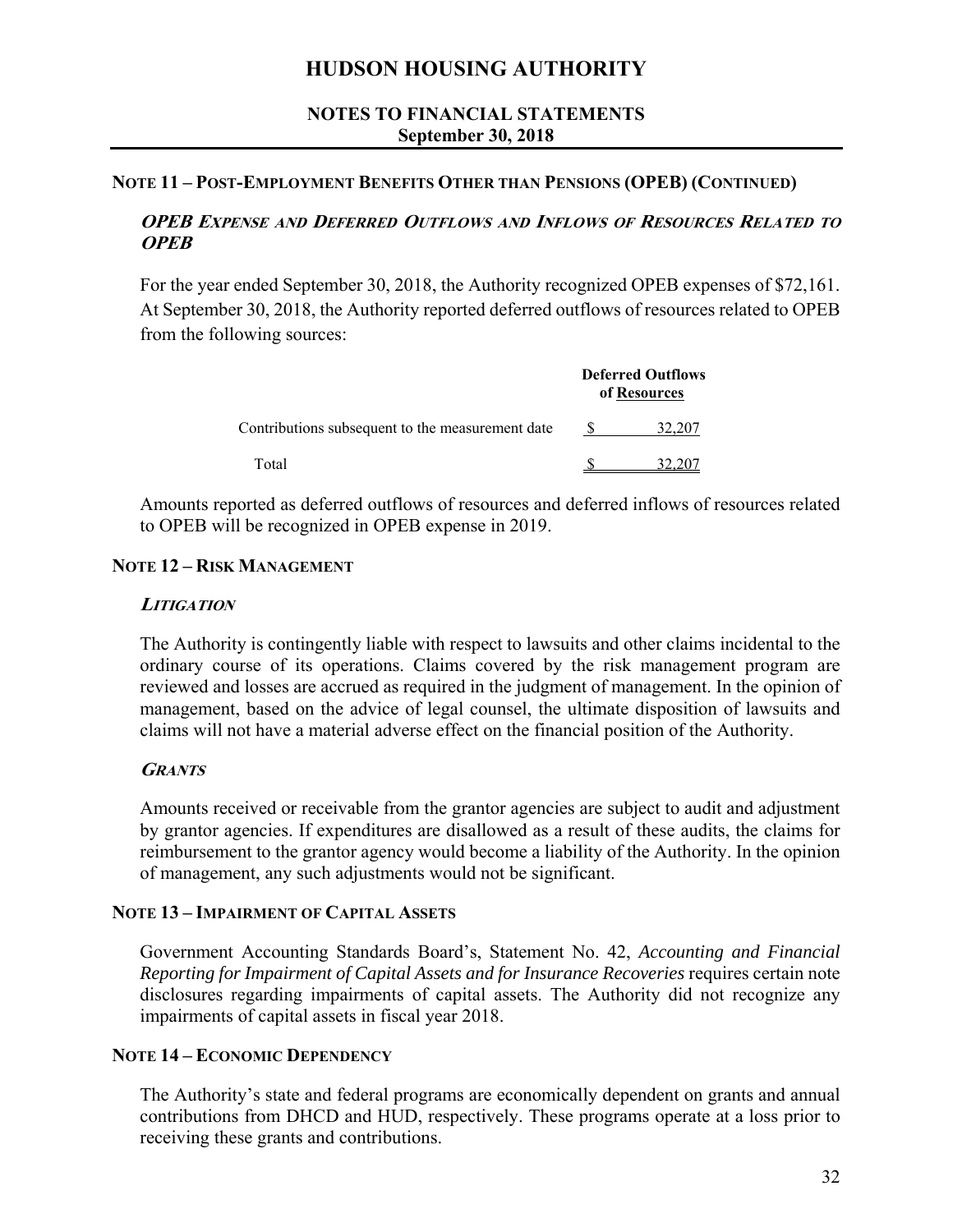# HUDSON HOUSING AUTHORITY

## NOTES TO FINANCIAL STATEMENTS
**September 30, 2018**

### NOTE 11 – POST-EMPLOYMENT BENEFITS OTHER THAN PENSIONS (OPEB) (CONTINUED)

#### *OPEB EXPENSE AND DEFERRED OUTFLOWS AND INFLOWS OF RESOURCES RELATED TO OPEB*

For the year ended September 30, 2018, the Authority recognized OPEB expenses of $72,161. At September 30, 2018, the Authority reported deferred outflows of resources related to OPEB from the following sources:

| | Deferred Outflows of Resources |
|---|---|
| Contributions subsequent to the measurement date | $ 32,207 |
| Total | $ 32,207 |

Amounts reported as deferred outflows of resources and deferred inflows of resources related to OPEB will be recognized in OPEB expense in 2019.

### NOTE 12 – RISK MANAGEMENT

#### *LITIGATION*

The Authority is contingently liable with respect to lawsuits and other claims incidental to the ordinary course of its operations. Claims covered by the risk management program are reviewed and losses are accrued as required in the judgment of management. In the opinion of management, based on the advice of legal counsel, the ultimate disposition of lawsuits and claims will not have a material adverse effect on the financial position of the Authority.

#### *GRANTS*

Amounts received or receivable from the grantor agencies are subject to audit and adjustment by grantor agencies. If expenditures are disallowed as a result of these audits, the claims for reimbursement to the grantor agency would become a liability of the Authority. In the opinion of management, any such adjustments would not be significant.

### NOTE 13 – IMPAIRMENT OF CAPITAL ASSETS

Government Accounting Standards Board's, Statement No. 42, *Accounting and Financial Reporting for Impairment of Capital Assets and for Insurance Recoveries* requires certain note disclosures regarding impairments of capital assets. The Authority did not recognize any impairments of capital assets in fiscal year 2018.

### NOTE 14 – ECONOMIC DEPENDENCY

The Authority's state and federal programs are economically dependent on grants and annual contributions from DHCD and HUD, respectively. These programs operate at a loss prior to receiving these grants and contributions.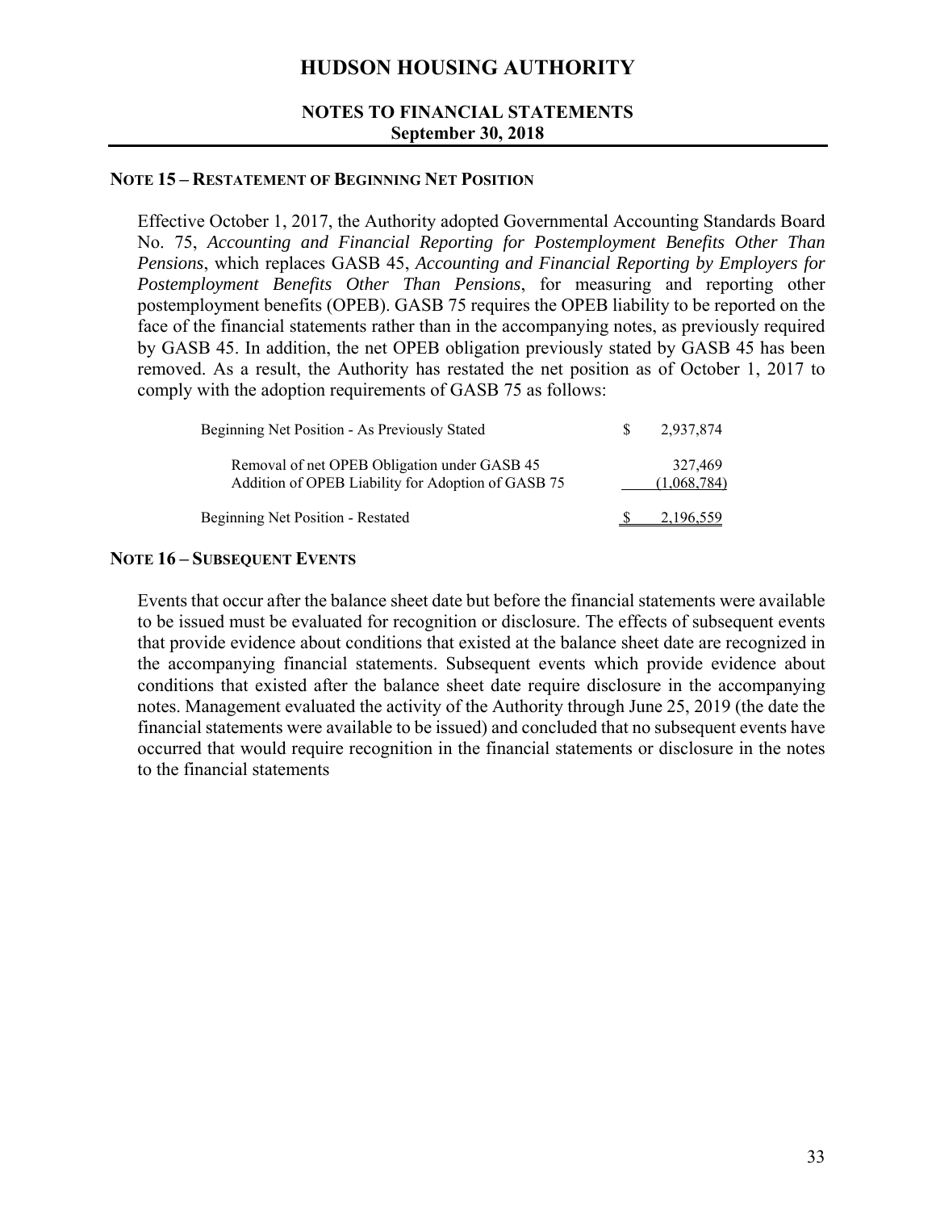## NOTE 15 – RESTATEMENT OF BEGINNING NET POSITION

Effective October 1, 2017, the Authority adopted Governmental Accounting Standards Board No. 75, *Accounting and Financial Reporting for Postemployment Benefits Other Than Pensions*, which replaces GASB 45, *Accounting and Financial Reporting by Employers for Postemployment Benefits Other Than Pensions*, for measuring and reporting other postemployment benefits (OPEB). GASB 75 requires the OPEB liability to be reported on the face of the financial statements rather than in the accompanying notes, as previously required by GASB 45. In addition, the net OPEB obligation previously stated by GASB 45 has been removed. As a result, the Authority has restated the net position as of October 1, 2017 to comply with the adoption requirements of GASB 75 as follows:

| | |
|---|---|
| Beginning Net Position - As Previously Stated | $ 2,937,874 |
| Removal of net OPEB Obligation under GASB 45 | 327,469 |
| Addition of OPEB Liability for Adoption of GASB 75 | (1,068,784) |
| Beginning Net Position - Restated | $ 2,196,559 |

## NOTE 16 – SUBSEQUENT EVENTS

Events that occur after the balance sheet date but before the financial statements were available to be issued must be evaluated for recognition or disclosure. The effects of subsequent events that provide evidence about conditions that existed at the balance sheet date are recognized in the accompanying financial statements. Subsequent events which provide evidence about conditions that existed after the balance sheet date require disclosure in the accompanying notes. Management evaluated the activity of the Authority through June 25, 2019 (the date the financial statements were available to be issued) and concluded that no subsequent events have occurred that would require recognition in the financial statements or disclosure in the notes to the financial statements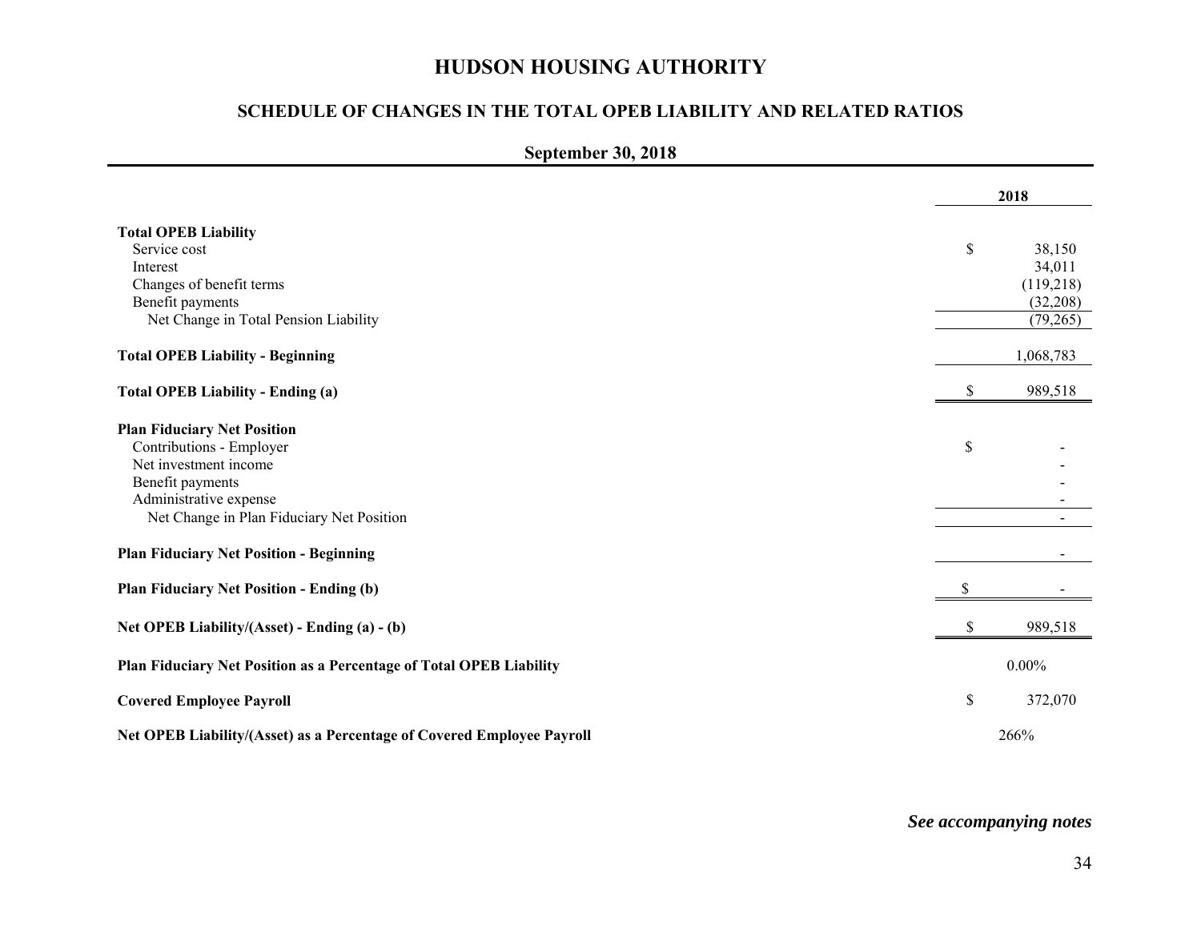# HUDSON HOUSING AUTHORITY

## SCHEDULE OF CHANGES IN THE TOTAL OPEB LIABILITY AND RELATED RATIOS

### September 30, 2018

| | 2018 |
|---|---|
| **Total OPEB Liability** | |
| Service cost | $ 38,150 |
| Interest | 34,011 |
| Changes of benefit terms | (119,218) |
| Benefit payments | (32,208) |
| Net Change in Total Pension Liability | (79,265) |
| **Total OPEB Liability - Beginning** | 1,068,783 |
| **Total OPEB Liability - Ending (a)** | $ 989,518 |
| **Plan Fiduciary Net Position** | |
| Contributions - Employer | $ - |
| Net investment income | - |
| Benefit payments | - |
| Administrative expense | - |
| Net Change in Plan Fiduciary Net Position | - |
| **Plan Fiduciary Net Position - Beginning** | - |
| **Plan Fiduciary Net Position - Ending (b)** | $ - |
| **Net OPEB Liability/(Asset) - Ending (a) - (b)** | $ 989,518 |
| **Plan Fiduciary Net Position as a Percentage of Total OPEB Liability** | 0.00% |
| **Covered Employee Payroll** | $ 372,070 |
| **Net OPEB Liability/(Asset) as a Percentage of Covered Employee Payroll** | 266% |

***See accompanying notes***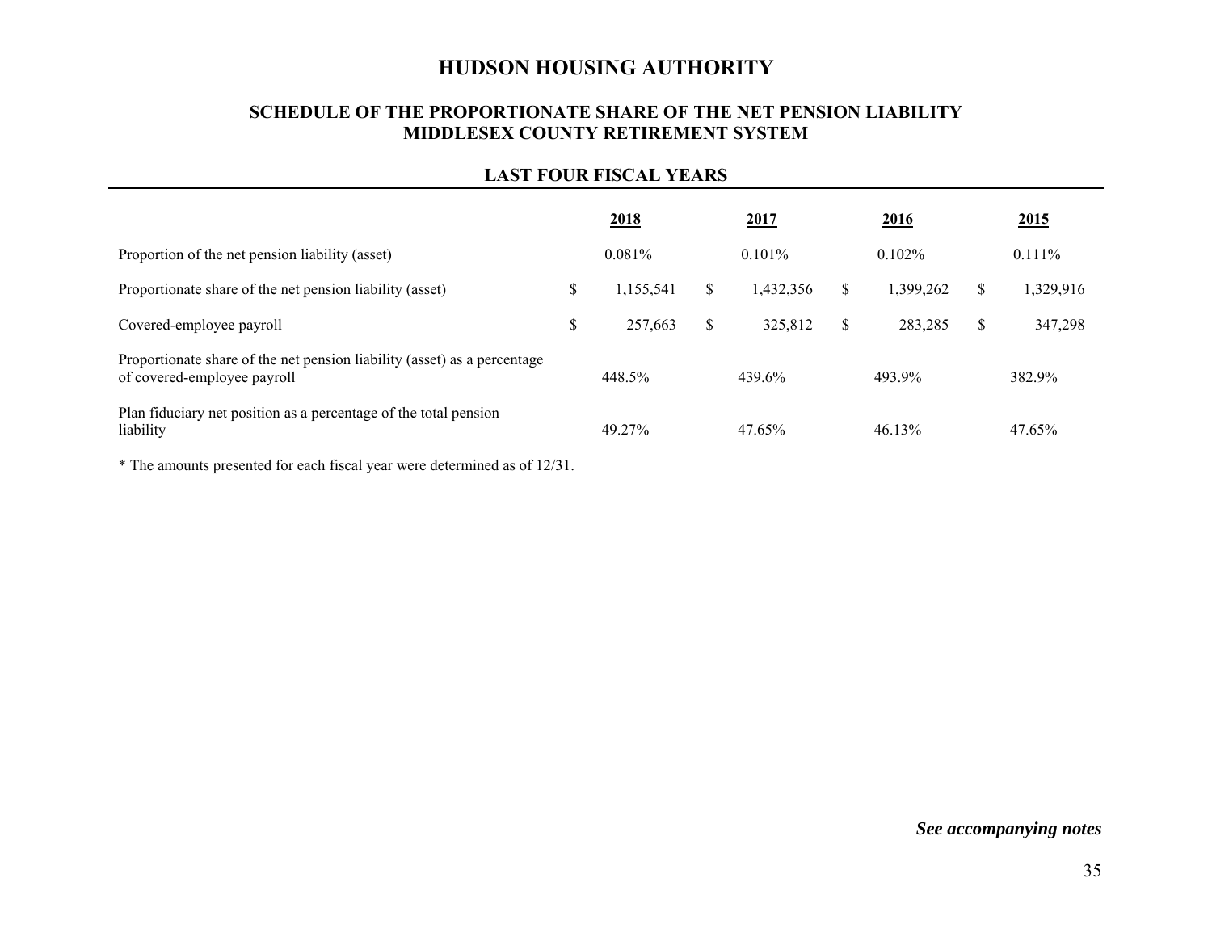# HUDSON HOUSING AUTHORITY

## SCHEDULE OF THE PROPORTIONATE SHARE OF THE NET PENSION LIABILITY MIDDLESEX COUNTY RETIREMENT SYSTEM

### LAST FOUR FISCAL YEARS

| | 2018 | 2017 | 2016 | 2015 |
|---|---|---|---|---|
| Proportion of the net pension liability (asset) | 0.081% | 0.101% | 0.102% | 0.111% |
| Proportionate share of the net pension liability (asset) | $ 1,155,541 | $ 1,432,356 | $ 1,399,262 | $ 1,329,916 |
| Covered-employee payroll | $ 257,663 | $ 325,812 | $ 283,285 | $ 347,298 |
| Proportionate share of the net pension liability (asset) as a percentage of covered-employee payroll | 448.5% | 439.6% | 493.9% | 382.9% |
| Plan fiduciary net position as a percentage of the total pension liability | 49.27% | 47.65% | 46.13% | 47.65% |

* The amounts presented for each fiscal year were determined as of 12/31.

***See accompanying notes***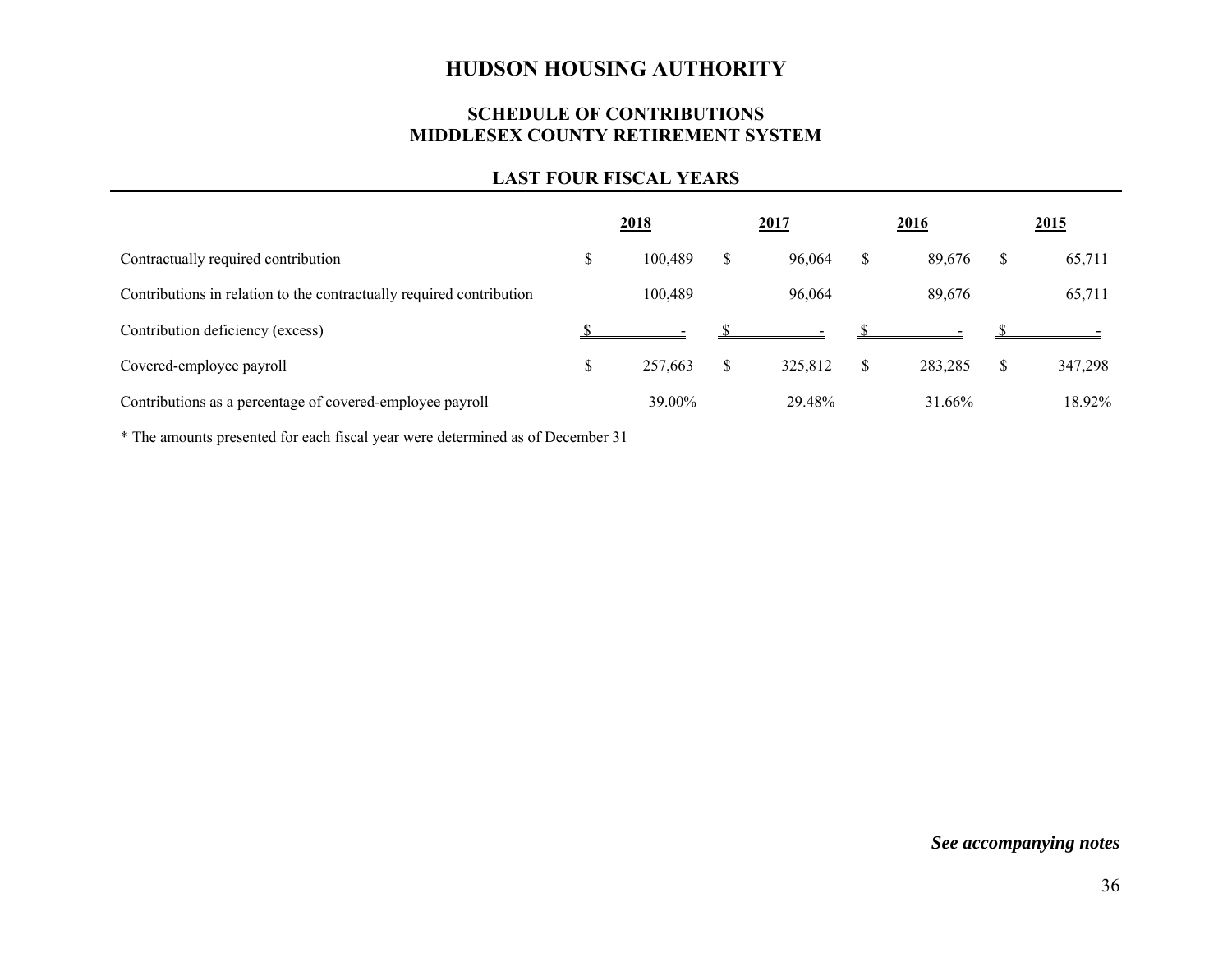# HUDSON HOUSING AUTHORITY

## SCHEDULE OF CONTRIBUTIONS
## MIDDLESEX COUNTY RETIREMENT SYSTEM

### LAST FOUR FISCAL YEARS

| | 2018 | 2017 | 2016 | 2015 |
|---|---|---|---|---|
| Contractually required contribution | $ 100,489 | $ 96,064 | $ 89,676 | $ 65,711 |
| Contributions in relation to the contractually required contribution | 100,489 | 96,064 | 89,676 | 65,711 |
| Contribution deficiency (excess) | $ - | $ - | $ - | $ - |
| Covered-employee payroll | $ 257,663 | $ 325,812 | $ 283,285 | $ 347,298 |
| Contributions as a percentage of covered-employee payroll | 39.00% | 29.48% | 31.66% | 18.92% |

* The amounts presented for each fiscal year were determined as of December 31

*See accompanying notes*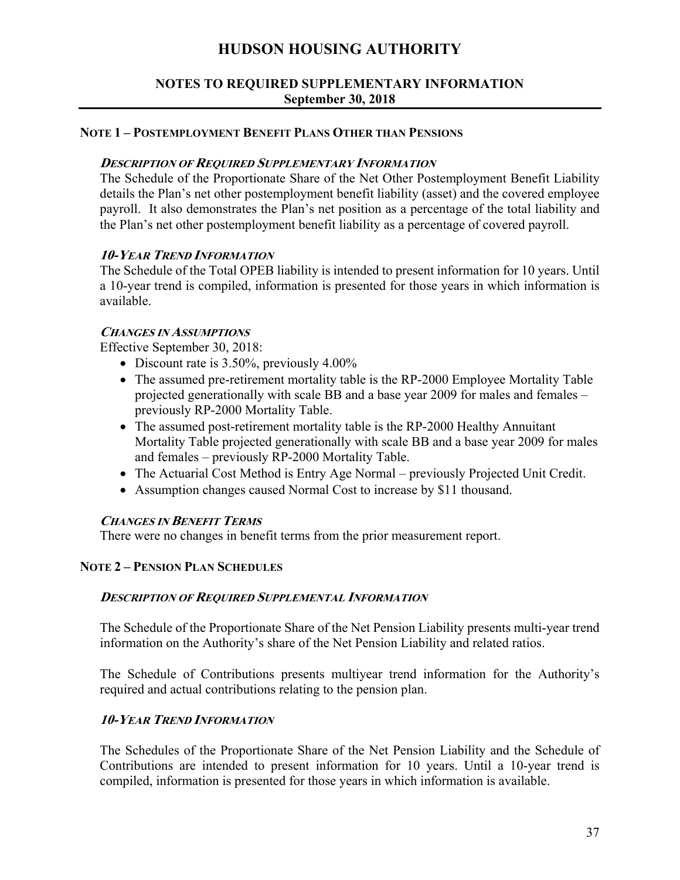# HUDSON HOUSING AUTHORITY

## NOTES TO REQUIRED SUPPLEMENTARY INFORMATION
**September 30, 2018**

### NOTE 1 – POSTEMPLOYMENT BENEFIT PLANS OTHER THAN PENSIONS

***DESCRIPTION OF REQUIRED SUPPLEMENTARY INFORMATION***

The Schedule of the Proportionate Share of the Net Other Postemployment Benefit Liability details the Plan's net other postemployment benefit liability (asset) and the covered employee payroll. It also demonstrates the Plan's net position as a percentage of the total liability and the Plan's net other postemployment benefit liability as a percentage of covered payroll.

***10-YEAR TREND INFORMATION***

The Schedule of the Total OPEB liability is intended to present information for 10 years. Until a 10-year trend is compiled, information is presented for those years in which information is available.

***CHANGES IN ASSUMPTIONS***

Effective September 30, 2018:

- Discount rate is 3.50%, previously 4.00%
- The assumed pre-retirement mortality table is the RP-2000 Employee Mortality Table projected generationally with scale BB and a base year 2009 for males and females – previously RP-2000 Mortality Table.
- The assumed post-retirement mortality table is the RP-2000 Healthy Annuitant Mortality Table projected generationally with scale BB and a base year 2009 for males and females – previously RP-2000 Mortality Table.
- The Actuarial Cost Method is Entry Age Normal – previously Projected Unit Credit.
- Assumption changes caused Normal Cost to increase by $11 thousand.

***CHANGES IN BENEFIT TERMS***

There were no changes in benefit terms from the prior measurement report.

### NOTE 2 – PENSION PLAN SCHEDULES

***DESCRIPTION OF REQUIRED SUPPLEMENTAL INFORMATION***

The Schedule of the Proportionate Share of the Net Pension Liability presents multi-year trend information on the Authority's share of the Net Pension Liability and related ratios.

The Schedule of Contributions presents multiyear trend information for the Authority's required and actual contributions relating to the pension plan.

***10-YEAR TREND INFORMATION***

The Schedules of the Proportionate Share of the Net Pension Liability and the Schedule of Contributions are intended to present information for 10 years. Until a 10-year trend is compiled, information is presented for those years in which information is available.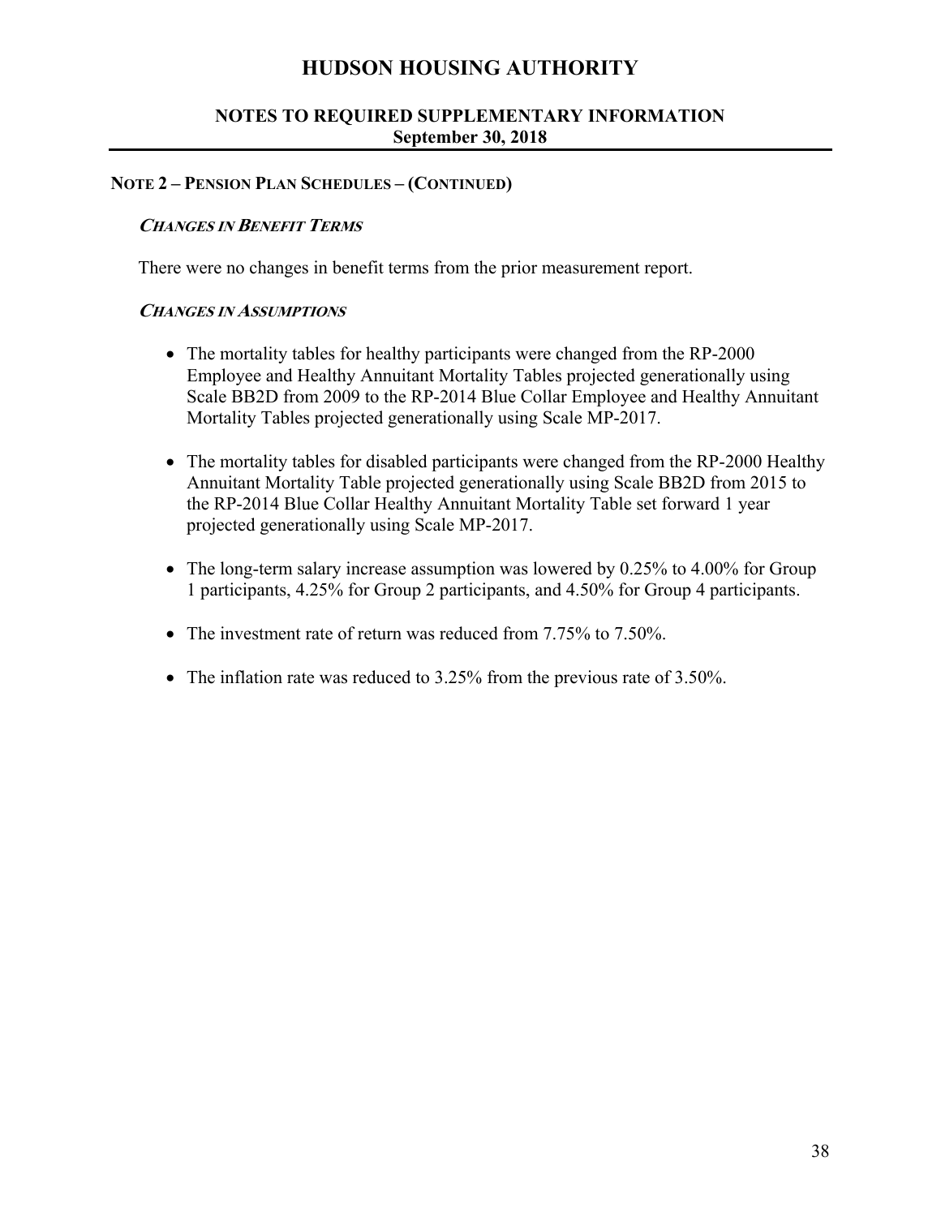# HUDSON HOUSING AUTHORITY

## NOTES TO REQUIRED SUPPLEMENTARY INFORMATION
## September 30, 2018

### NOTE 2 – PENSION PLAN SCHEDULES – (CONTINUED)

#### *CHANGES IN BENEFIT TERMS*

There were no changes in benefit terms from the prior measurement report.

#### *CHANGES IN ASSUMPTIONS*

- The mortality tables for healthy participants were changed from the RP-2000 Employee and Healthy Annuitant Mortality Tables projected generationally using Scale BB2D from 2009 to the RP-2014 Blue Collar Employee and Healthy Annuitant Mortality Tables projected generationally using Scale MP-2017.

- The mortality tables for disabled participants were changed from the RP-2000 Healthy Annuitant Mortality Table projected generationally using Scale BB2D from 2015 to the RP-2014 Blue Collar Healthy Annuitant Mortality Table set forward 1 year projected generationally using Scale MP-2017.

- The long-term salary increase assumption was lowered by 0.25% to 4.00% for Group 1 participants, 4.25% for Group 2 participants, and 4.50% for Group 4 participants.

- The investment rate of return was reduced from 7.75% to 7.50%.

- The inflation rate was reduced to 3.25% from the previous rate of 3.50%.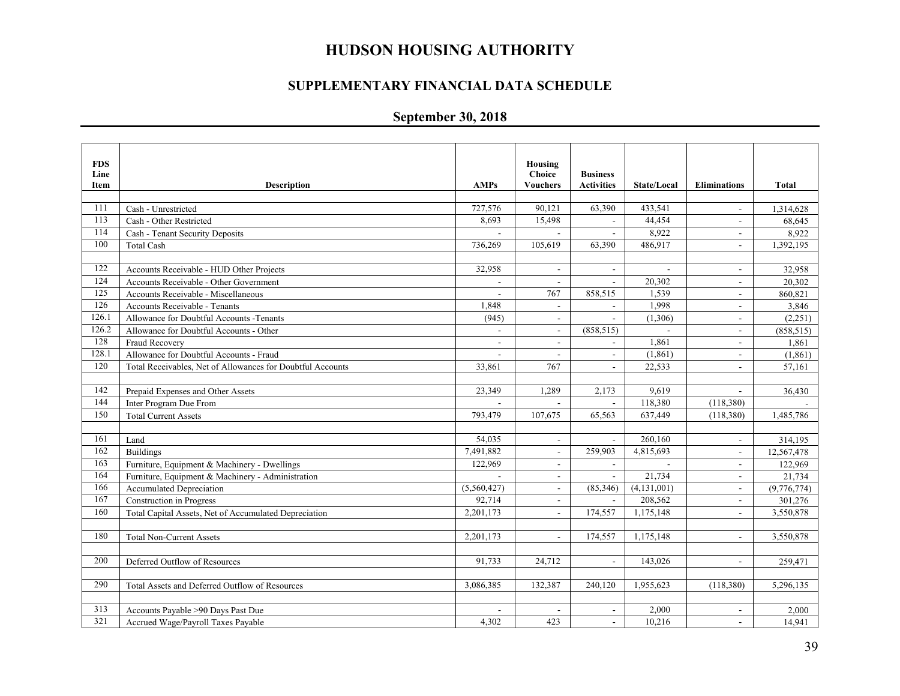# HUDSON HOUSING AUTHORITY

## SUPPLEMENTARY FINANCIAL DATA SCHEDULE

## September 30, 2018

| FDS Line Item | Description | AMPs | Housing Choice Vouchers | Business Activities | State/Local | Eliminations | Total |
|---|---|---|---|---|---|---|---|
| 111 | Cash - Unrestricted | 727,576 | 90,121 | 63,390 | 433,541 | - | 1,314,628 |
| 113 | Cash - Other Restricted | 8,693 | 15,498 | - | 44,454 | - | 68,645 |
| 114 | Cash - Tenant Security Deposits | - | - | - | 8,922 | - | 8,922 |
| 100 | Total Cash | 736,269 | 105,619 | 63,390 | 486,917 | - | 1,392,195 |
| | | | | | | | |
| 122 | Accounts Receivable - HUD Other Projects | 32,958 | - | - | - | - | 32,958 |
| 124 | Accounts Receivable - Other Government | - | - | - | 20,302 | - | 20,302 |
| 125 | Accounts Receivable - Miscellaneous | - | 767 | 858,515 | 1,539 | - | 860,821 |
| 126 | Accounts Receivable - Tenants | 1,848 | - | - | 1,998 | - | 3,846 |
| 126.1 | Allowance for Doubtful Accounts -Tenants | (945) | - | - | (1,306) | - | (2,251) |
| 126.2 | Allowance for Doubtful Accounts - Other | - | - | (858,515) | - | - | (858,515) |
| 128 | Fraud Recovery | - | - | - | 1,861 | - | 1,861 |
| 128.1 | Allowance for Doubtful Accounts - Fraud | - | - | - | (1,861) | - | (1,861) |
| 120 | Total Receivables, Net of Allowances for Doubtful Accounts | 33,861 | 767 | - | 22,533 | - | 57,161 |
| | | | | | | | |
| 142 | Prepaid Expenses and Other Assets | 23,349 | 1,289 | 2,173 | 9,619 | - | 36,430 |
| 144 | Inter Program Due From | - | - | - | 118,380 | (118,380) | - |
| 150 | Total Current Assets | 793,479 | 107,675 | 65,563 | 637,449 | (118,380) | 1,485,786 |
| | | | | | | | |
| 161 | Land | 54,035 | - | - | 260,160 | - | 314,195 |
| 162 | Buildings | 7,491,882 | - | 259,903 | 4,815,693 | - | 12,567,478 |
| 163 | Furniture, Equipment & Machinery - Dwellings | 122,969 | - | - | - | - | 122,969 |
| 164 | Furniture, Equipment & Machinery - Administration | - | - | - | 21,734 | - | 21,734 |
| 166 | Accumulated Depreciation | (5,560,427) | - | (85,346) | (4,131,001) | - | (9,776,774) |
| 167 | Construction in Progress | 92,714 | - | - | 208,562 | - | 301,276 |
| 160 | Total Capital Assets, Net of Accumulated Depreciation | 2,201,173 | - | 174,557 | 1,175,148 | - | 3,550,878 |
| | | | | | | | |
| 180 | Total Non-Current Assets | 2,201,173 | - | 174,557 | 1,175,148 | - | 3,550,878 |
| | | | | | | | |
| 200 | Deferred Outflow of Resources | 91,733 | 24,712 | - | 143,026 | - | 259,471 |
| | | | | | | | |
| 290 | Total Assets and Deferred Outflow of Resources | 3,086,385 | 132,387 | 240,120 | 1,955,623 | (118,380) | 5,296,135 |
| | | | | | | | |
| 313 | Accounts Payable >90 Days Past Due | - | - | - | 2,000 | - | 2,000 |
| 321 | Accrued Wage/Payroll Taxes Payable | 4,302 | 423 | - | 10,216 | - | 14,941 |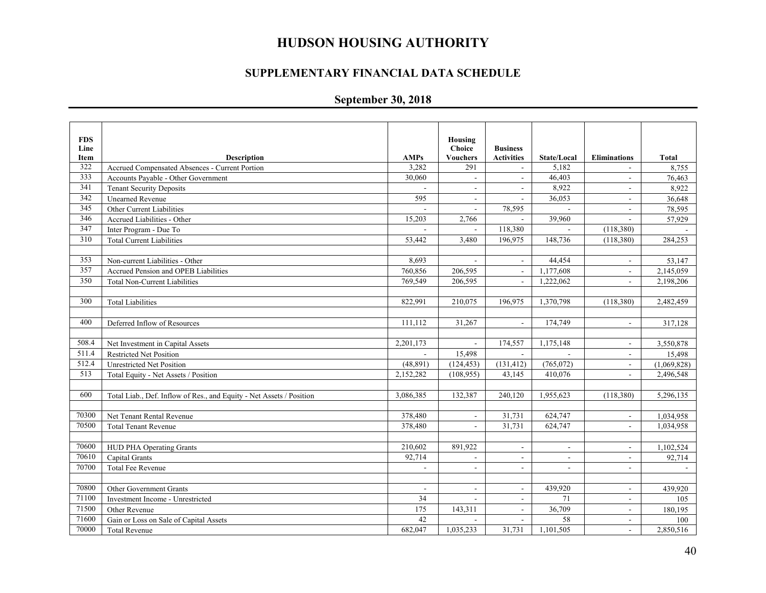# HUDSON HOUSING AUTHORITY

## SUPPLEMENTARY FINANCIAL DATA SCHEDULE

## September 30, 2018

| FDS Line Item | Description | AMPs | Housing Choice Vouchers | Business Activities | State/Local | Eliminations | Total |
|---|---|---|---|---|---|---|---|
| 322 | Accrued Compensated Absences - Current Portion | 3,282 | 291 | - | 5,182 | - | 8,755 |
| 333 | Accounts Payable - Other Government | 30,060 | - | - | 46,403 | - | 76,463 |
| 341 | Tenant Security Deposits | - | - | - | 8,922 | - | 8,922 |
| 342 | Unearned Revenue | 595 | - | - | 36,053 | - | 36,648 |
| 345 | Other Current Liabilities | - | - | 78,595 | - | - | 78,595 |
| 346 | Accrued Liabilities - Other | 15,203 | 2,766 | - | 39,960 | - | 57,929 |
| 347 | Inter Program - Due To | - | - | 118,380 | - | (118,380) | - |
| 310 | Total Current Liabilities | 53,442 | 3,480 | 196,975 | 148,736 | (118,380) | 284,253 |
| | | | | | | | |
| 353 | Non-current Liabilities - Other | 8,693 | - | - | 44,454 | - | 53,147 |
| 357 | Accrued Pension and OPEB Liabilities | 760,856 | 206,595 | - | 1,177,608 | - | 2,145,059 |
| 350 | Total Non-Current Liabilities | 769,549 | 206,595 | - | 1,222,062 | - | 2,198,206 |
| | | | | | | | |
| 300 | Total Liabilities | 822,991 | 210,075 | 196,975 | 1,370,798 | (118,380) | 2,482,459 |
| | | | | | | | |
| 400 | Deferred Inflow of Resources | 111,112 | 31,267 | - | 174,749 | - | 317,128 |
| | | | | | | | |
| 508.4 | Net Investment in Capital Assets | 2,201,173 | - | 174,557 | 1,175,148 | - | 3,550,878 |
| 511.4 | Restricted Net Position | - | 15,498 | - | - | - | 15,498 |
| 512.4 | Unrestricted Net Position | (48,891) | (124,453) | (131,412) | (765,072) | - | (1,069,828) |
| 513 | Total Equity - Net Assets / Position | 2,152,282 | (108,955) | 43,145 | 410,076 | - | 2,496,548 |
| | | | | | | | |
| 600 | Total Liab., Def. Inflow of Res., and Equity - Net Assets / Position | 3,086,385 | 132,387 | 240,120 | 1,955,623 | (118,380) | 5,296,135 |
| | | | | | | | |
| 70300 | Net Tenant Rental Revenue | 378,480 | - | 31,731 | 624,747 | - | 1,034,958 |
| 70500 | Total Tenant Revenue | 378,480 | - | 31,731 | 624,747 | - | 1,034,958 |
| | | | | | | | |
| 70600 | HUD PHA Operating Grants | 210,602 | 891,922 | - | - | - | 1,102,524 |
| 70610 | Capital Grants | 92,714 | - | - | - | - | 92,714 |
| 70700 | Total Fee Revenue | - | - | - | - | - | - |
| | | | | | | | |
| 70800 | Other Government Grants | - | - | - | 439,920 | - | 439,920 |
| 71100 | Investment Income - Unrestricted | 34 | - | - | 71 | - | 105 |
| 71500 | Other Revenue | 175 | 143,311 | - | 36,709 | - | 180,195 |
| 71600 | Gain or Loss on Sale of Capital Assets | 42 | - | - | 58 | - | 100 |
| 70000 | Total Revenue | 682,047 | 1,035,233 | 31,731 | 1,101,505 | - | 2,850,516 |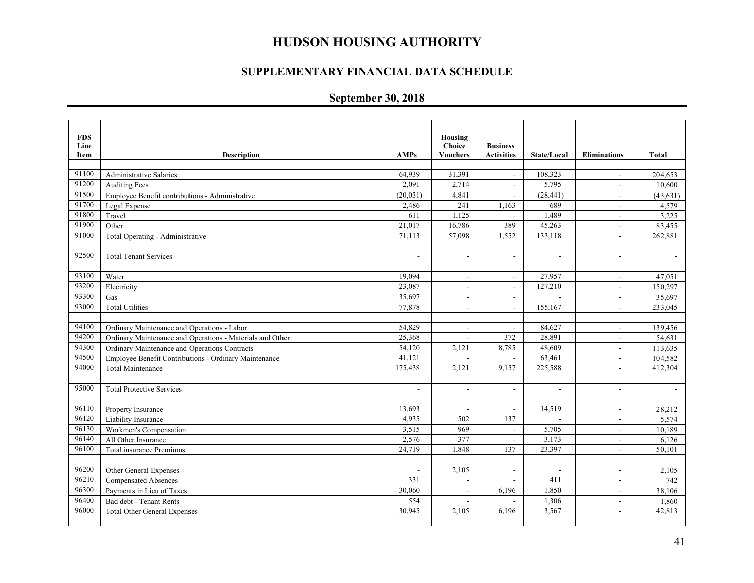# HUDSON HOUSING AUTHORITY

## SUPPLEMENTARY FINANCIAL DATA SCHEDULE

### September 30, 2018

| FDS Line Item | Description | AMPs | Housing Choice Vouchers | Business Activities | State/Local | Eliminations | Total |
|---|---|---|---|---|---|---|---|
| 91100 | Administrative Salaries | 64,939 | 31,391 | - | 108,323 | - | 204,653 |
| 91200 | Auditing Fees | 2,091 | 2,714 | - | 5,795 | - | 10,600 |
| 91500 | Employee Benefit contributions - Administrative | (20,031) | 4,841 | - | (28,441) | - | (43,631) |
| 91700 | Legal Expense | 2,486 | 241 | 1,163 | 689 | - | 4,579 |
| 91800 | Travel | 611 | 1,125 | - | 1,489 | - | 3,225 |
| 91900 | Other | 21,017 | 16,786 | 389 | 45,263 | - | 83,455 |
| 91000 | Total Operating - Administrative | 71,113 | 57,098 | 1,552 | 133,118 | - | 262,881 |
| | | | | | | | |
| 92500 | Total Tenant Services | - | - | - | - | - | - |
| | | | | | | | |
| 93100 | Water | 19,094 | - | - | 27,957 | - | 47,051 |
| 93200 | Electricity | 23,087 | - | - | 127,210 | - | 150,297 |
| 93300 | Gas | 35,697 | - | - | - | - | 35,697 |
| 93000 | Total Utilities | 77,878 | - | - | 155,167 | - | 233,045 |
| | | | | | | | |
| 94100 | Ordinary Maintenance and Operations - Labor | 54,829 | - | - | 84,627 | - | 139,456 |
| 94200 | Ordinary Maintenance and Operations - Materials and Other | 25,368 | - | 372 | 28,891 | - | 54,631 |
| 94300 | Ordinary Maintenance and Operations Contracts | 54,120 | 2,121 | 8,785 | 48,609 | - | 113,635 |
| 94500 | Employee Benefit Contributions - Ordinary Maintenance | 41,121 | - | - | 63,461 | - | 104,582 |
| 94000 | Total Maintenance | 175,438 | 2,121 | 9,157 | 225,588 | - | 412,304 |
| | | | | | | | |
| 95000 | Total Protective Services | - | - | - | - | - | - |
| | | | | | | | |
| 96110 | Property Insurance | 13,693 | - | - | 14,519 | - | 28,212 |
| 96120 | Liability Insurance | 4,935 | 502 | 137 | - | - | 5,574 |
| 96130 | Workmen's Compensation | 3,515 | 969 | - | 5,705 | - | 10,189 |
| 96140 | All Other Insurance | 2,576 | 377 | - | 3,173 | - | 6,126 |
| 96100 | Total insurance Premiums | 24,719 | 1,848 | 137 | 23,397 | - | 50,101 |
| | | | | | | | |
| 96200 | Other General Expenses | - | 2,105 | - | - | - | 2,105 |
| 96210 | Compensated Absences | 331 | - | - | 411 | - | 742 |
| 96300 | Payments in Lieu of Taxes | 30,060 | - | 6,196 | 1,850 | - | 38,106 |
| 96400 | Bad debt - Tenant Rents | 554 | - | - | 1,306 | - | 1,860 |
| 96000 | Total Other General Expenses | 30,945 | 2,105 | 6,196 | 3,567 | - | 42,813 |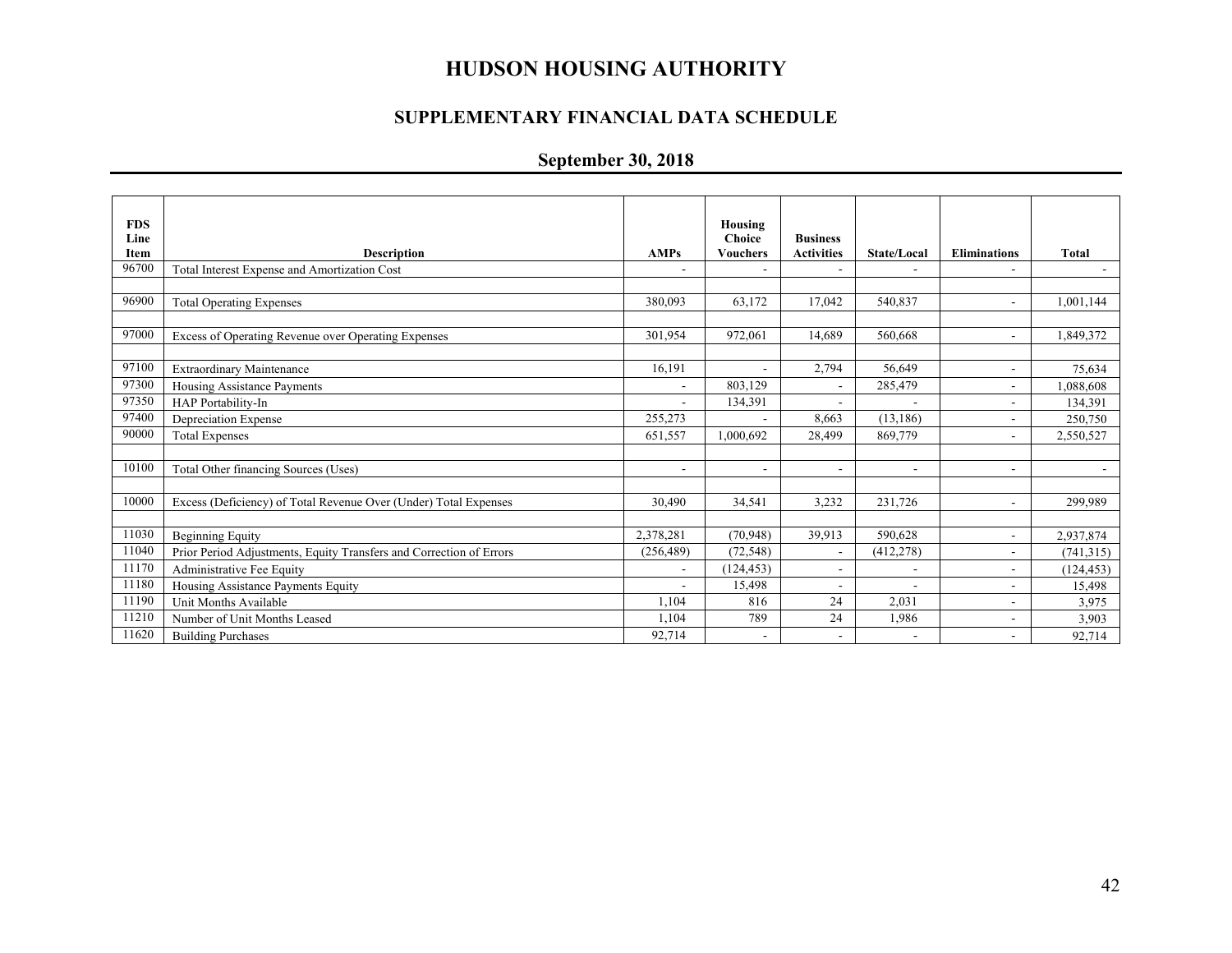# HUDSON HOUSING AUTHORITY

## SUPPLEMENTARY FINANCIAL DATA SCHEDULE

### September 30, 2018

| FDS Line Item | Description | AMPs | Housing Choice Vouchers | Business Activities | State/Local | Eliminations | Total |
|---|---|---|---|---|---|---|---|
| 96700 | Total Interest Expense and Amortization Cost | - | - | - | - | - | - |
| | | | | | | | |
| 96900 | Total Operating Expenses | 380,093 | 63,172 | 17,042 | 540,837 | - | 1,001,144 |
| | | | | | | | |
| 97000 | Excess of Operating Revenue over Operating Expenses | 301,954 | 972,061 | 14,689 | 560,668 | - | 1,849,372 |
| | | | | | | | |
| 97100 | Extraordinary Maintenance | 16,191 | - | 2,794 | 56,649 | - | 75,634 |
| 97300 | Housing Assistance Payments | - | 803,129 | - | 285,479 | - | 1,088,608 |
| 97350 | HAP Portability-In | - | 134,391 | - | - | - | 134,391 |
| 97400 | Depreciation Expense | 255,273 | - | 8,663 | (13,186) | - | 250,750 |
| 90000 | Total Expenses | 651,557 | 1,000,692 | 28,499 | 869,779 | - | 2,550,527 |
| | | | | | | | |
| 10100 | Total Other financing Sources (Uses) | - | - | - | - | - | - |
| | | | | | | | |
| 10000 | Excess (Deficiency) of Total Revenue Over (Under) Total Expenses | 30,490 | 34,541 | 3,232 | 231,726 | - | 299,989 |
| | | | | | | | |
| 11030 | Beginning Equity | 2,378,281 | (70,948) | 39,913 | 590,628 | - | 2,937,874 |
| 11040 | Prior Period Adjustments, Equity Transfers and Correction of Errors | (256,489) | (72,548) | - | (412,278) | - | (741,315) |
| 11170 | Administrative Fee Equity | - | (124,453) | - | - | - | (124,453) |
| 11180 | Housing Assistance Payments Equity | - | 15,498 | - | - | - | 15,498 |
| 11190 | Unit Months Available | 1,104 | 816 | 24 | 2,031 | - | 3,975 |
| 11210 | Number of Unit Months Leased | 1,104 | 789 | 24 | 1,986 | - | 3,903 |
| 11620 | Building Purchases | 92,714 | - | - | - | - | 92,714 |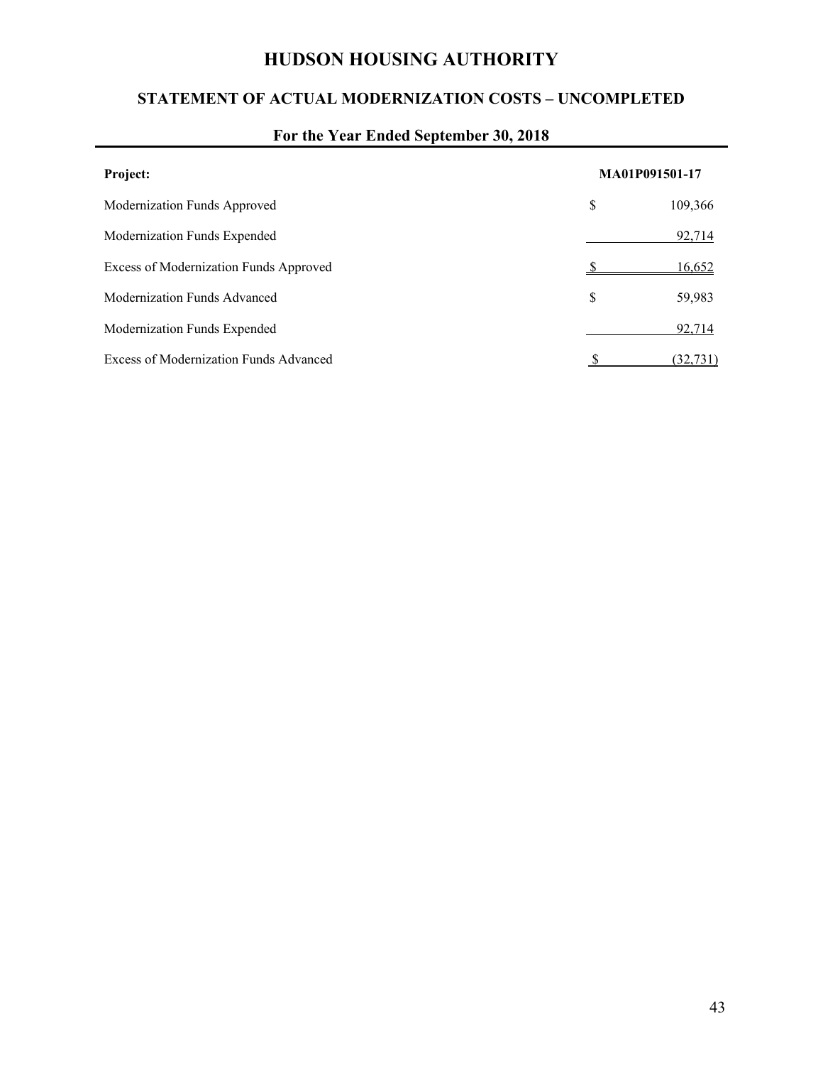# HUDSON HOUSING AUTHORITY

## STATEMENT OF ACTUAL MODERNIZATION COSTS – UNCOMPLETED

### For the Year Ended September 30, 2018

| Project: | MA01P091501-17 |
|---|---|
| Modernization Funds Approved | $ 109,366 |
| Modernization Funds Expended | 92,714 |
| Excess of Modernization Funds Approved | $ 16,652 |
| Modernization Funds Advanced | $ 59,983 |
| Modernization Funds Expended | 92,714 |
| Excess of Modernization Funds Advanced | $ (32,731) |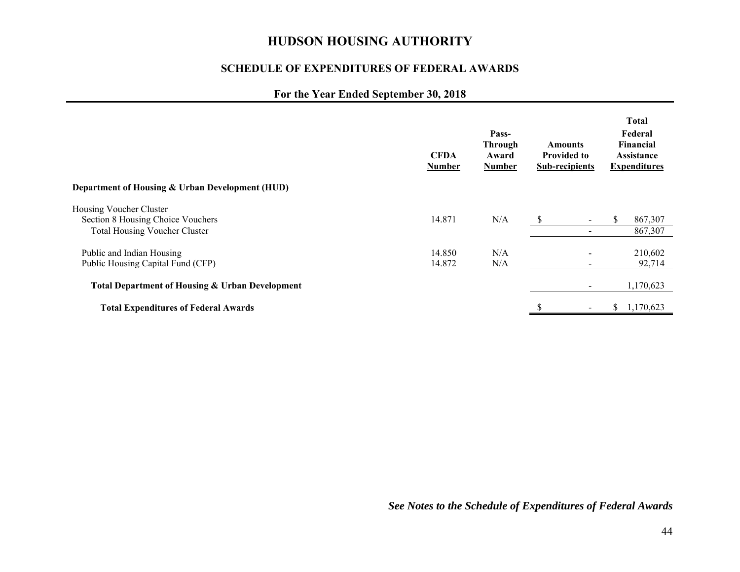# HUDSON HOUSING AUTHORITY

## SCHEDULE OF EXPENDITURES OF FEDERAL AWARDS

### For the Year Ended September 30, 2018

| | CFDA Number | Pass-Through Award Number | Amounts Provided to Sub-recipients | Total Federal Financial Assistance Expenditures |
|---|---|---|---|---|
| **Department of Housing & Urban Development (HUD)** | | | | |
| Housing Voucher Cluster | | | | |
| Section 8 Housing Choice Vouchers | 14.871 | N/A | $ - | $ 867,307 |
| Total Housing Voucher Cluster | | | - | 867,307 |
| Public and Indian Housing | 14.850 | N/A | - | 210,602 |
| Public Housing Capital Fund (CFP) | 14.872 | N/A | - | 92,714 |
| **Total Department of Housing & Urban Development** | | | - | 1,170,623 |
| **Total Expenditures of Federal Awards** | | | $ - | $ 1,170,623 |

***See Notes to the Schedule of Expenditures of Federal Awards***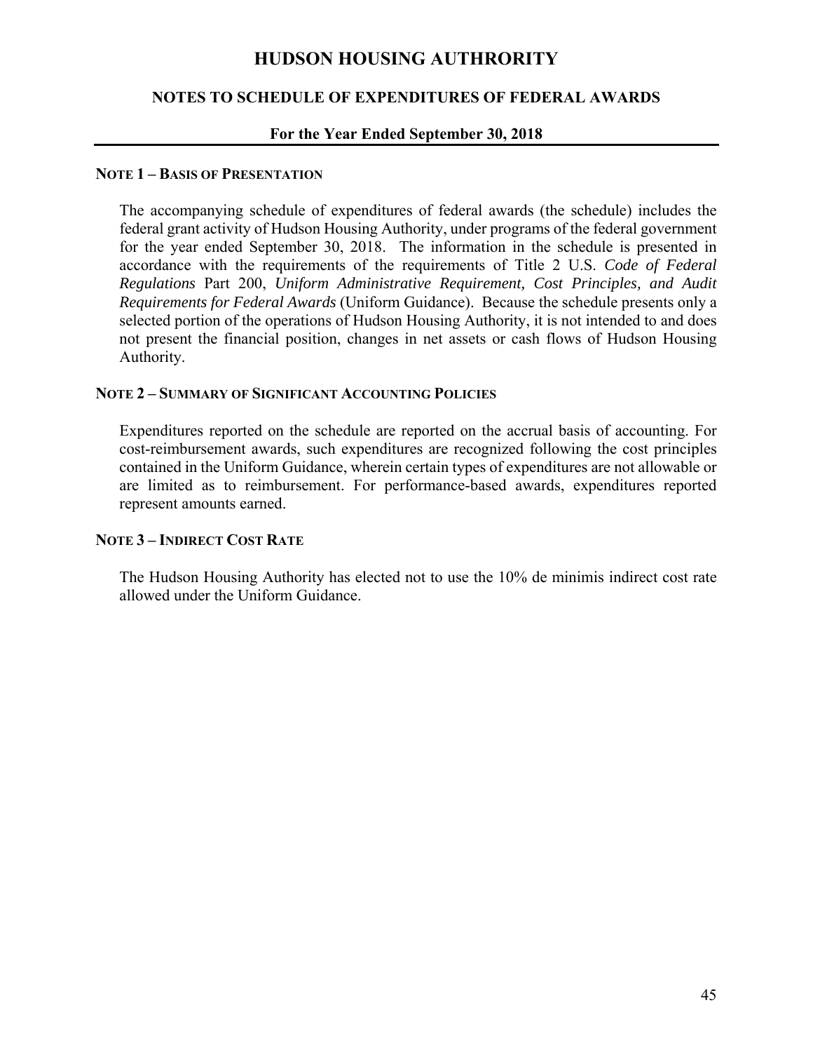# HUDSON HOUSING AUTHRORITY

## NOTES TO SCHEDULE OF EXPENDITURES OF FEDERAL AWARDS

### For the Year Ended September 30, 2018

**NOTE 1 – BASIS OF PRESENTATION**

The accompanying schedule of expenditures of federal awards (the schedule) includes the federal grant activity of Hudson Housing Authority, under programs of the federal government for the year ended September 30, 2018. The information in the schedule is presented in accordance with the requirements of the requirements of Title 2 U.S. *Code of Federal Regulations* Part 200, *Uniform Administrative Requirement, Cost Principles, and Audit Requirements for Federal Awards* (Uniform Guidance). Because the schedule presents only a selected portion of the operations of Hudson Housing Authority, it is not intended to and does not present the financial position, changes in net assets or cash flows of Hudson Housing Authority.

**NOTE 2 – SUMMARY OF SIGNIFICANT ACCOUNTING POLICIES**

Expenditures reported on the schedule are reported on the accrual basis of accounting. For cost-reimbursement awards, such expenditures are recognized following the cost principles contained in the Uniform Guidance, wherein certain types of expenditures are not allowable or are limited as to reimbursement. For performance-based awards, expenditures reported represent amounts earned.

**NOTE 3 – INDIRECT COST RATE**

The Hudson Housing Authority has elected not to use the 10% de minimis indirect cost rate allowed under the Uniform Guidance.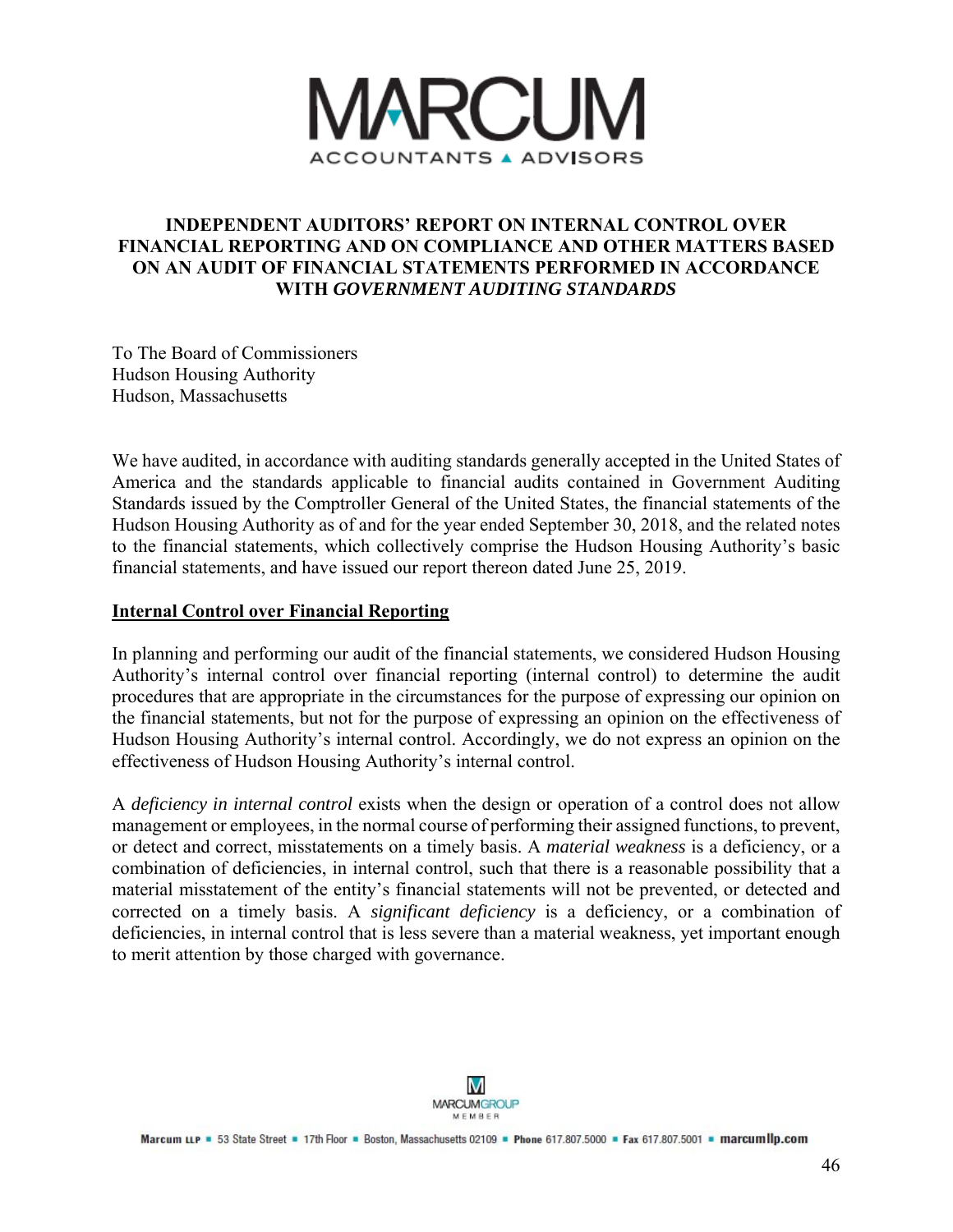MARCUM
ACCOUNTANTS ▲ ADVISORS

# INDEPENDENT AUDITORS' REPORT ON INTERNAL CONTROL OVER FINANCIAL REPORTING AND ON COMPLIANCE AND OTHER MATTERS BASED ON AN AUDIT OF FINANCIAL STATEMENTS PERFORMED IN ACCORDANCE WITH *GOVERNMENT AUDITING STANDARDS*

To The Board of Commissioners
Hudson Housing Authority
Hudson, Massachusetts

We have audited, in accordance with auditing standards generally accepted in the United States of America and the standards applicable to financial audits contained in Government Auditing Standards issued by the Comptroller General of the United States, the financial statements of the Hudson Housing Authority as of and for the year ended September 30, 2018, and the related notes to the financial statements, which collectively comprise the Hudson Housing Authority's basic financial statements, and have issued our report thereon dated June 25, 2019.

## Internal Control over Financial Reporting

In planning and performing our audit of the financial statements, we considered Hudson Housing Authority's internal control over financial reporting (internal control) to determine the audit procedures that are appropriate in the circumstances for the purpose of expressing our opinion on the financial statements, but not for the purpose of expressing an opinion on the effectiveness of Hudson Housing Authority's internal control. Accordingly, we do not express an opinion on the effectiveness of Hudson Housing Authority's internal control.

A *deficiency in internal control* exists when the design or operation of a control does not allow management or employees, in the normal course of performing their assigned functions, to prevent, or detect and correct, misstatements on a timely basis. A *material weakness* is a deficiency, or a combination of deficiencies, in internal control, such that there is a reasonable possibility that a material misstatement of the entity's financial statements will not be prevented, or detected and corrected on a timely basis. A *significant deficiency* is a deficiency, or a combination of deficiencies, in internal control that is less severe than a material weakness, yet important enough to merit attention by those charged with governance.

MARCUMGROUP MEMBER

Marcum LLP ▪ 53 State Street ▪ 17th Floor ▪ Boston, Massachusetts 02109 ▪ Phone 617.807.5000 ▪ Fax 617.807.5001 ▪ marcumllp.com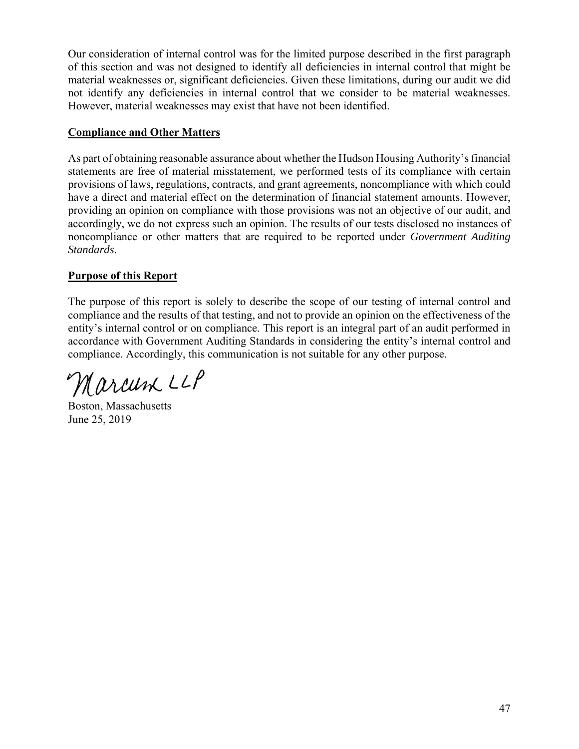Our consideration of internal control was for the limited purpose described in the first paragraph of this section and was not designed to identify all deficiencies in internal control that might be material weaknesses or, significant deficiencies. Given these limitations, during our audit we did not identify any deficiencies in internal control that we consider to be material weaknesses. However, material weaknesses may exist that have not been identified.

**Compliance and Other Matters**

As part of obtaining reasonable assurance about whether the Hudson Housing Authority's financial statements are free of material misstatement, we performed tests of its compliance with certain provisions of laws, regulations, contracts, and grant agreements, noncompliance with which could have a direct and material effect on the determination of financial statement amounts. However, providing an opinion on compliance with those provisions was not an objective of our audit, and accordingly, we do not express such an opinion. The results of our tests disclosed no instances of noncompliance or other matters that are required to be reported under *Government Auditing Standards*.

**Purpose of this Report**

The purpose of this report is solely to describe the scope of our testing of internal control and compliance and the results of that testing, and not to provide an opinion on the effectiveness of the entity's internal control or on compliance. This report is an integral part of an audit performed in accordance with Government Auditing Standards in considering the entity's internal control and compliance. Accordingly, this communication is not suitable for any other purpose.

Marcum LLP

Boston, Massachusetts
June 25, 2019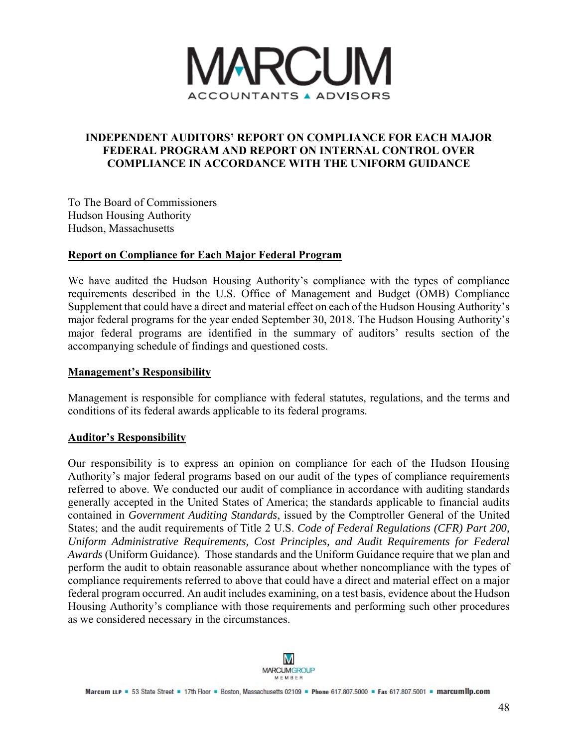# INDEPENDENT AUDITORS' REPORT ON COMPLIANCE FOR EACH MAJOR FEDERAL PROGRAM AND REPORT ON INTERNAL CONTROL OVER COMPLIANCE IN ACCORDANCE WITH THE UNIFORM GUIDANCE

To The Board of Commissioners
Hudson Housing Authority
Hudson, Massachusetts

## Report on Compliance for Each Major Federal Program

We have audited the Hudson Housing Authority's compliance with the types of compliance requirements described in the U.S. Office of Management and Budget (OMB) Compliance Supplement that could have a direct and material effect on each of the Hudson Housing Authority's major federal programs for the year ended September 30, 2018. The Hudson Housing Authority's major federal programs are identified in the summary of auditors' results section of the accompanying schedule of findings and questioned costs.

## Management's Responsibility

Management is responsible for compliance with federal statutes, regulations, and the terms and conditions of its federal awards applicable to its federal programs.

## Auditor's Responsibility

Our responsibility is to express an opinion on compliance for each of the Hudson Housing Authority's major federal programs based on our audit of the types of compliance requirements referred to above. We conducted our audit of compliance in accordance with auditing standards generally accepted in the United States of America; the standards applicable to financial audits contained in *Government Auditing Standards*, issued by the Comptroller General of the United States; and the audit requirements of Title 2 U.S. *Code of Federal Regulations (CFR) Part 200, Uniform Administrative Requirements, Cost Principles, and Audit Requirements for Federal Awards* (Uniform Guidance). Those standards and the Uniform Guidance require that we plan and perform the audit to obtain reasonable assurance about whether noncompliance with the types of compliance requirements referred to above that could have a direct and material effect on a major federal program occurred. An audit includes examining, on a test basis, evidence about the Hudson Housing Authority's compliance with those requirements and performing such other procedures as we considered necessary in the circumstances.

Marcum LLP ▪ 53 State Street ▪ 17th Floor ▪ Boston, Massachusetts 02109 ▪ Phone 617.807.5000 ▪ Fax 617.807.5001 ▪ marcumllp.com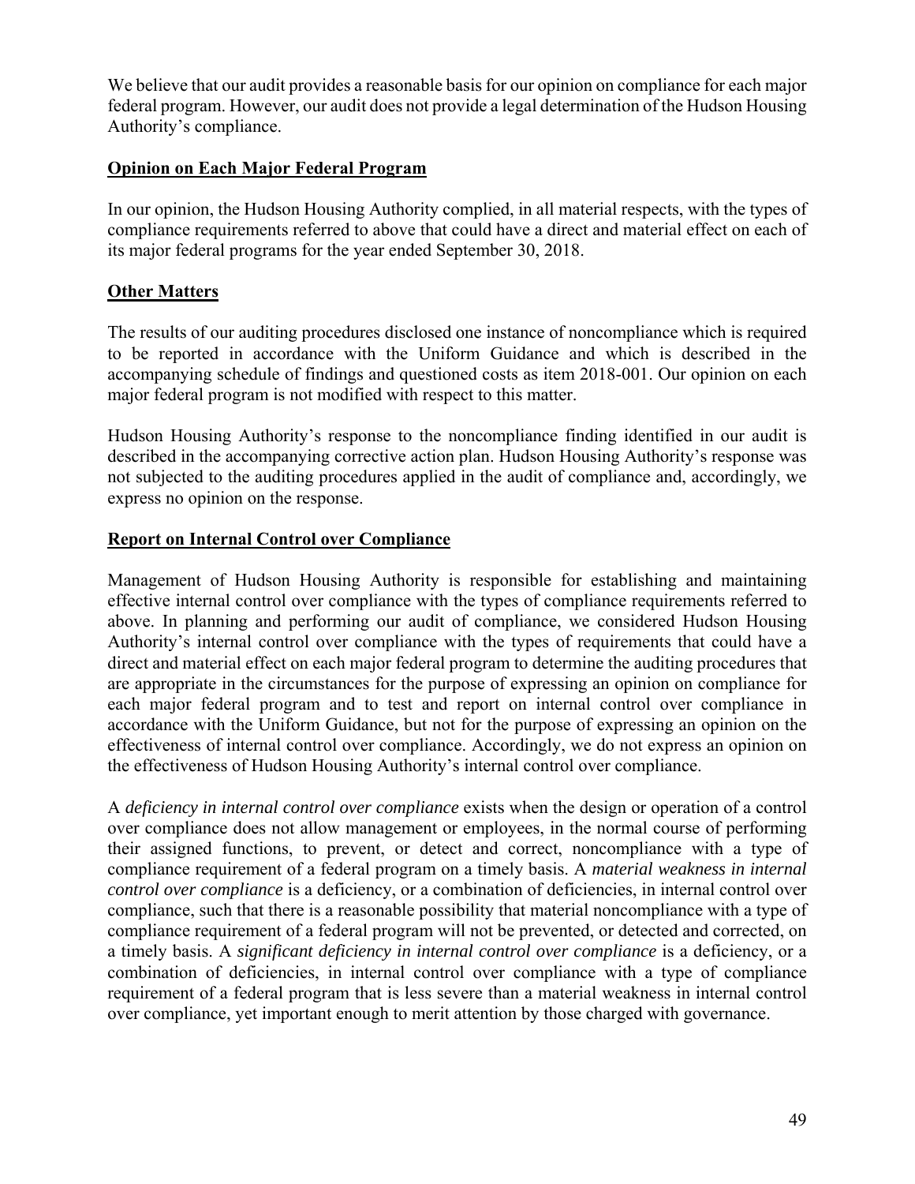We believe that our audit provides a reasonable basis for our opinion on compliance for each major federal program. However, our audit does not provide a legal determination of the Hudson Housing Authority's compliance.

## Opinion on Each Major Federal Program

In our opinion, the Hudson Housing Authority complied, in all material respects, with the types of compliance requirements referred to above that could have a direct and material effect on each of its major federal programs for the year ended September 30, 2018.

## Other Matters

The results of our auditing procedures disclosed one instance of noncompliance which is required to be reported in accordance with the Uniform Guidance and which is described in the accompanying schedule of findings and questioned costs as item 2018-001. Our opinion on each major federal program is not modified with respect to this matter.

Hudson Housing Authority's response to the noncompliance finding identified in our audit is described in the accompanying corrective action plan. Hudson Housing Authority's response was not subjected to the auditing procedures applied in the audit of compliance and, accordingly, we express no opinion on the response.

## Report on Internal Control over Compliance

Management of Hudson Housing Authority is responsible for establishing and maintaining effective internal control over compliance with the types of compliance requirements referred to above. In planning and performing our audit of compliance, we considered Hudson Housing Authority's internal control over compliance with the types of requirements that could have a direct and material effect on each major federal program to determine the auditing procedures that are appropriate in the circumstances for the purpose of expressing an opinion on compliance for each major federal program and to test and report on internal control over compliance in accordance with the Uniform Guidance, but not for the purpose of expressing an opinion on the effectiveness of internal control over compliance. Accordingly, we do not express an opinion on the effectiveness of Hudson Housing Authority's internal control over compliance.

A *deficiency in internal control over compliance* exists when the design or operation of a control over compliance does not allow management or employees, in the normal course of performing their assigned functions, to prevent, or detect and correct, noncompliance with a type of compliance requirement of a federal program on a timely basis. A *material weakness in internal control over compliance* is a deficiency, or a combination of deficiencies, in internal control over compliance, such that there is a reasonable possibility that material noncompliance with a type of compliance requirement of a federal program will not be prevented, or detected and corrected, on a timely basis. A *significant deficiency in internal control over compliance* is a deficiency, or a combination of deficiencies, in internal control over compliance with a type of compliance requirement of a federal program that is less severe than a material weakness in internal control over compliance, yet important enough to merit attention by those charged with governance.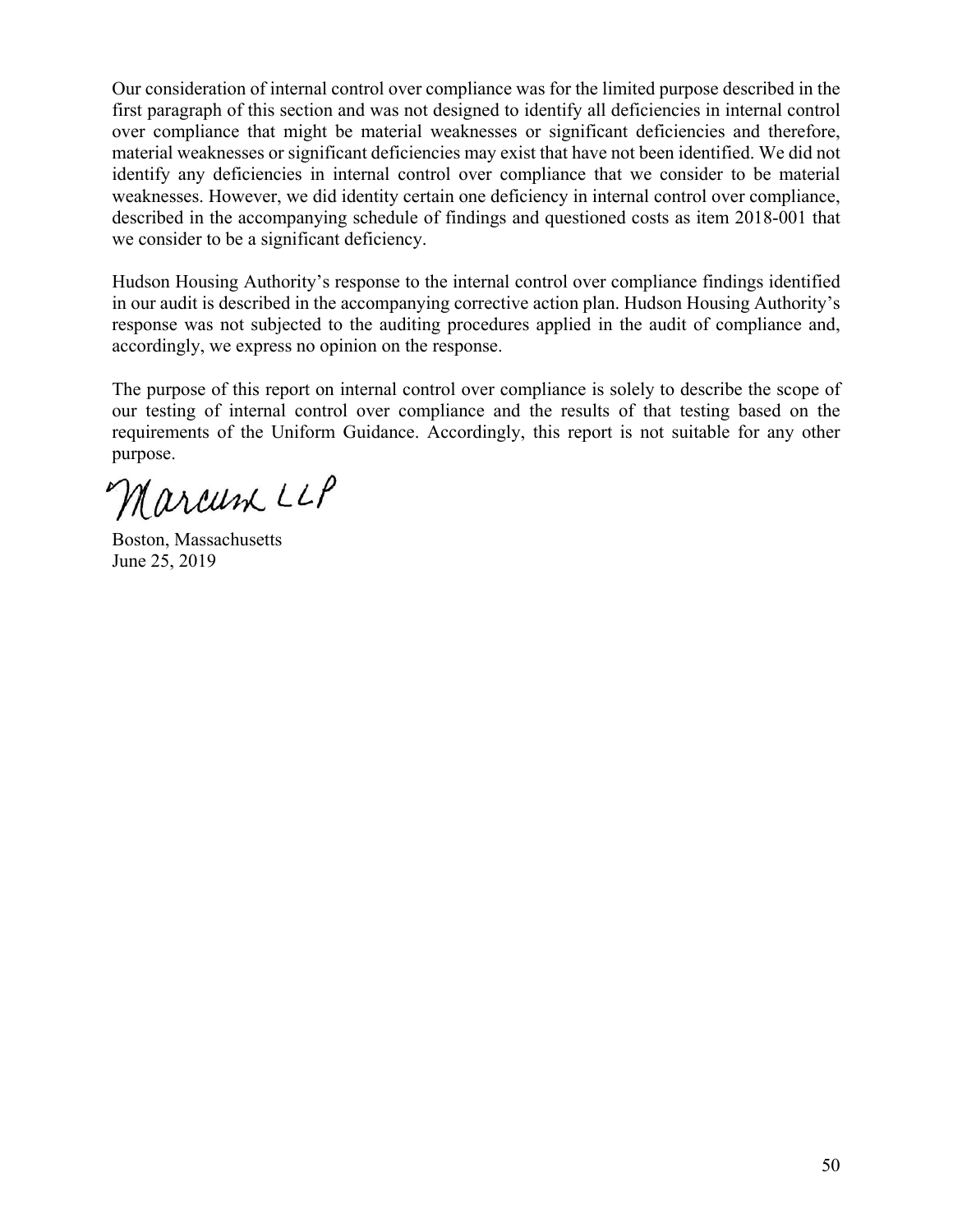Our consideration of internal control over compliance was for the limited purpose described in the first paragraph of this section and was not designed to identify all deficiencies in internal control over compliance that might be material weaknesses or significant deficiencies and therefore, material weaknesses or significant deficiencies may exist that have not been identified. We did not identify any deficiencies in internal control over compliance that we consider to be material weaknesses. However, we did identity certain one deficiency in internal control over compliance, described in the accompanying schedule of findings and questioned costs as item 2018-001 that we consider to be a significant deficiency.

Hudson Housing Authority's response to the internal control over compliance findings identified in our audit is described in the accompanying corrective action plan. Hudson Housing Authority's response was not subjected to the auditing procedures applied in the audit of compliance and, accordingly, we express no opinion on the response.

The purpose of this report on internal control over compliance is solely to describe the scope of our testing of internal control over compliance and the results of that testing based on the requirements of the Uniform Guidance. Accordingly, this report is not suitable for any other purpose.

Marcum LLP

Boston, Massachusetts
June 25, 2019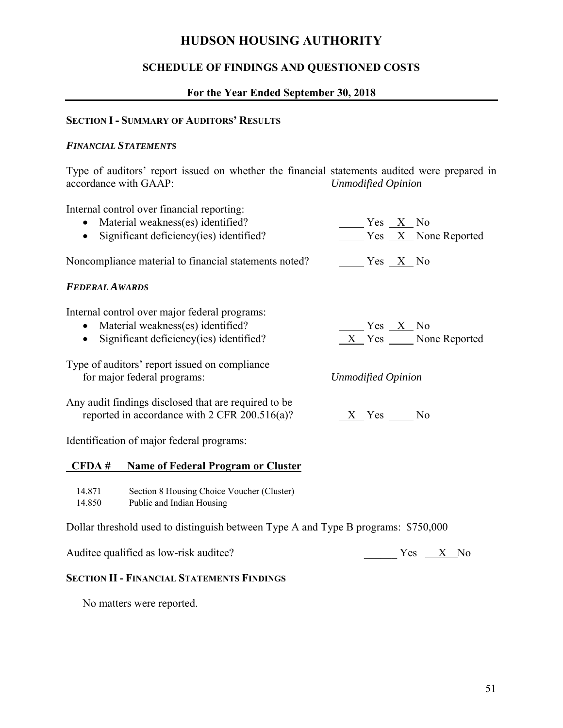# HUDSON HOUSING AUTHORITY

## SCHEDULE OF FINDINGS AND QUESTIONED COSTS

### For the Year Ended September 30, 2018

**SECTION I - SUMMARY OF AUDITORS' RESULTS**

***FINANCIAL STATEMENTS***

Type of auditors' report issued on whether the financial statements audited were prepared in accordance with GAAP: *Unmodified Opinion*

Internal control over financial reporting:

- Material weakness(es) identified? ____ Yes _X_ No
- Significant deficiency(ies) identified? ____ Yes _X_ None Reported

Noncompliance material to financial statements noted? ____ Yes _X_ No

***FEDERAL AWARDS***

Internal control over major federal programs:

- Material weakness(es) identified? ____ Yes _X_ No
- Significant deficiency(ies) identified? _X_ Yes ____ None Reported

Type of auditors' report issued on compliance for major federal programs: *Unmodified Opinion*

Any audit findings disclosed that are required to be reported in accordance with 2 CFR 200.516(a)? _X_ Yes ____ No

Identification of major federal programs:

| CFDA # | Name of Federal Program or Cluster |
|---|---|
| 14.871 | Section 8 Housing Choice Voucher (Cluster) |
| 14.850 | Public and Indian Housing |

Dollar threshold used to distinguish between Type A and Type B programs: $750,000

Auditee qualified as low-risk auditee? ____ Yes _X_ No

**SECTION II - FINANCIAL STATEMENTS FINDINGS**

No matters were reported.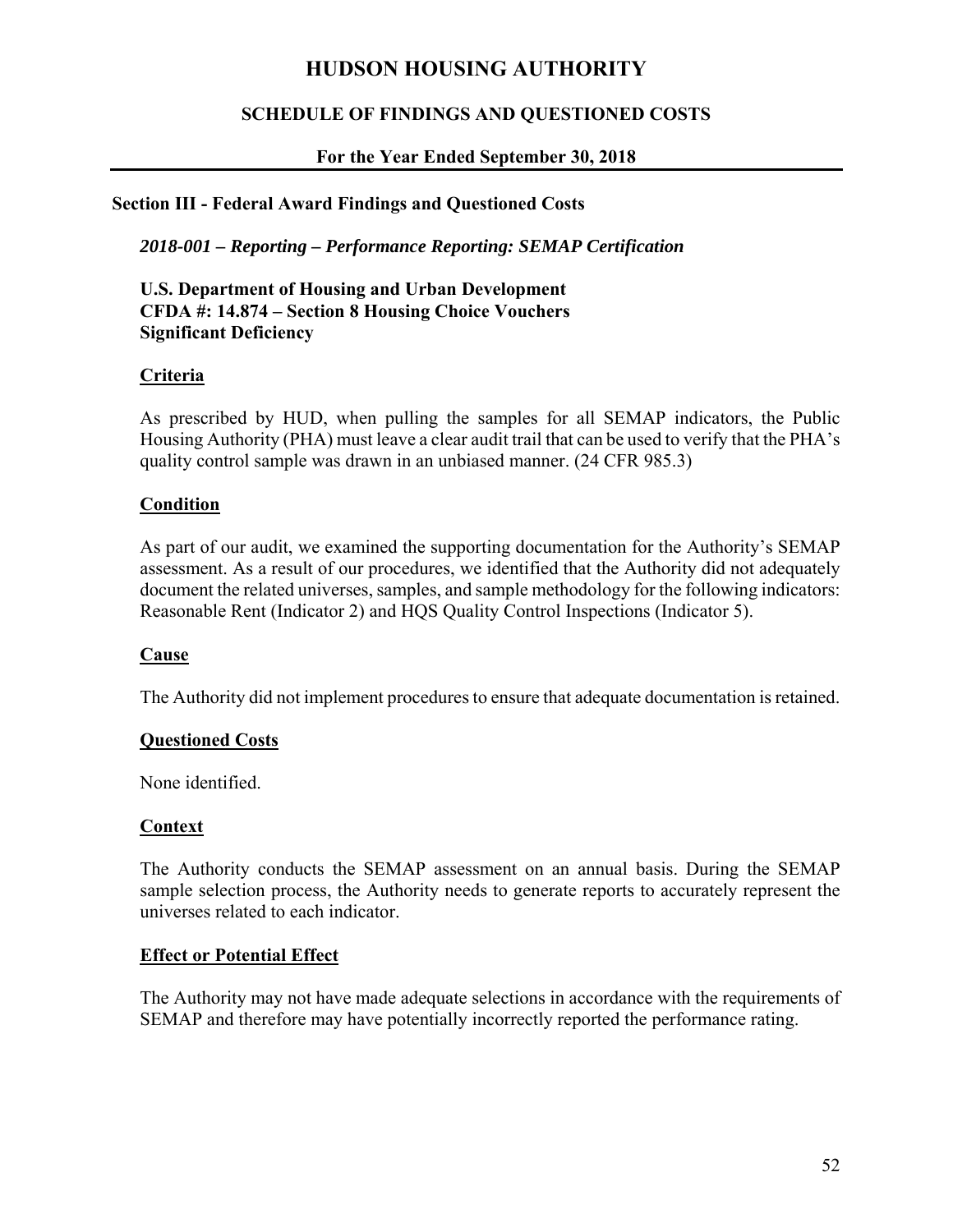# HUDSON HOUSING AUTHORITY

## SCHEDULE OF FINDINGS AND QUESTIONED COSTS

### For the Year Ended September 30, 2018

### Section III - Federal Award Findings and Questioned Costs

***2018-001 – Reporting – Performance Reporting: SEMAP Certification***

**U.S. Department of Housing and Urban Development**
**CFDA #: 14.874 – Section 8 Housing Choice Vouchers**
**Significant Deficiency**

#### Criteria

As prescribed by HUD, when pulling the samples for all SEMAP indicators, the Public Housing Authority (PHA) must leave a clear audit trail that can be used to verify that the PHA's quality control sample was drawn in an unbiased manner. (24 CFR 985.3)

#### Condition

As part of our audit, we examined the supporting documentation for the Authority's SEMAP assessment. As a result of our procedures, we identified that the Authority did not adequately document the related universes, samples, and sample methodology for the following indicators: Reasonable Rent (Indicator 2) and HQS Quality Control Inspections (Indicator 5).

#### Cause

The Authority did not implement procedures to ensure that adequate documentation is retained.

#### Questioned Costs

None identified.

#### Context

The Authority conducts the SEMAP assessment on an annual basis. During the SEMAP sample selection process, the Authority needs to generate reports to accurately represent the universes related to each indicator.

#### Effect or Potential Effect

The Authority may not have made adequate selections in accordance with the requirements of SEMAP and therefore may have potentially incorrectly reported the performance rating.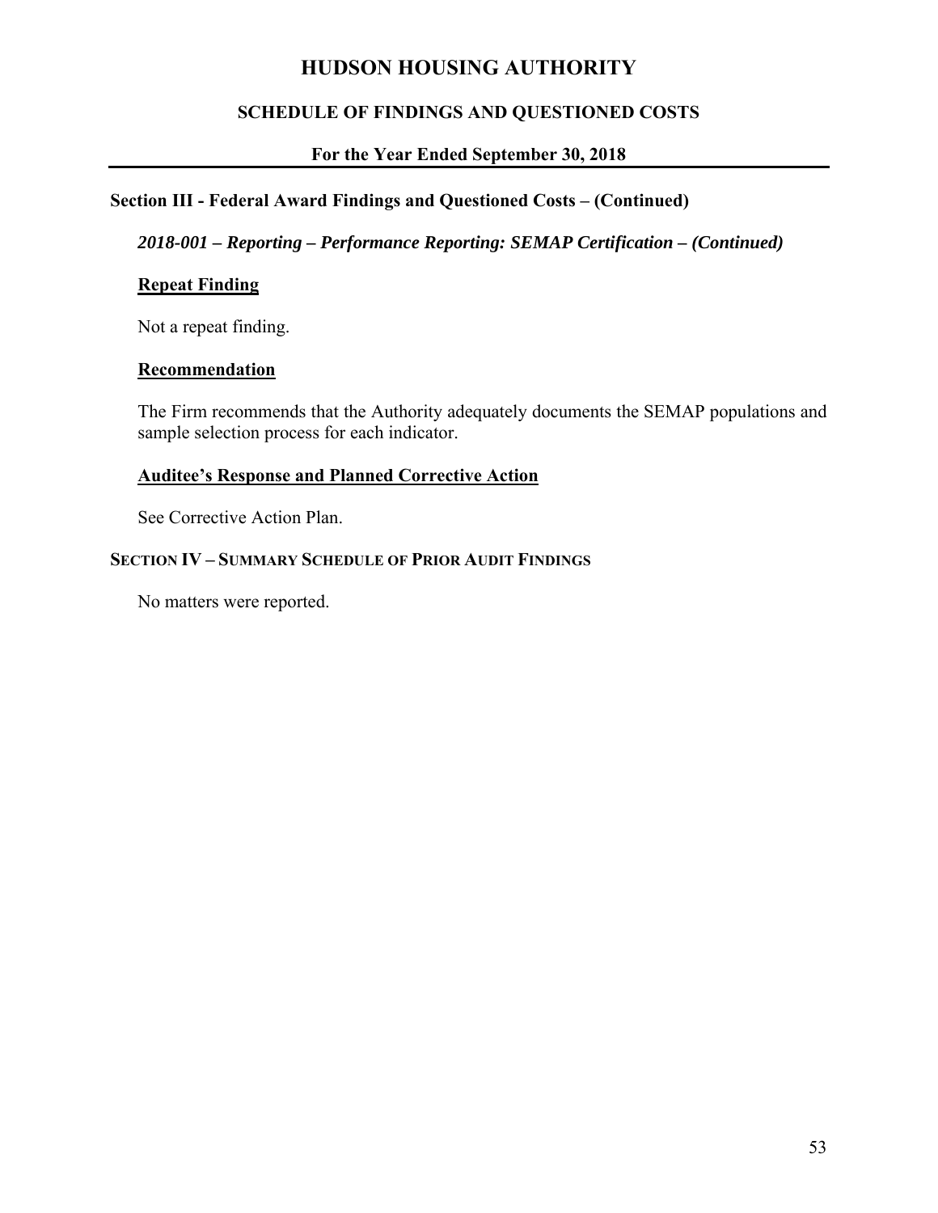# HUDSON HOUSING AUTHORITY

## SCHEDULE OF FINDINGS AND QUESTIONED COSTS

### For the Year Ended September 30, 2018

**Section III - Federal Award Findings and Questioned Costs – (Continued)**

***2018-001 – Reporting – Performance Reporting: SEMAP Certification – (Continued)***

**Repeat Finding**

Not a repeat finding.

**Recommendation**

The Firm recommends that the Authority adequately documents the SEMAP populations and sample selection process for each indicator.

**Auditee's Response and Planned Corrective Action**

See Corrective Action Plan.

**SECTION IV – SUMMARY SCHEDULE OF PRIOR AUDIT FINDINGS**

No matters were reported.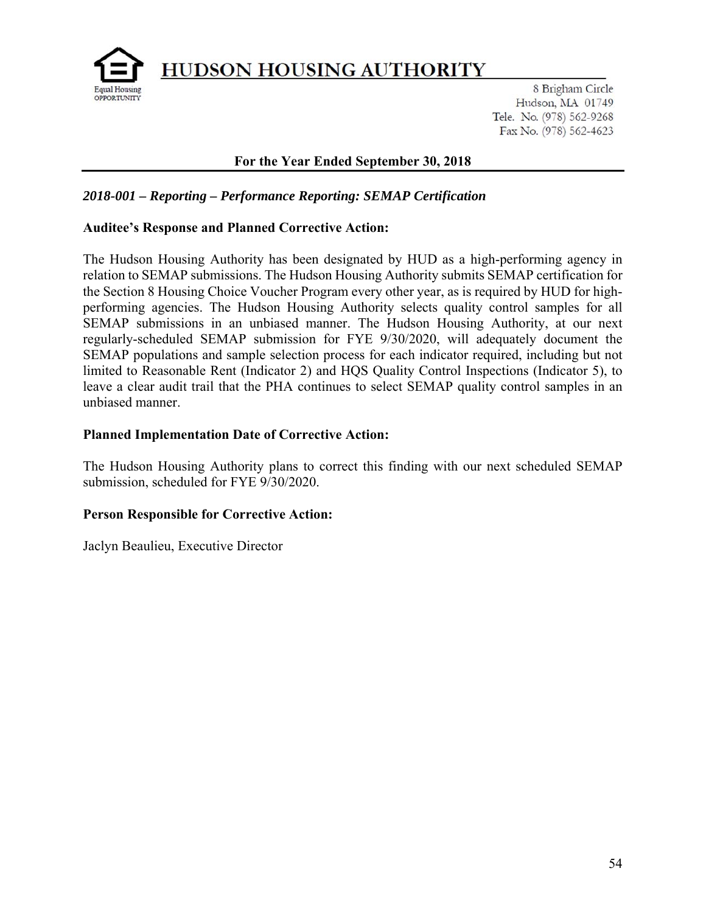# HUDSON HOUSING AUTHORITY

8 Brigham Circle
Hudson, MA 01749
Tele. No. (978) 562-9268
Fax No. (978) 562-4623

**For the Year Ended September 30, 2018**

***2018-001 – Reporting – Performance Reporting: SEMAP Certification***

**Auditee's Response and Planned Corrective Action:**

The Hudson Housing Authority has been designated by HUD as a high-performing agency in relation to SEMAP submissions. The Hudson Housing Authority submits SEMAP certification for the Section 8 Housing Choice Voucher Program every other year, as is required by HUD for high-performing agencies. The Hudson Housing Authority selects quality control samples for all SEMAP submissions in an unbiased manner. The Hudson Housing Authority, at our next regularly-scheduled SEMAP submission for FYE 9/30/2020, will adequately document the SEMAP populations and sample selection process for each indicator required, including but not limited to Reasonable Rent (Indicator 2) and HQS Quality Control Inspections (Indicator 5), to leave a clear audit trail that the PHA continues to select SEMAP quality control samples in an unbiased manner.

**Planned Implementation Date of Corrective Action:**

The Hudson Housing Authority plans to correct this finding with our next scheduled SEMAP submission, scheduled for FYE 9/30/2020.

**Person Responsible for Corrective Action:**

Jaclyn Beaulieu, Executive Director